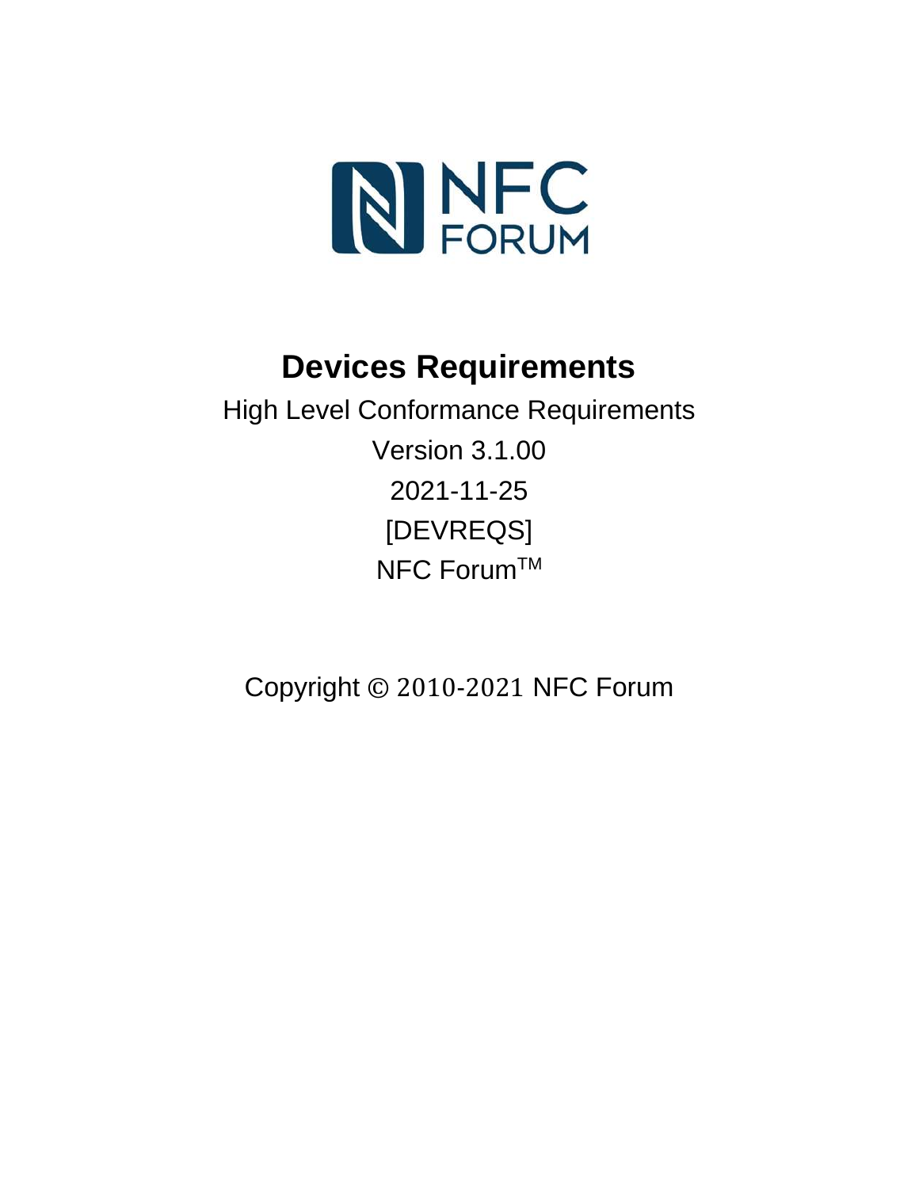NFC FORUM

# Devices Requirements

High Level Conformance Requirements

Version 3.1.00

2021-11-25

[DEVREQS]

NFC Forum™

Copyright © 2010-2021 NFC Forum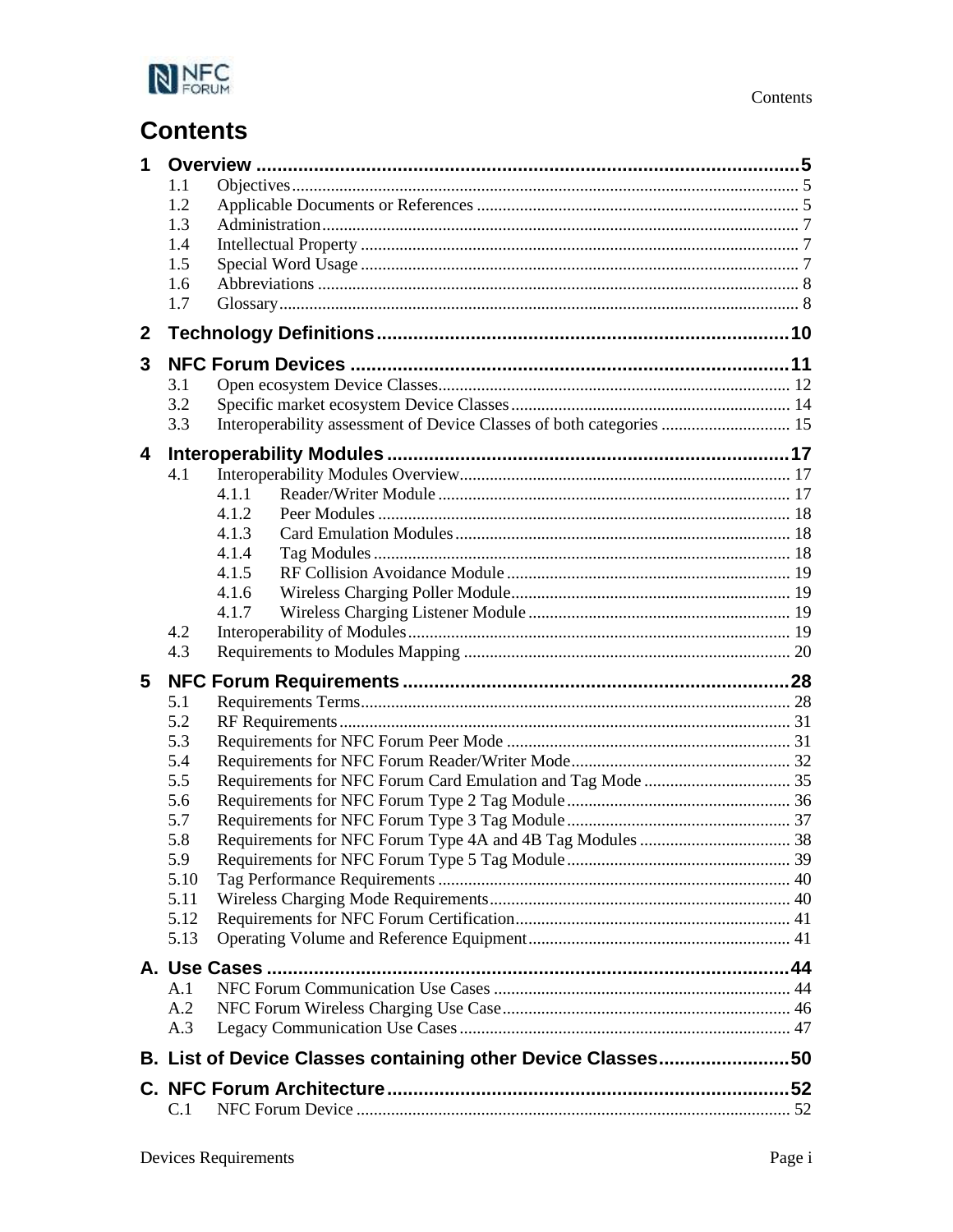# Contents

**1 Overview .......... 5**
- 1.1 Objectives .......... 5
- 1.2 Applicable Documents or References .......... 5
- 1.3 Administration .......... 7
- 1.4 Intellectual Property .......... 7
- 1.5 Special Word Usage .......... 7
- 1.6 Abbreviations .......... 8
- 1.7 Glossary .......... 8

**2 Technology Definitions .......... 10**

**3 NFC Forum Devices .......... 11**
- 3.1 Open ecosystem Device Classes .......... 12
- 3.2 Specific market ecosystem Device Classes .......... 14
- 3.3 Interoperability assessment of Device Classes of both categories .......... 15

**4 Interoperability Modules .......... 17**
- 4.1 Interoperability Modules Overview .......... 17
  - 4.1.1 Reader/Writer Module .......... 17
  - 4.1.2 Peer Modules .......... 18
  - 4.1.3 Card Emulation Modules .......... 18
  - 4.1.4 Tag Modules .......... 18
  - 4.1.5 RF Collision Avoidance Module .......... 19
  - 4.1.6 Wireless Charging Poller Module .......... 19
  - 4.1.7 Wireless Charging Listener Module .......... 19
- 4.2 Interoperability of Modules .......... 19
- 4.3 Requirements to Modules Mapping .......... 20

**5 NFC Forum Requirements .......... 28**
- 5.1 Requirements Terms .......... 28
- 5.2 RF Requirements .......... 31
- 5.3 Requirements for NFC Forum Peer Mode .......... 31
- 5.4 Requirements for NFC Forum Reader/Writer Mode .......... 32
- 5.5 Requirements for NFC Forum Card Emulation and Tag Mode .......... 35
- 5.6 Requirements for NFC Forum Type 2 Tag Module .......... 36
- 5.7 Requirements for NFC Forum Type 3 Tag Module .......... 37
- 5.8 Requirements for NFC Forum Type 4A and 4B Tag Modules .......... 38
- 5.9 Requirements for NFC Forum Type 5 Tag Module .......... 39
- 5.10 Tag Performance Requirements .......... 40
- 5.11 Wireless Charging Mode Requirements .......... 40
- 5.12 Requirements for NFC Forum Certification .......... 41
- 5.13 Operating Volume and Reference Equipment .......... 41

**A. Use Cases .......... 44**
- A.1 NFC Forum Communication Use Cases .......... 44
- A.2 NFC Forum Wireless Charging Use Case .......... 46
- A.3 Legacy Communication Use Cases .......... 47

**B. List of Device Classes containing other Device Classes .......... 50**

**C. NFC Forum Architecture .......... 52**
- C.1 NFC Forum Device .......... 52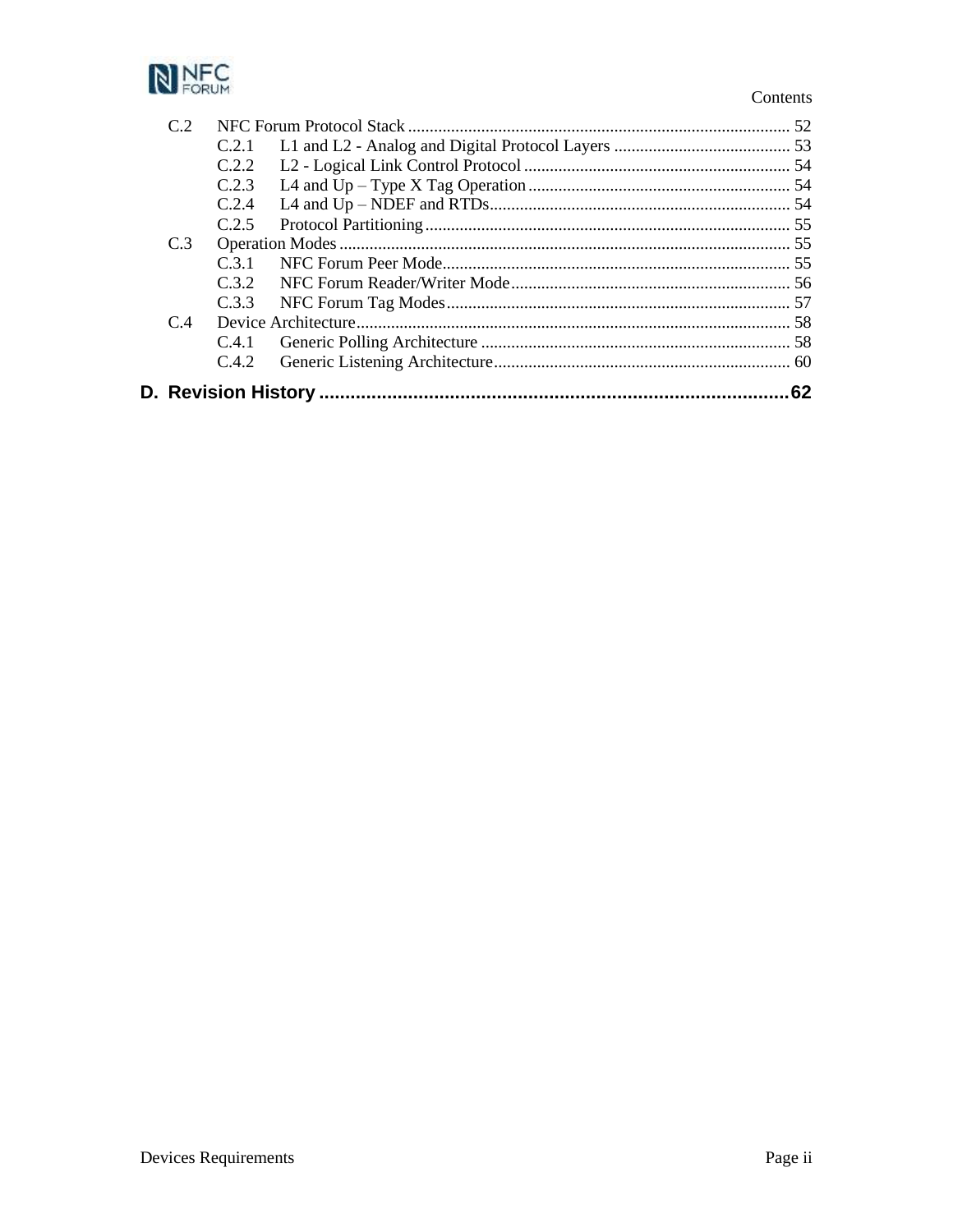- C.2 NFC Forum Protocol Stack ........ 52
  - C.2.1 L1 and L2 - Analog and Digital Protocol Layers ........ 53
  - C.2.2 L2 - Logical Link Control Protocol ........ 54
  - C.2.3 L4 and Up – Type X Tag Operation ........ 54
  - C.2.4 L4 and Up – NDEF and RTDs ........ 54
  - C.2.5 Protocol Partitioning ........ 55
- C.3 Operation Modes ........ 55
  - C.3.1 NFC Forum Peer Mode ........ 55
  - C.3.2 NFC Forum Reader/Writer Mode ........ 56
  - C.3.3 NFC Forum Tag Modes ........ 57
- C.4 Device Architecture ........ 58
  - C.4.1 Generic Polling Architecture ........ 58
  - C.4.2 Generic Listening Architecture ........ 60

**D. Revision History ........ 62**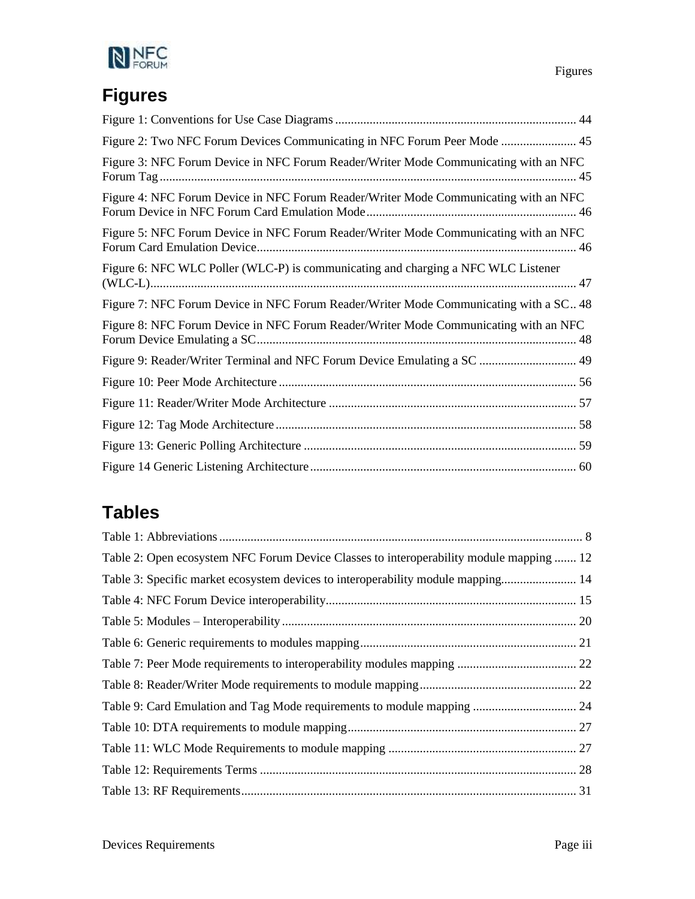# Figures

Figure 1: Conventions for Use Case Diagrams ............................................................................ 44

Figure 2: Two NFC Forum Devices Communicating in NFC Forum Peer Mode ........................ 45

Figure 3: NFC Forum Device in NFC Forum Reader/Writer Mode Communicating with an NFC Forum Tag .................................................................................................................................... 45

Figure 4: NFC Forum Device in NFC Forum Reader/Writer Mode Communicating with an NFC Forum Device in NFC Forum Card Emulation Mode .................................................................. 46

Figure 5: NFC Forum Device in NFC Forum Reader/Writer Mode Communicating with an NFC Forum Card Emulation Device..................................................................................................... 46

Figure 6: NFC WLC Poller (WLC-P) is communicating and charging a NFC WLC Listener (WLC-L)....................................................................................................................................... 47

Figure 7: NFC Forum Device in NFC Forum Reader/Writer Mode Communicating with a SC.. 48

Figure 8: NFC Forum Device in NFC Forum Reader/Writer Mode Communicating with an NFC Forum Device Emulating a SC..................................................................................................... 48

Figure 9: Reader/Writer Terminal and NFC Forum Device Emulating a SC ............................... 49

Figure 10: Peer Mode Architecture .............................................................................................. 56

Figure 11: Reader/Writer Mode Architecture .............................................................................. 57

Figure 12: Tag Mode Architecture ............................................................................................... 58

Figure 13: Generic Polling Architecture ...................................................................................... 59

Figure 14 Generic Listening Architecture .................................................................................... 60

# Tables

Table 1: Abbreviations ................................................................................................................... 8

Table 2: Open ecosystem NFC Forum Device Classes to interoperability module mapping ....... 12

Table 3: Specific market ecosystem devices to interoperability module mapping........................ 14

Table 4: NFC Forum Device interoperability................................................................................ 15

Table 5: Modules – Interoperability ............................................................................................. 20

Table 6: Generic requirements to modules mapping..................................................................... 21

Table 7: Peer Mode requirements to interoperability modules mapping ...................................... 22

Table 8: Reader/Writer Mode requirements to module mapping.................................................. 22

Table 9: Card Emulation and Tag Mode requirements to module mapping ................................. 24

Table 10: DTA requirements to module mapping......................................................................... 27

Table 11: WLC Mode Requirements to module mapping ............................................................ 27

Table 12: Requirements Terms ..................................................................................................... 28

Table 13: RF Requirements........................................................................................................... 31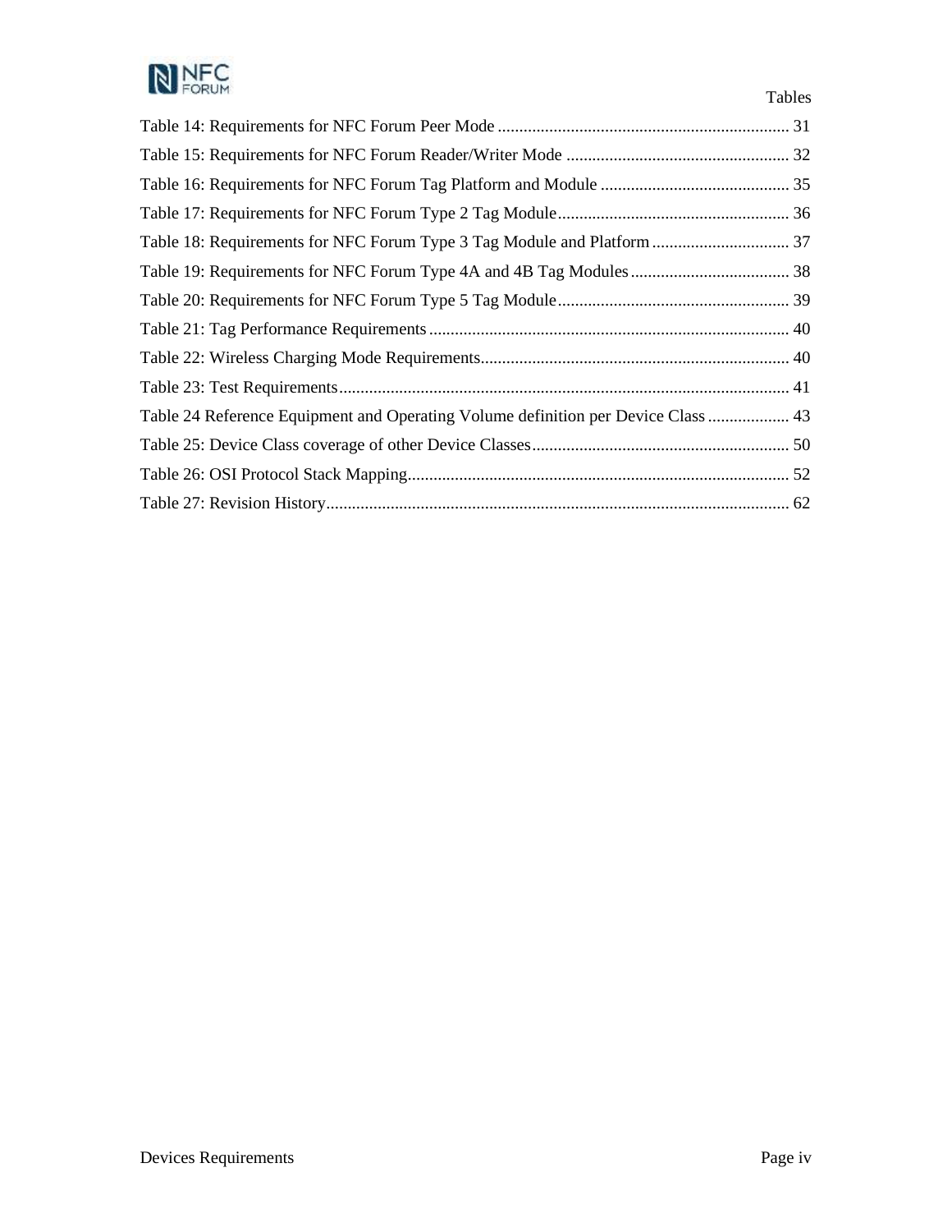Table 14: Requirements for NFC Forum Peer Mode ...................................................................... 31

Table 15: Requirements for NFC Forum Reader/Writer Mode .................................................... 32

Table 16: Requirements for NFC Forum Tag Platform and Module ............................................ 35

Table 17: Requirements for NFC Forum Type 2 Tag Module...................................................... 36

Table 18: Requirements for NFC Forum Type 3 Tag Module and Platform ................................ 37

Table 19: Requirements for NFC Forum Type 4A and 4B Tag Modules ..................................... 38

Table 20: Requirements for NFC Forum Type 5 Tag Module...................................................... 39

Table 21: Tag Performance Requirements .................................................................................... 40

Table 22: Wireless Charging Mode Requirements........................................................................ 40

Table 23: Test Requirements......................................................................................................... 41

Table 24 Reference Equipment and Operating Volume definition per Device Class ................... 43

Table 25: Device Class coverage of other Device Classes............................................................ 50

Table 26: OSI Protocol Stack Mapping......................................................................................... 52

Table 27: Revision History............................................................................................................ 62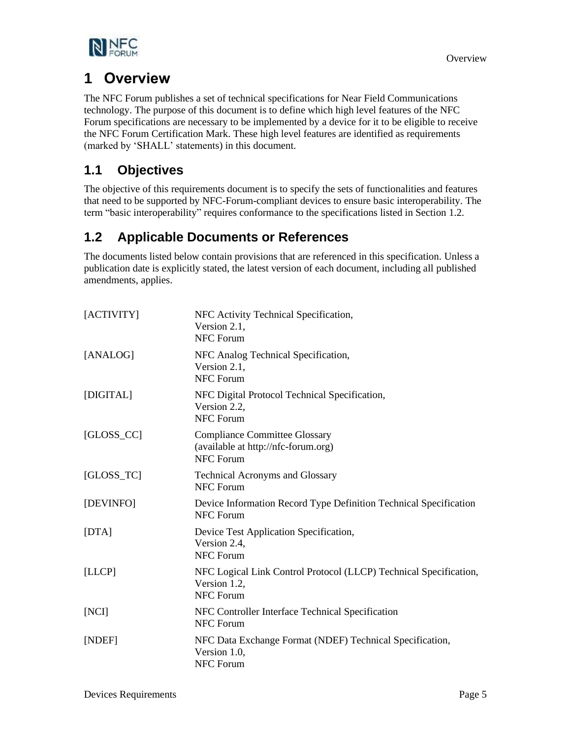# 1 Overview

The NFC Forum publishes a set of technical specifications for Near Field Communications technology. The purpose of this document is to define which high level features of the NFC Forum specifications are necessary to be implemented by a device for it to be eligible to receive the NFC Forum Certification Mark. These high level features are identified as requirements (marked by 'SHALL' statements) in this document.

## 1.1 Objectives

The objective of this requirements document is to specify the sets of functionalities and features that need to be supported by NFC-Forum-compliant devices to ensure basic interoperability. The term "basic interoperability" requires conformance to the specifications listed in Section 1.2.

## 1.2 Applicable Documents or References

The documents listed below contain provisions that are referenced in this specification. Unless a publication date is explicitly stated, the latest version of each document, including all published amendments, applies.

| | |
|---|---|
| [ACTIVITY] | NFC Activity Technical Specification, Version 2.1, NFC Forum |
| [ANALOG] | NFC Analog Technical Specification, Version 2.1, NFC Forum |
| [DIGITAL] | NFC Digital Protocol Technical Specification, Version 2.2, NFC Forum |
| [GLOSS_CC] | Compliance Committee Glossary (available at http://nfc-forum.org) NFC Forum |
| [GLOSS_TC] | Technical Acronyms and Glossary NFC Forum |
| [DEVINFO] | Device Information Record Type Definition Technical Specification NFC Forum |
| [DTA] | Device Test Application Specification, Version 2.4, NFC Forum |
| [LLCP] | NFC Logical Link Control Protocol (LLCP) Technical Specification, Version 1.2, NFC Forum |
| [NCI] | NFC Controller Interface Technical Specification NFC Forum |
| [NDEF] | NFC Data Exchange Format (NDEF) Technical Specification, Version 1.0, NFC Forum |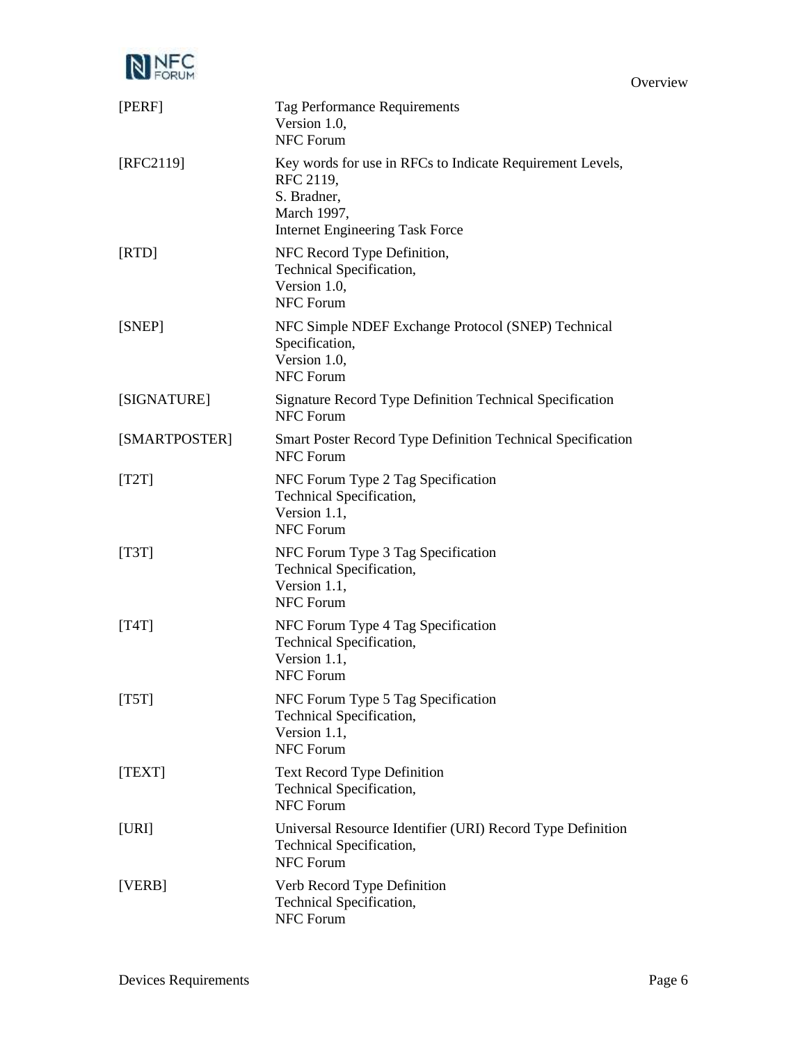| | |
|---|---|
| [PERF] | Tag Performance Requirements<br>Version 1.0,<br>NFC Forum |
| [RFC2119] | Key words for use in RFCs to Indicate Requirement Levels,<br>RFC 2119,<br>S. Bradner,<br>March 1997,<br>Internet Engineering Task Force |
| [RTD] | NFC Record Type Definition,<br>Technical Specification,<br>Version 1.0,<br>NFC Forum |
| [SNEP] | NFC Simple NDEF Exchange Protocol (SNEP) Technical Specification,<br>Version 1.0,<br>NFC Forum |
| [SIGNATURE] | Signature Record Type Definition Technical Specification<br>NFC Forum |
| [SMARTPOSTER] | Smart Poster Record Type Definition Technical Specification<br>NFC Forum |
| [T2T] | NFC Forum Type 2 Tag Specification<br>Technical Specification,<br>Version 1.1,<br>NFC Forum |
| [T3T] | NFC Forum Type 3 Tag Specification<br>Technical Specification,<br>Version 1.1,<br>NFC Forum |
| [T4T] | NFC Forum Type 4 Tag Specification<br>Technical Specification,<br>Version 1.1,<br>NFC Forum |
| [T5T] | NFC Forum Type 5 Tag Specification<br>Technical Specification,<br>Version 1.1,<br>NFC Forum |
| [TEXT] | Text Record Type Definition<br>Technical Specification,<br>NFC Forum |
| [URI] | Universal Resource Identifier (URI) Record Type Definition<br>Technical Specification,<br>NFC Forum |
| [VERB] | Verb Record Type Definition<br>Technical Specification,<br>NFC Forum |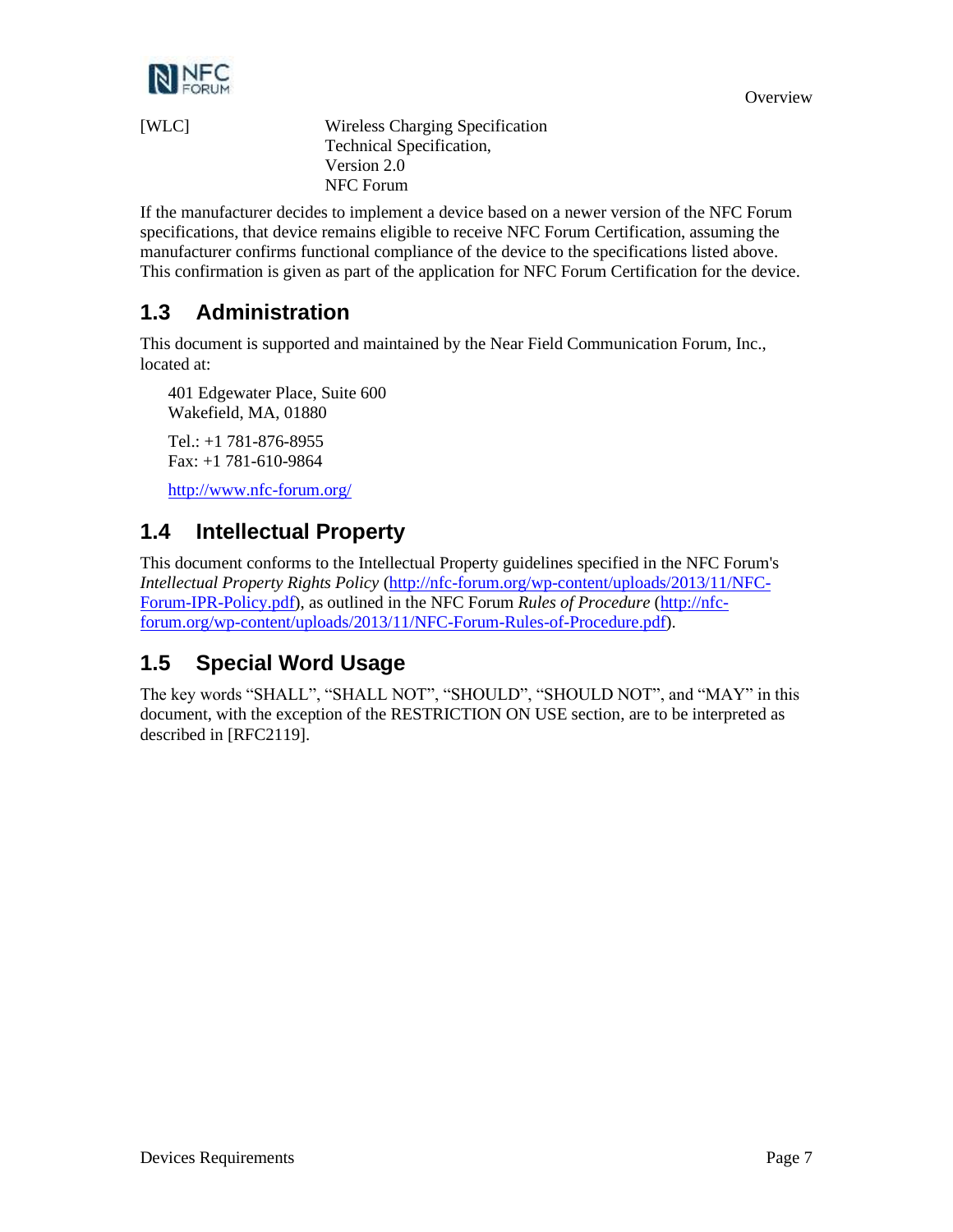[WLC] Wireless Charging Specification
Technical Specification,
Version 2.0
NFC Forum

If the manufacturer decides to implement a device based on a newer version of the NFC Forum specifications, that device remains eligible to receive NFC Forum Certification, assuming the manufacturer confirms functional compliance of the device to the specifications listed above. This confirmation is given as part of the application for NFC Forum Certification for the device.

## 1.3 Administration

This document is supported and maintained by the Near Field Communication Forum, Inc., located at:

401 Edgewater Place, Suite 600
Wakefield, MA, 01880

Tel.: +1 781-876-8955
Fax: +1 781-610-9864

http://www.nfc-forum.org/

## 1.4 Intellectual Property

This document conforms to the Intellectual Property guidelines specified in the NFC Forum's *Intellectual Property Rights Policy* (http://nfc-forum.org/wp-content/uploads/2013/11/NFC-Forum-IPR-Policy.pdf), as outlined in the NFC Forum *Rules of Procedure* (http://nfc-forum.org/wp-content/uploads/2013/11/NFC-Forum-Rules-of-Procedure.pdf).

## 1.5 Special Word Usage

The key words "SHALL", "SHALL NOT", "SHOULD", "SHOULD NOT", and "MAY" in this document, with the exception of the RESTRICTION ON USE section, are to be interpreted as described in [RFC2119].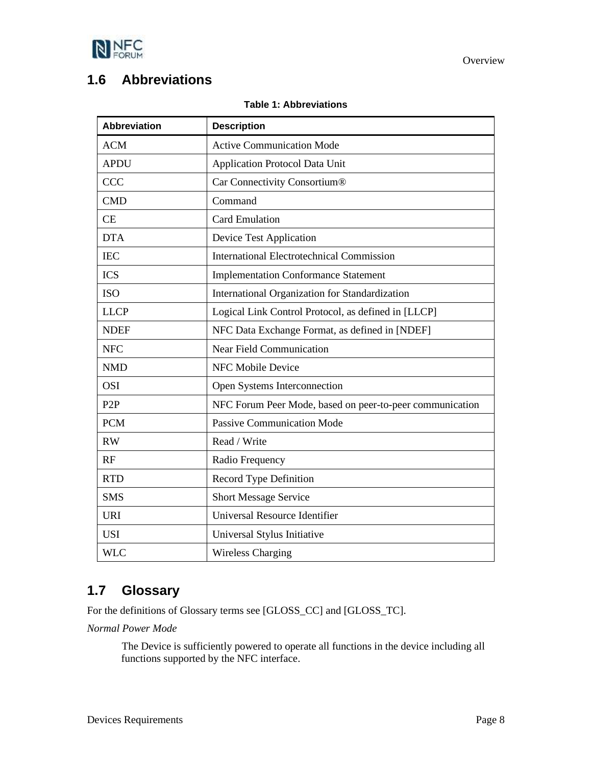## 1.6 Abbreviations

**Table 1: Abbreviations**

| Abbreviation | Description |
|---|---|
| ACM | Active Communication Mode |
| APDU | Application Protocol Data Unit |
| CCC | Car Connectivity Consortium® |
| CMD | Command |
| CE | Card Emulation |
| DTA | Device Test Application |
| IEC | International Electrotechnical Commission |
| ICS | Implementation Conformance Statement |
| ISO | International Organization for Standardization |
| LLCP | Logical Link Control Protocol, as defined in [LLCP] |
| NDEF | NFC Data Exchange Format, as defined in [NDEF] |
| NFC | Near Field Communication |
| NMD | NFC Mobile Device |
| OSI | Open Systems Interconnection |
| P2P | NFC Forum Peer Mode, based on peer-to-peer communication |
| PCM | Passive Communication Mode |
| RW | Read / Write |
| RF | Radio Frequency |
| RTD | Record Type Definition |
| SMS | Short Message Service |
| URI | Universal Resource Identifier |
| USI | Universal Stylus Initiative |
| WLC | Wireless Charging |

## 1.7 Glossary

For the definitions of Glossary terms see [GLOSS_CC] and [GLOSS_TC].

*Normal Power Mode*

The Device is sufficiently powered to operate all functions in the device including all functions supported by the NFC interface.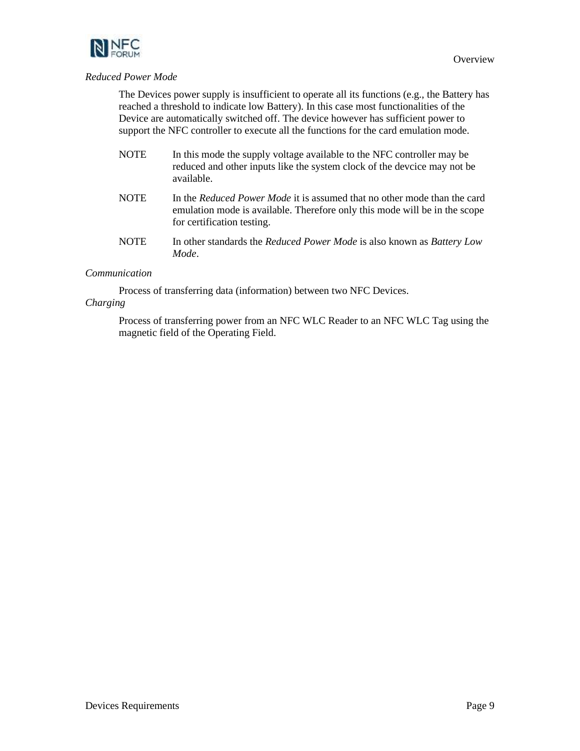*Reduced Power Mode*

The Devices power supply is insufficient to operate all its functions (e.g., the Battery has reached a threshold to indicate low Battery). In this case most functionalities of the Device are automatically switched off. The device however has sufficient power to support the NFC controller to execute all the functions for the card emulation mode.

NOTE In this mode the supply voltage available to the NFC controller may be reduced and other inputs like the system clock of the devcice may not be available.

NOTE In the *Reduced Power Mode* it is assumed that no other mode than the card emulation mode is available. Therefore only this mode will be in the scope for certification testing.

NOTE In other standards the *Reduced Power Mode* is also known as *Battery Low Mode*.

*Communication*

Process of transferring data (information) between two NFC Devices.

*Charging*

Process of transferring power from an NFC WLC Reader to an NFC WLC Tag using the magnetic field of the Operating Field.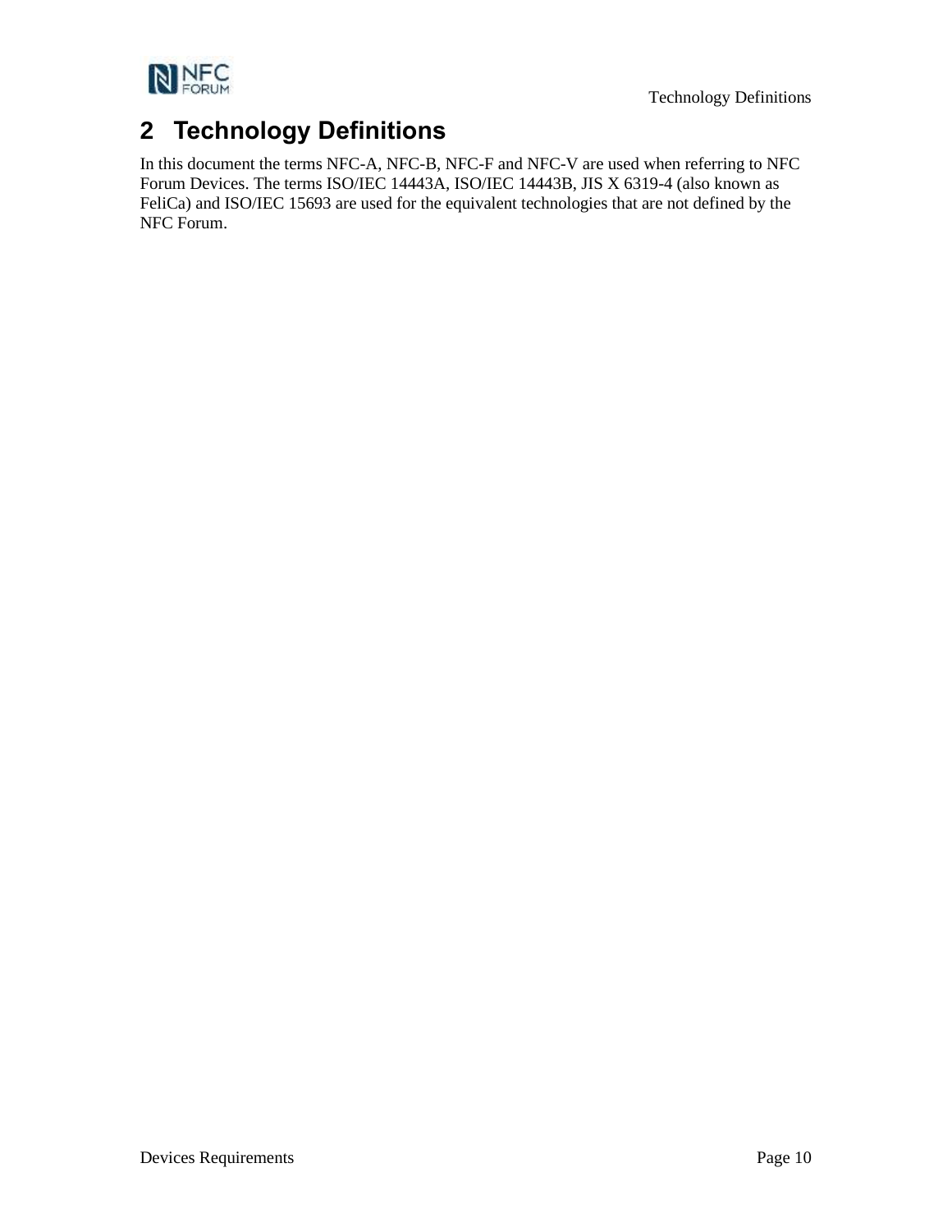# 2 Technology Definitions

In this document the terms NFC-A, NFC-B, NFC-F and NFC-V are used when referring to NFC Forum Devices. The terms ISO/IEC 14443A, ISO/IEC 14443B, JIS X 6319-4 (also known as FeliCa) and ISO/IEC 15693 are used for the equivalent technologies that are not defined by the NFC Forum.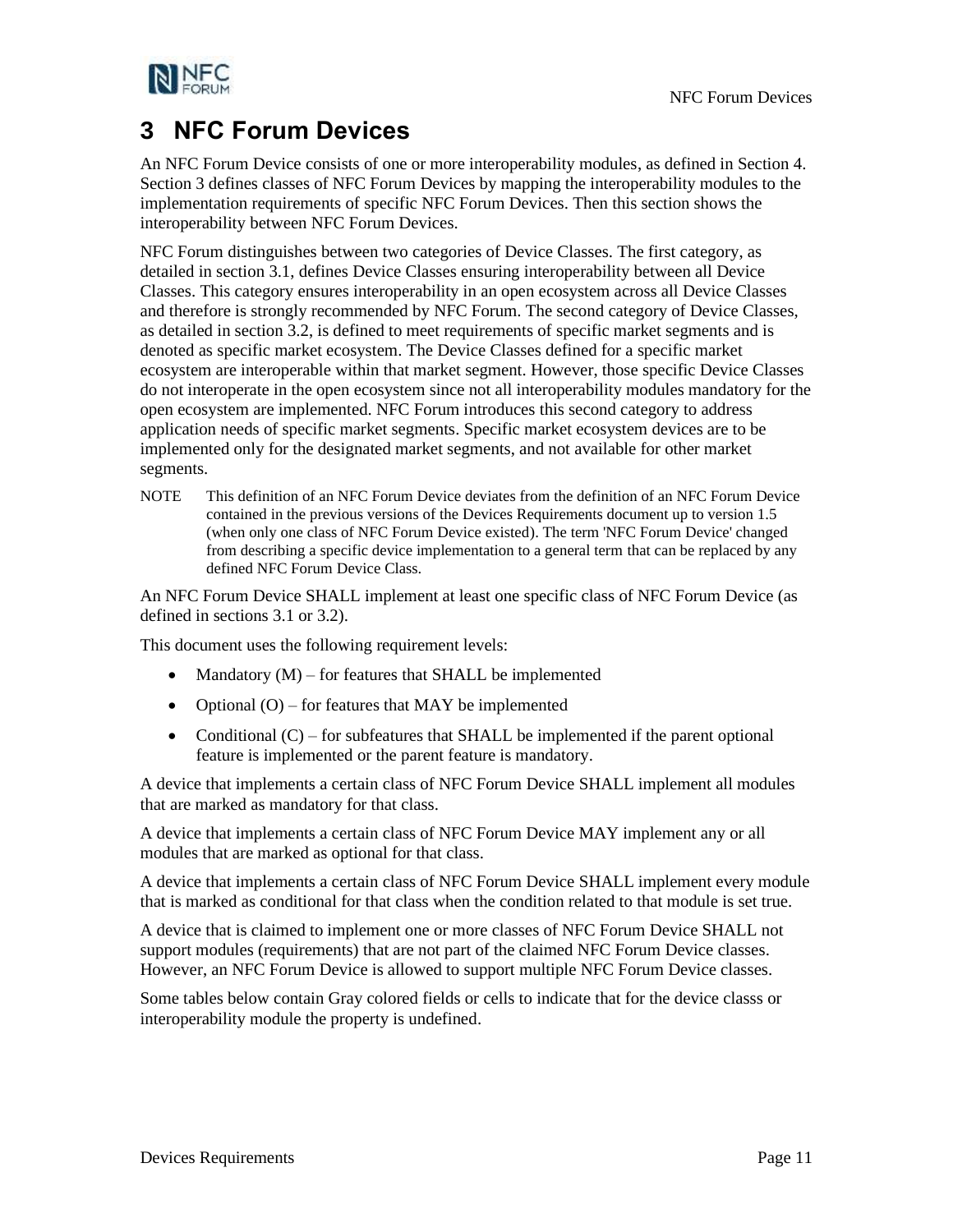# 3 NFC Forum Devices

An NFC Forum Device consists of one or more interoperability modules, as defined in Section 4. Section 3 defines classes of NFC Forum Devices by mapping the interoperability modules to the implementation requirements of specific NFC Forum Devices. Then this section shows the interoperability between NFC Forum Devices.

NFC Forum distinguishes between two categories of Device Classes. The first category, as detailed in section 3.1, defines Device Classes ensuring interoperability between all Device Classes. This category ensures interoperability in an open ecosystem across all Device Classes and therefore is strongly recommended by NFC Forum. The second category of Device Classes, as detailed in section 3.2, is defined to meet requirements of specific market segments and is denoted as specific market ecosystem. The Device Classes defined for a specific market ecosystem are interoperable within that market segment. However, those specific Device Classes do not interoperate in the open ecosystem since not all interoperability modules mandatory for the open ecosystem are implemented. NFC Forum introduces this second category to address application needs of specific market segments. Specific market ecosystem devices are to be implemented only for the designated market segments, and not available for other market segments.

NOTE This definition of an NFC Forum Device deviates from the definition of an NFC Forum Device contained in the previous versions of the Devices Requirements document up to version 1.5 (when only one class of NFC Forum Device existed). The term 'NFC Forum Device' changed from describing a specific device implementation to a general term that can be replaced by any defined NFC Forum Device Class.

An NFC Forum Device SHALL implement at least one specific class of NFC Forum Device (as defined in sections 3.1 or 3.2).

This document uses the following requirement levels:

- Mandatory (M) – for features that SHALL be implemented
- Optional (O) – for features that MAY be implemented
- Conditional (C) – for subfeatures that SHALL be implemented if the parent optional feature is implemented or the parent feature is mandatory.

A device that implements a certain class of NFC Forum Device SHALL implement all modules that are marked as mandatory for that class.

A device that implements a certain class of NFC Forum Device MAY implement any or all modules that are marked as optional for that class.

A device that implements a certain class of NFC Forum Device SHALL implement every module that is marked as conditional for that class when the condition related to that module is set true.

A device that is claimed to implement one or more classes of NFC Forum Device SHALL not support modules (requirements) that are not part of the claimed NFC Forum Device classes. However, an NFC Forum Device is allowed to support multiple NFC Forum Device classes.

Some tables below contain Gray colored fields or cells to indicate that for the device classs or interoperability module the property is undefined.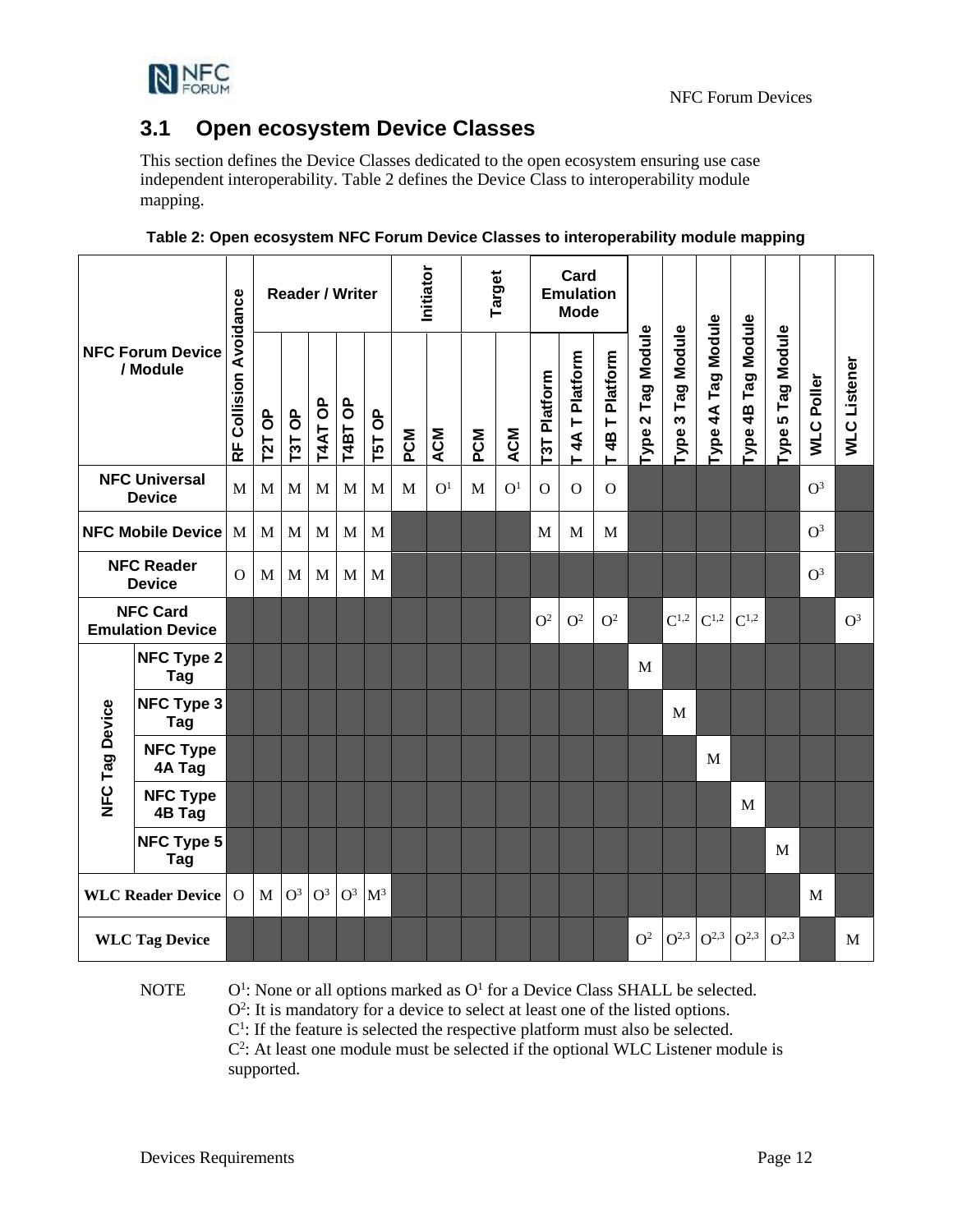## 3.1 Open ecosystem Device Classes

This section defines the Device Classes dedicated to the open ecosystem ensuring use case independent interoperability. Table 2 defines the Device Class to interoperability module mapping.

**Table 2: Open ecosystem NFC Forum Device Classes to interoperability module mapping**

| NFC Forum Device / Module | RF Collision Avoidance | Reader / Writer | | | | | Initiator | | Target | | Card Emulation Mode | | | Type 2 Tag Module | Type 3 Tag Module | Type 4A Tag Module | Type 4B Tag Module | Type 5 Tag Module | WLC Poller | WLC Listener |
|---|---|---|---|---|---|---|---|---|---|---|---|---|---|---|---|---|---|---|---|---|
| | | T2T OP | T3T OP | T4AT OP | T4BT OP | T5T OP | PCM | ACM | PCM | ACM | T3T Platform | T 4A T Platform | T 4B T Platform | | | | | | | |
| NFC Universal Device | M | M | M | M | M | M | M | O[1] | M | O[1] | O | O | O | | | | | | O[3] | |
| NFC Mobile Device | M | M | M | M | M | M | | | | | M | M | M | | | | | | O[3] | |
| NFC Reader Device | O | M | M | M | M | M | | | | | | | | | | | | | O[3] | |
| NFC Card Emulation Device | | | | | | | | | | | O[2] | O[2] | O[2] | | C[1,2] | C[1,2] | C[1,2] | | | O[3] |
| NFC Tag Device – NFC Type 2 Tag | | | | | | | | | | | | | | M | | | | | | |
| NFC Tag Device – NFC Type 3 Tag | | | | | | | | | | | | | | | M | | | | | |
| NFC Tag Device – NFC Type 4A Tag | | | | | | | | | | | | | | | | M | | | | |
| NFC Tag Device – NFC Type 4B Tag | | | | | | | | | | | | | | | | | M | | | |
| NFC Tag Device – NFC Type 5 Tag | | | | | | | | | | | | | | | | | | M | | |
| WLC Reader Device | O | M | O[3] | O[3] | O[3] | M[3] | | | | | | | | | | | | | M | |
| WLC Tag Device | | | | | | | | | | | | | | O[2] | O[2,3] | O[2,3] | O[2,3] | O[2,3] | | M |

NOTE
O[1]: None or all options marked as O[1] for a Device Class SHALL be selected.
O[2]: It is mandatory for a device to select at least one of the listed options.
C[1]: If the feature is selected the respective platform must also be selected.
C[2]: At least one module must be selected if the optional WLC Listener module is supported.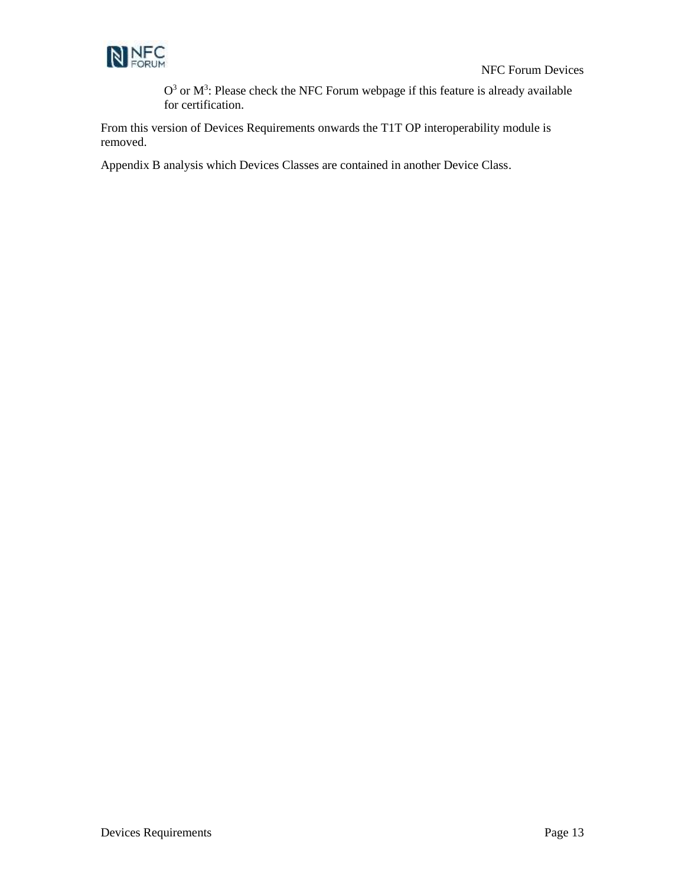O[3] or M[3]: Please check the NFC Forum webpage if this feature is already available for certification.

From this version of Devices Requirements onwards the T1T OP interoperability module is removed.

Appendix B analysis which Devices Classes are contained in another Device Class.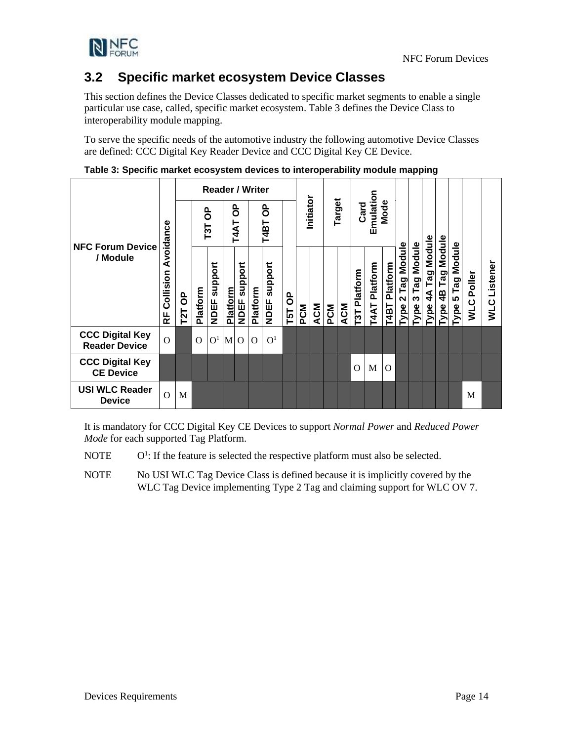## 3.2 Specific market ecosystem Device Classes

This section defines the Device Classes dedicated to specific market segments to enable a single particular use case, called, specific market ecosystem. Table 3 defines the Device Class to interoperability module mapping.

To serve the specific needs of the automotive industry the following automotive Device Classes are defined: CCC Digital Key Reader Device and CCC Digital Key CE Device.

**Table 3: Specific market ecosystem devices to interoperability module mapping**

| NFC Forum Device / Module | RF Collision Avoidance | Reader / Writer | | | | | | | | Initiator | | Target | | Card Emulation Mode | | | Type 2 Tag Module | Type 3 Tag Module | Type 4A Tag Module | Type 4B Tag Module | Type 5 Tag Module | WLC Poller | WLC Listener |
|---|---|---|---|---|---|---|---|---|---|---|---|---|---|---|---|---|---|---|---|---|---|---|---|
| | | | T3T OP | | T4AT OP | | T4BT OP | | | | | | | | | | | | | | | | |
| | | T2T OP | Platform | NDEF support | Platform | NDEF support | Platform | NDEF support | T5T OP | PCM | ACM | PCM | ACM | T3T Platform | T4AT Platform | T4BT Platform | | | | | | | |
| **CCC Digital Key Reader Device** | O | | O | O[1] | M | O | O | O[1] | | | | | | | | | | | | | | | |
| **CCC Digital Key CE Device** | | | | | | | | | | | | | | O | M | O | | | | | | | |
| **USI WLC Reader Device** | O | M | | | | | | | | | | | | | | | | | | | | M | |

It is mandatory for CCC Digital Key CE Devices to support *Normal Power* and *Reduced Power Mode* for each supported Tag Platform.

NOTE O[1]: If the feature is selected the respective platform must also be selected.

NOTE No USI WLC Tag Device Class is defined because it is implicitly covered by the WLC Tag Device implementing Type 2 Tag and claiming support for WLC OV 7.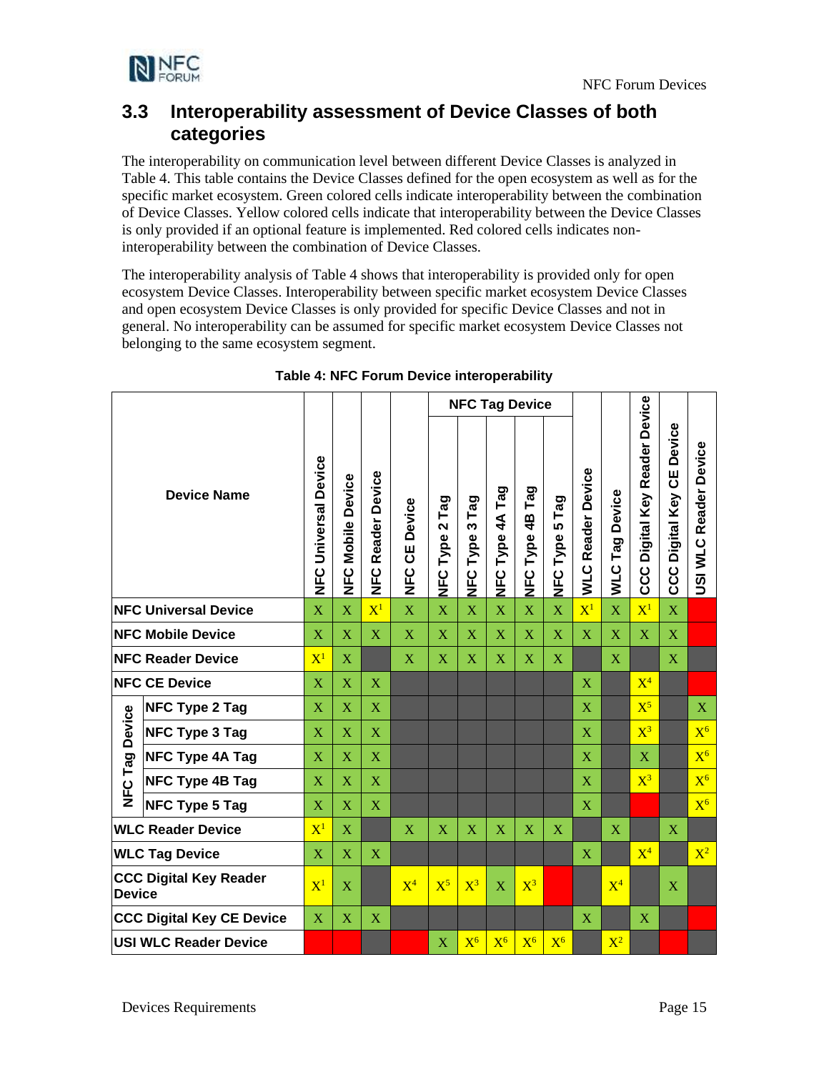## 3.3 Interoperability assessment of Device Classes of both categories

The interoperability on communication level between different Device Classes is analyzed in Table 4. This table contains the Device Classes defined for the open ecosystem as well as for the specific market ecosystem. Green colored cells indicate interoperability between the combination of Device Classes. Yellow colored cells indicate that interoperability between the Device Classes is only provided if an optional feature is implemented. Red colored cells indicates non-interoperability between the combination of Device Classes.

The interoperability analysis of Table 4 shows that interoperability is provided only for open ecosystem Device Classes. Interoperability between specific market ecosystem Device Classes and open ecosystem Device Classes is only provided for specific Device Classes and not in general. No interoperability can be assumed for specific market ecosystem Device Classes not belonging to the same ecosystem segment.

**Table 4: NFC Forum Device interoperability**

| Device Name | | | | | | NFC Tag Device | | | | | | | | | |
|---|---|---|---|---|---|---|---|---|---|---|---|---|---|---|---|
| | | NFC Universal Device | NFC Mobile Device | NFC Reader Device | NFC CE Device | NFC Type 2 Tag | NFC Type 3 Tag | NFC Type 4A Tag | NFC Type 4B Tag | NFC Type 5 Tag | WLC Reader Device | WLC Tag Device | CCC Digital Key Reader Device | CCC Digital Key CE Device | USI WLC Reader Device |
| NFC Universal Device | | X | X | X[1] | X | X | X | X | X | X | X[1] | X | X[1] | X | |
| NFC Mobile Device | | X | X | X | X | X | X | X | X | X | X | X | X | X | |
| NFC Reader Device | | X[1] | X | | X | X | X | X | X | X | | X | | X | |
| NFC CE Device | | X | X | X | | | | | | | X | | X[4] | | |
| NFC Tag Device | NFC Type 2 Tag | X | X | X | | | | | | | X | | X[5] | | X |
| | NFC Type 3 Tag | X | X | X | | | | | | | X | | X[3] | | X[6] |
| | NFC Type 4A Tag | X | X | X | | | | | | | X | | X | | X[6] |
| | NFC Type 4B Tag | X | X | X | | | | | | | X | | X[3] | | X[6] |
| | NFC Type 5 Tag | X | X | X | | | | | | | X | | | | X[6] |
| WLC Reader Device | | X[1] | X | | X | X | X | X | X | X | | X | | X | |
| WLC Tag Device | | X | X | X | | | | | | | X | | X[4] | | X[2] |
| CCC Digital Key Reader Device | | X[1] | X | | X[4] | X[5] | X[3] | X | X[3] | | | X[4] | | X | |
| CCC Digital Key CE Device | | X | X | X | | | | | | | X | | X | | |
| USI WLC Reader Device | | | | | | X | X[6] | X[6] | X[6] | X[6] | | X[2] | | | |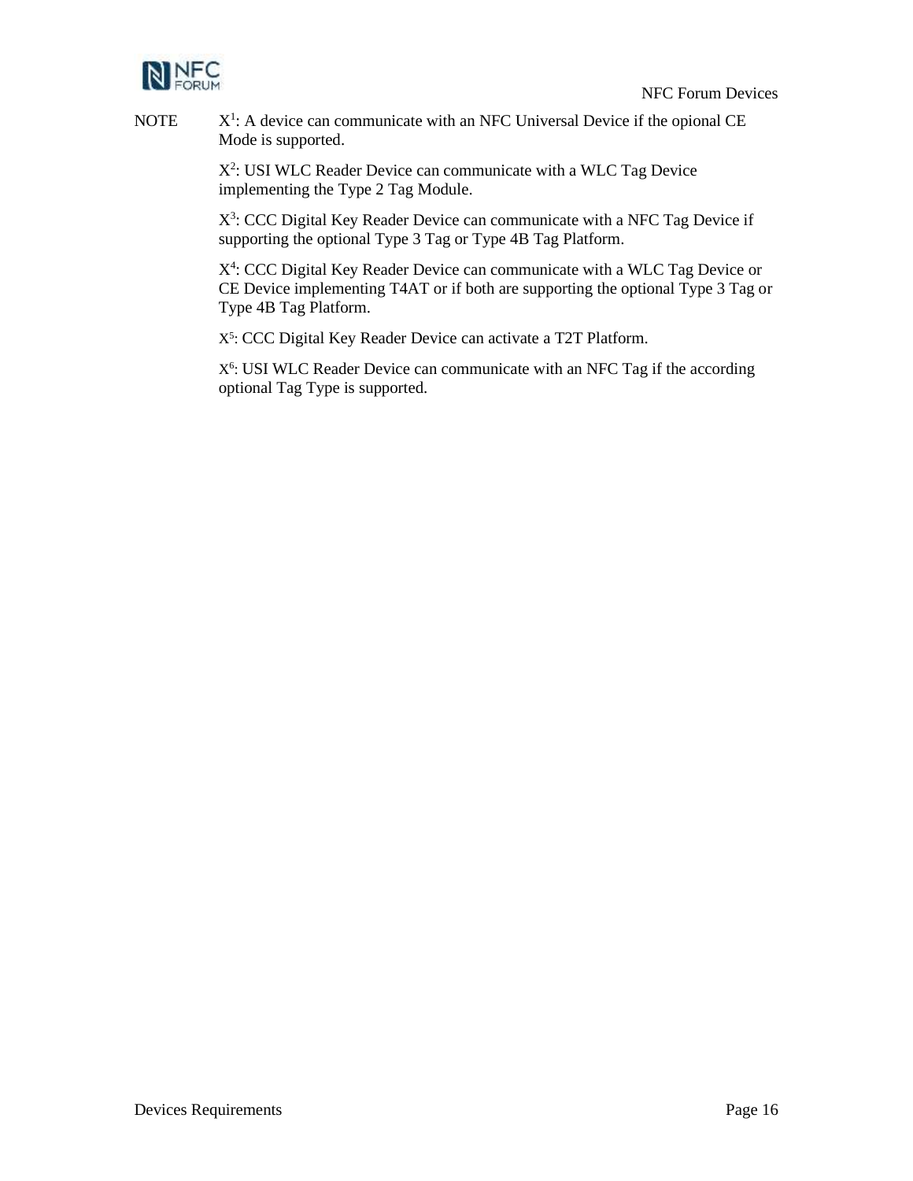NOTE X[1]: A device can communicate with an NFC Universal Device if the opional CE Mode is supported.

X[2]: USI WLC Reader Device can communicate with a WLC Tag Device implementing the Type 2 Tag Module.

X[3]: CCC Digital Key Reader Device can communicate with a NFC Tag Device if supporting the optional Type 3 Tag or Type 4B Tag Platform.

X[4]: CCC Digital Key Reader Device can communicate with a WLC Tag Device or CE Device implementing T4AT or if both are supporting the optional Type 3 Tag or Type 4B Tag Platform.

X[5]: CCC Digital Key Reader Device can activate a T2T Platform.

X[6]: USI WLC Reader Device can communicate with an NFC Tag if the according optional Tag Type is supported.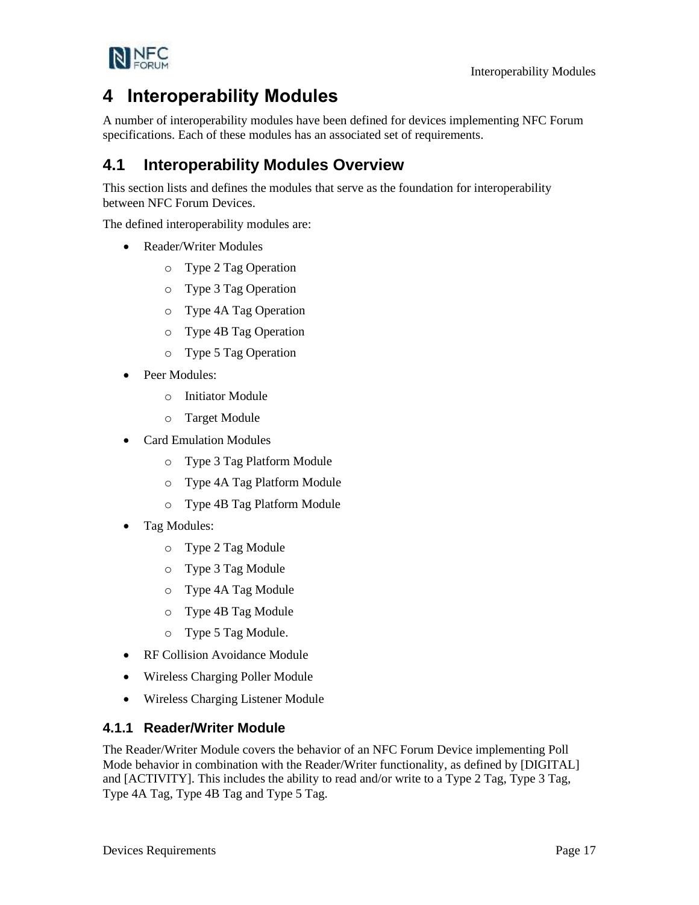# 4 Interoperability Modules

A number of interoperability modules have been defined for devices implementing NFC Forum specifications. Each of these modules has an associated set of requirements.

## 4.1 Interoperability Modules Overview

This section lists and defines the modules that serve as the foundation for interoperability between NFC Forum Devices.

The defined interoperability modules are:

- Reader/Writer Modules
  - Type 2 Tag Operation
  - Type 3 Tag Operation
  - Type 4A Tag Operation
  - Type 4B Tag Operation
  - Type 5 Tag Operation
- Peer Modules:
  - Initiator Module
  - Target Module
- Card Emulation Modules
  - Type 3 Tag Platform Module
  - Type 4A Tag Platform Module
  - Type 4B Tag Platform Module
- Tag Modules:
  - Type 2 Tag Module
  - Type 3 Tag Module
  - Type 4A Tag Module
  - Type 4B Tag Module
  - Type 5 Tag Module.
- RF Collision Avoidance Module
- Wireless Charging Poller Module
- Wireless Charging Listener Module

### 4.1.1 Reader/Writer Module

The Reader/Writer Module covers the behavior of an NFC Forum Device implementing Poll Mode behavior in combination with the Reader/Writer functionality, as defined by [DIGITAL] and [ACTIVITY]. This includes the ability to read and/or write to a Type 2 Tag, Type 3 Tag, Type 4A Tag, Type 4B Tag and Type 5 Tag.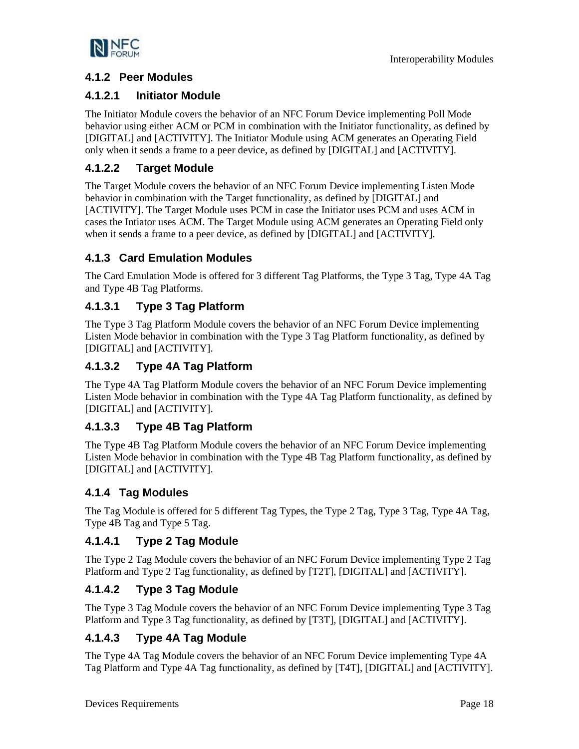### 4.1.2 Peer Modules

#### 4.1.2.1 Initiator Module

The Initiator Module covers the behavior of an NFC Forum Device implementing Poll Mode behavior using either ACM or PCM in combination with the Initiator functionality, as defined by [DIGITAL] and [ACTIVITY]. The Initiator Module using ACM generates an Operating Field only when it sends a frame to a peer device, as defined by [DIGITAL] and [ACTIVITY].

#### 4.1.2.2 Target Module

The Target Module covers the behavior of an NFC Forum Device implementing Listen Mode behavior in combination with the Target functionality, as defined by [DIGITAL] and [ACTIVITY]. The Target Module uses PCM in case the Initiator uses PCM and uses ACM in cases the Intiator uses ACM. The Target Module using ACM generates an Operating Field only when it sends a frame to a peer device, as defined by [DIGITAL] and [ACTIVITY].

### 4.1.3 Card Emulation Modules

The Card Emulation Mode is offered for 3 different Tag Platforms, the Type 3 Tag, Type 4A Tag and Type 4B Tag Platforms.

#### 4.1.3.1 Type 3 Tag Platform

The Type 3 Tag Platform Module covers the behavior of an NFC Forum Device implementing Listen Mode behavior in combination with the Type 3 Tag Platform functionality, as defined by [DIGITAL] and [ACTIVITY].

#### 4.1.3.2 Type 4A Tag Platform

The Type 4A Tag Platform Module covers the behavior of an NFC Forum Device implementing Listen Mode behavior in combination with the Type 4A Tag Platform functionality, as defined by [DIGITAL] and [ACTIVITY].

#### 4.1.3.3 Type 4B Tag Platform

The Type 4B Tag Platform Module covers the behavior of an NFC Forum Device implementing Listen Mode behavior in combination with the Type 4B Tag Platform functionality, as defined by [DIGITAL] and [ACTIVITY].

### 4.1.4 Tag Modules

The Tag Module is offered for 5 different Tag Types, the Type 2 Tag, Type 3 Tag, Type 4A Tag, Type 4B Tag and Type 5 Tag.

#### 4.1.4.1 Type 2 Tag Module

The Type 2 Tag Module covers the behavior of an NFC Forum Device implementing Type 2 Tag Platform and Type 2 Tag functionality, as defined by [T2T], [DIGITAL] and [ACTIVITY].

#### 4.1.4.2 Type 3 Tag Module

The Type 3 Tag Module covers the behavior of an NFC Forum Device implementing Type 3 Tag Platform and Type 3 Tag functionality, as defined by [T3T], [DIGITAL] and [ACTIVITY].

#### 4.1.4.3 Type 4A Tag Module

The Type 4A Tag Module covers the behavior of an NFC Forum Device implementing Type 4A Tag Platform and Type 4A Tag functionality, as defined by [T4T], [DIGITAL] and [ACTIVITY].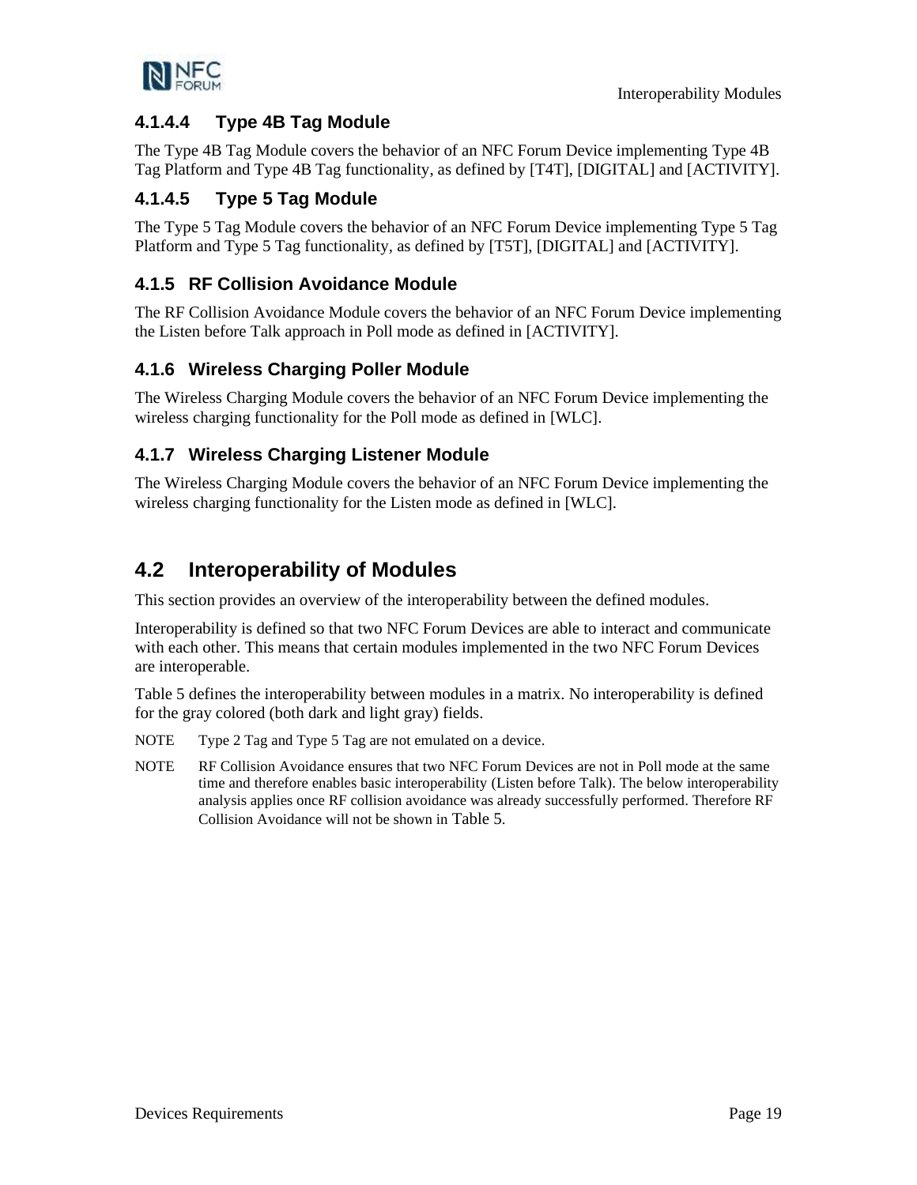#### 4.1.4.4 Type 4B Tag Module

The Type 4B Tag Module covers the behavior of an NFC Forum Device implementing Type 4B Tag Platform and Type 4B Tag functionality, as defined by [T4T], [DIGITAL] and [ACTIVITY].

#### 4.1.4.5 Type 5 Tag Module

The Type 5 Tag Module covers the behavior of an NFC Forum Device implementing Type 5 Tag Platform and Type 5 Tag functionality, as defined by [T5T], [DIGITAL] and [ACTIVITY].

### 4.1.5 RF Collision Avoidance Module

The RF Collision Avoidance Module covers the behavior of an NFC Forum Device implementing the Listen before Talk approach in Poll mode as defined in [ACTIVITY].

### 4.1.6 Wireless Charging Poller Module

The Wireless Charging Module covers the behavior of an NFC Forum Device implementing the wireless charging functionality for the Poll mode as defined in [WLC].

### 4.1.7 Wireless Charging Listener Module

The Wireless Charging Module covers the behavior of an NFC Forum Device implementing the wireless charging functionality for the Listen mode as defined in [WLC].

## 4.2 Interoperability of Modules

This section provides an overview of the interoperability between the defined modules.

Interoperability is defined so that two NFC Forum Devices are able to interact and communicate with each other. This means that certain modules implemented in the two NFC Forum Devices are interoperable.

Table 5 defines the interoperability between modules in a matrix. No interoperability is defined for the gray colored (both dark and light gray) fields.

NOTE Type 2 Tag and Type 5 Tag are not emulated on a device.

NOTE RF Collision Avoidance ensures that two NFC Forum Devices are not in Poll mode at the same time and therefore enables basic interoperability (Listen before Talk). The below interoperability analysis applies once RF collision avoidance was already successfully performed. Therefore RF Collision Avoidance will not be shown in Table 5.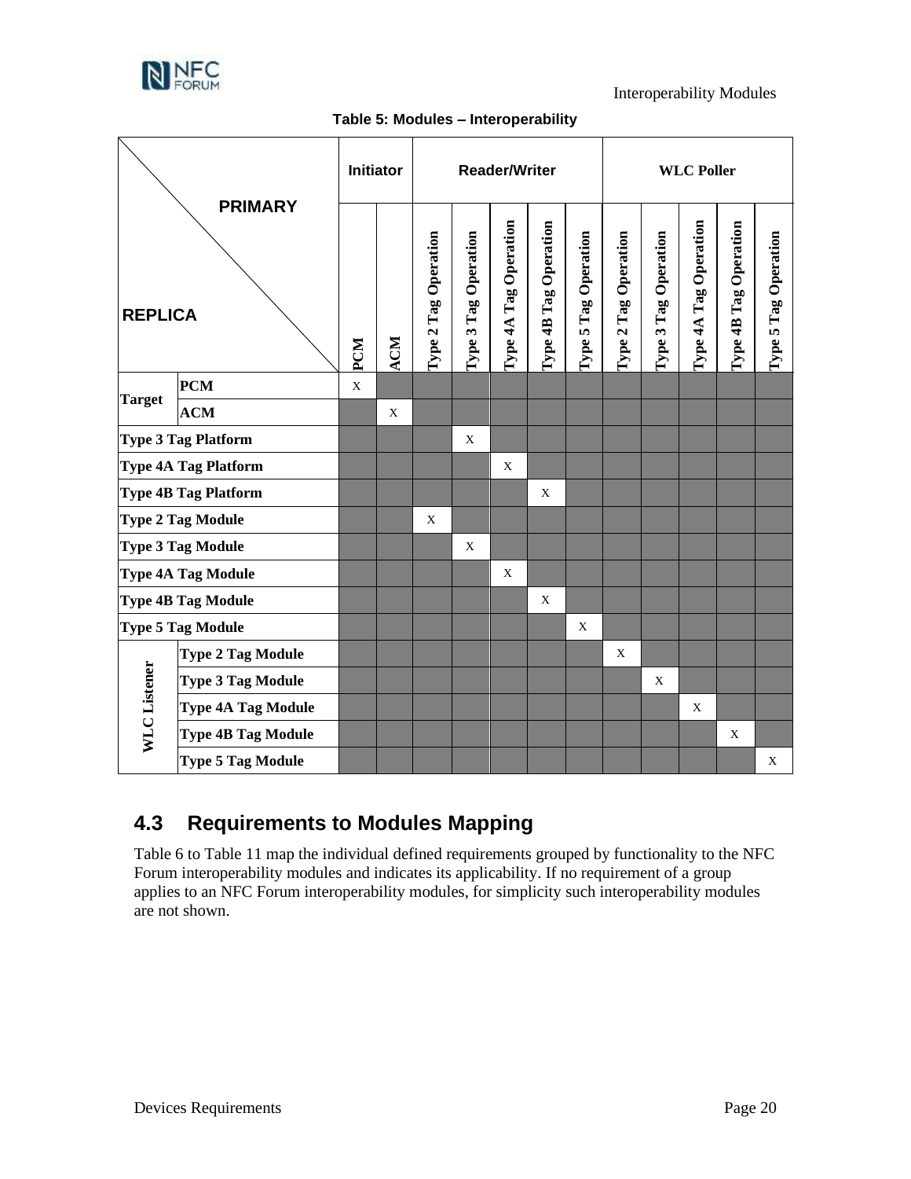Table 5: Modules – Interoperability

| REPLICA \ PRIMARY | | Initiator | | Reader/Writer | | | | | WLC Poller | | | | |
|---|---|---|---|---|---|---|---|---|---|---|---|---|---|
| | | PCM | ACM | Type 2 Tag Operation | Type 3 Tag Operation | Type 4A Tag Operation | Type 4B Tag Operation | Type 5 Tag Operation | Type 2 Tag Operation | Type 3 Tag Operation | Type 4A Tag Operation | Type 4B Tag Operation | Type 5 Tag Operation |
| **Target** | **PCM** | X | | | | | | | | | | | |
| | **ACM** | | X | | | | | | | | | | |
| **Type 3 Tag Platform** | | | | | X | | | | | | | | |
| **Type 4A Tag Platform** | | | | | | X | | | | | | | |
| **Type 4B Tag Platform** | | | | | | | X | | | | | | |
| **Type 2 Tag Module** | | | | X | | | | | | | | | |
| **Type 3 Tag Module** | | | | | X | | | | | | | | |
| **Type 4A Tag Module** | | | | | | X | | | | | | | |
| **Type 4B Tag Module** | | | | | | | X | | | | | | |
| **Type 5 Tag Module** | | | | | | | | X | | | | | |
| **WLC Listener** | **Type 2 Tag Module** | | | | | | | | X | | | | |
| | **Type 3 Tag Module** | | | | | | | | | X | | | |
| | **Type 4A Tag Module** | | | | | | | | | | X | | |
| | **Type 4B Tag Module** | | | | | | | | | | | X | |
| | **Type 5 Tag Module** | | | | | | | | | | | | X |

## 4.3 Requirements to Modules Mapping

Table 6 to Table 11 map the individual defined requirements grouped by functionality to the NFC Forum interoperability modules and indicates its applicability. If no requirement of a group applies to an NFC Forum interoperability modules, for simplicity such interoperability modules are not shown.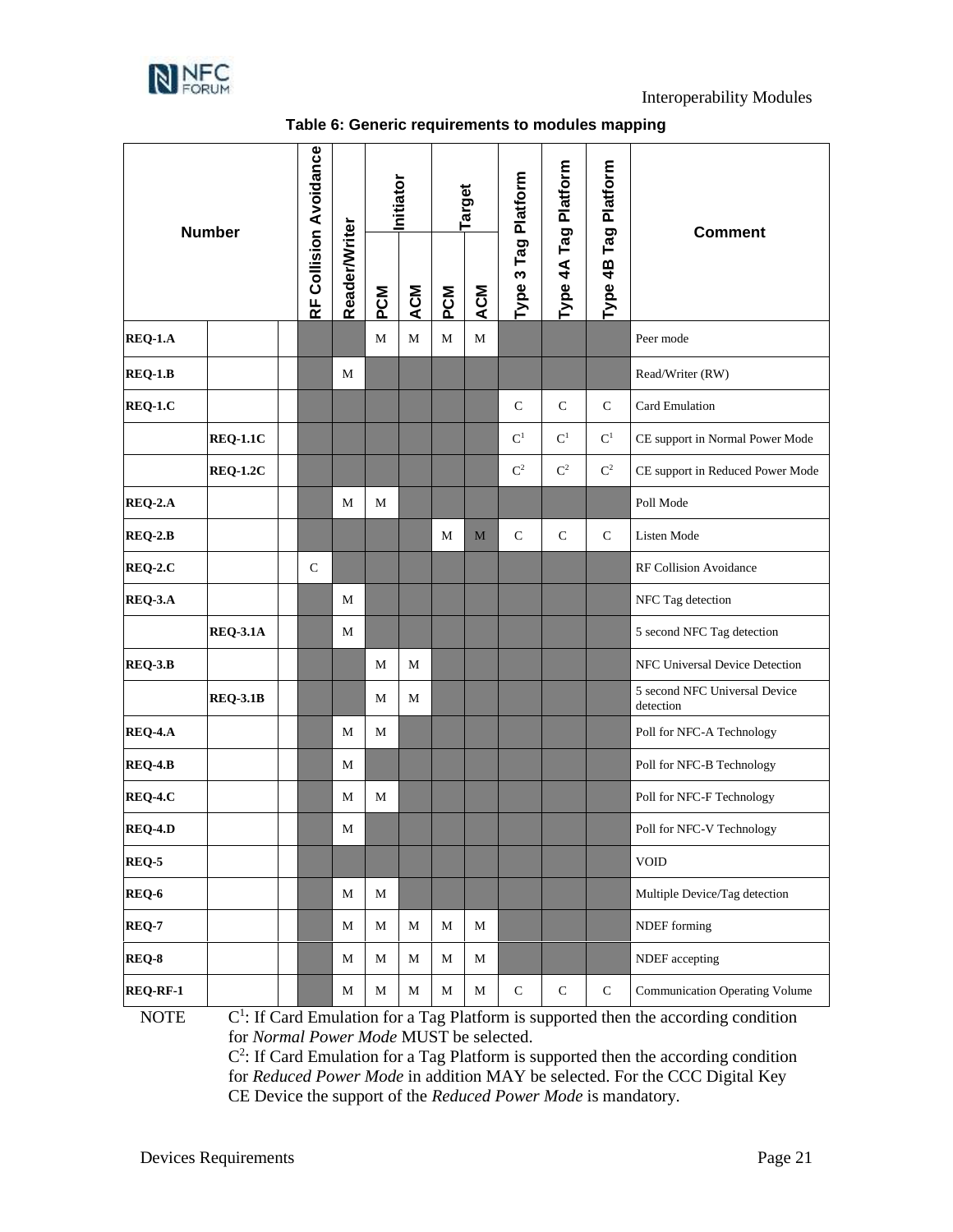**Table 6: Generic requirements to modules mapping**

| Number | | RF Collision Avoidance | Reader/Writer | Initiator | | Target | | Type 3 Tag Platform | Type 4A Tag Platform | Type 4B Tag Platform | Comment |
|---|---|---|---|---|---|---|---|---|---|---|---|
| | | | | PCM | ACM | PCM | ACM | | | | |
| **REQ-1.A** | | | | M | M | M | M | | | | Peer mode |
| **REQ-1.B** | | | M | | | | | | | | Read/Writer (RW) |
| **REQ-1.C** | | | | | | | | C | C | C | Card Emulation |
| | **REQ-1.1C** | | | | | | | C[1] | C[1] | C[1] | CE support in Normal Power Mode |
| | **REQ-1.2C** | | | | | | | C[2] | C[2] | C[2] | CE support in Reduced Power Mode |
| **REQ-2.A** | | | M | M | | | | | | | Poll Mode |
| **REQ-2.B** | | | | | | M | M | C | C | C | Listen Mode |
| **REQ-2.C** | | C | | | | | | | | | RF Collision Avoidance |
| **REQ-3.A** | | | M | | | | | | | | NFC Tag detection |
| | **REQ-3.1A** | | M | | | | | | | | 5 second NFC Tag detection |
| **REQ-3.B** | | | | M | M | | | | | | NFC Universal Device Detection |
| | **REQ-3.1B** | | | M | M | | | | | | 5 second NFC Universal Device detection |
| **REQ-4.A** | | | M | M | | | | | | | Poll for NFC-A Technology |
| **REQ-4.B** | | | M | | | | | | | | Poll for NFC-B Technology |
| **REQ-4.C** | | | M | M | | | | | | | Poll for NFC-F Technology |
| **REQ-4.D** | | | M | | | | | | | | Poll for NFC-V Technology |
| **REQ-5** | | | | | | | | | | | VOID |
| **REQ-6** | | | M | M | | | | | | | Multiple Device/Tag detection |
| **REQ-7** | | | M | M | M | M | M | | | | NDEF forming |
| **REQ-8** | | | M | M | M | M | M | | | | NDEF accepting |
| **REQ-RF-1** | | | M | M | M | M | M | C | C | C | Communication Operating Volume |

NOTE C[1]: If Card Emulation for a Tag Platform is supported then the according condition for *Normal Power Mode* MUST be selected.
C[2]: If Card Emulation for a Tag Platform is supported then the according condition for *Reduced Power Mode* in addition MAY be selected. For the CCC Digital Key CE Device the support of the *Reduced Power Mode* is mandatory.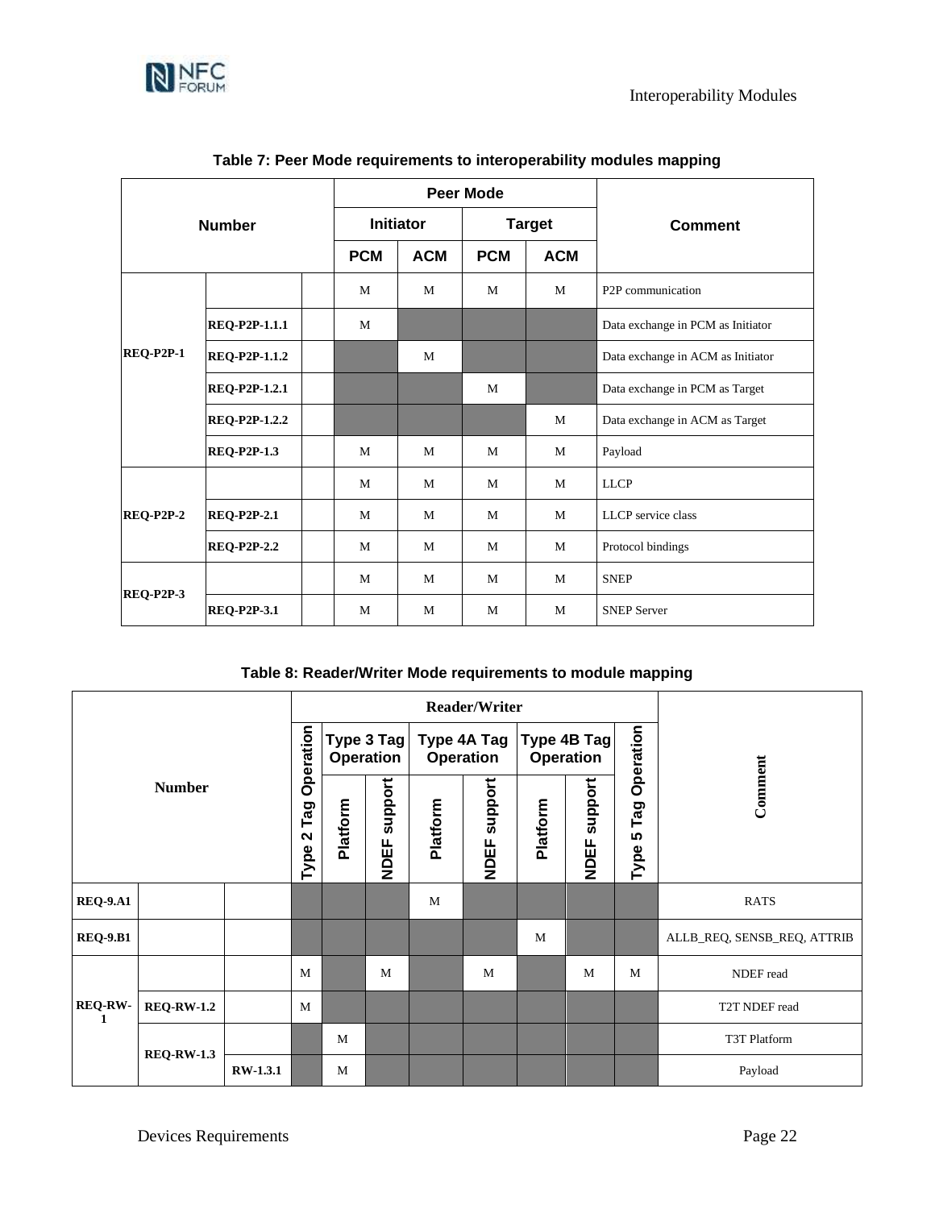**Table 7: Peer Mode requirements to interoperability modules mapping**

| Number | | | Peer Mode | | | | Comment |
|---|---|---|---|---|---|---|---|
| | | | Initiator | | Target | | |
| | | | PCM | ACM | PCM | ACM | |
| REQ-P2P-1 | | | M | M | M | M | P2P communication |
| | REQ-P2P-1.1.1 | | M | | | | Data exchange in PCM as Initiator |
| | REQ-P2P-1.1.2 | | | M | | | Data exchange in ACM as Initiator |
| | REQ-P2P-1.2.1 | | | | M | | Data exchange in PCM as Target |
| | REQ-P2P-1.2.2 | | | | | M | Data exchange in ACM as Target |
| | REQ-P2P-1.3 | | M | M | M | M | Payload |
| REQ-P2P-2 | | | M | M | M | M | LLCP |
| | REQ-P2P-2.1 | | M | M | M | M | LLCP service class |
| | REQ-P2P-2.2 | | M | M | M | M | Protocol bindings |
| REQ-P2P-3 | | | M | M | M | M | SNEP |
| | REQ-P2P-3.1 | | M | M | M | M | SNEP Server |

**Table 8: Reader/Writer Mode requirements to module mapping**

| Number | | | Reader/Writer | | | | | | | | Comment |
|---|---|---|---|---|---|---|---|---|---|---|---|
| | | | Type 2 Tag Operation | Type 3 Tag Operation | | Type 4A Tag Operation | | Type 4B Tag Operation | | Type 5 Tag Operation | |
| | | | | Platform | NDEF support | Platform | NDEF support | Platform | NDEF support | | |
| REQ-9.A1 | | | | | | M | | | | | RATS |
| REQ-9.B1 | | | | | | | | M | | | ALLB_REQ, SENSB_REQ, ATTRIB |
| REQ-RW-1 | | | M | | M | | M | | M | M | NDEF read |
| | REQ-RW-1.2 | | M | | | | | | | | T2T NDEF read |
| | REQ-RW-1.3 | | | M | | | | | | | T3T Platform |
| | | RW-1.3.1 | | M | | | | | | | Payload |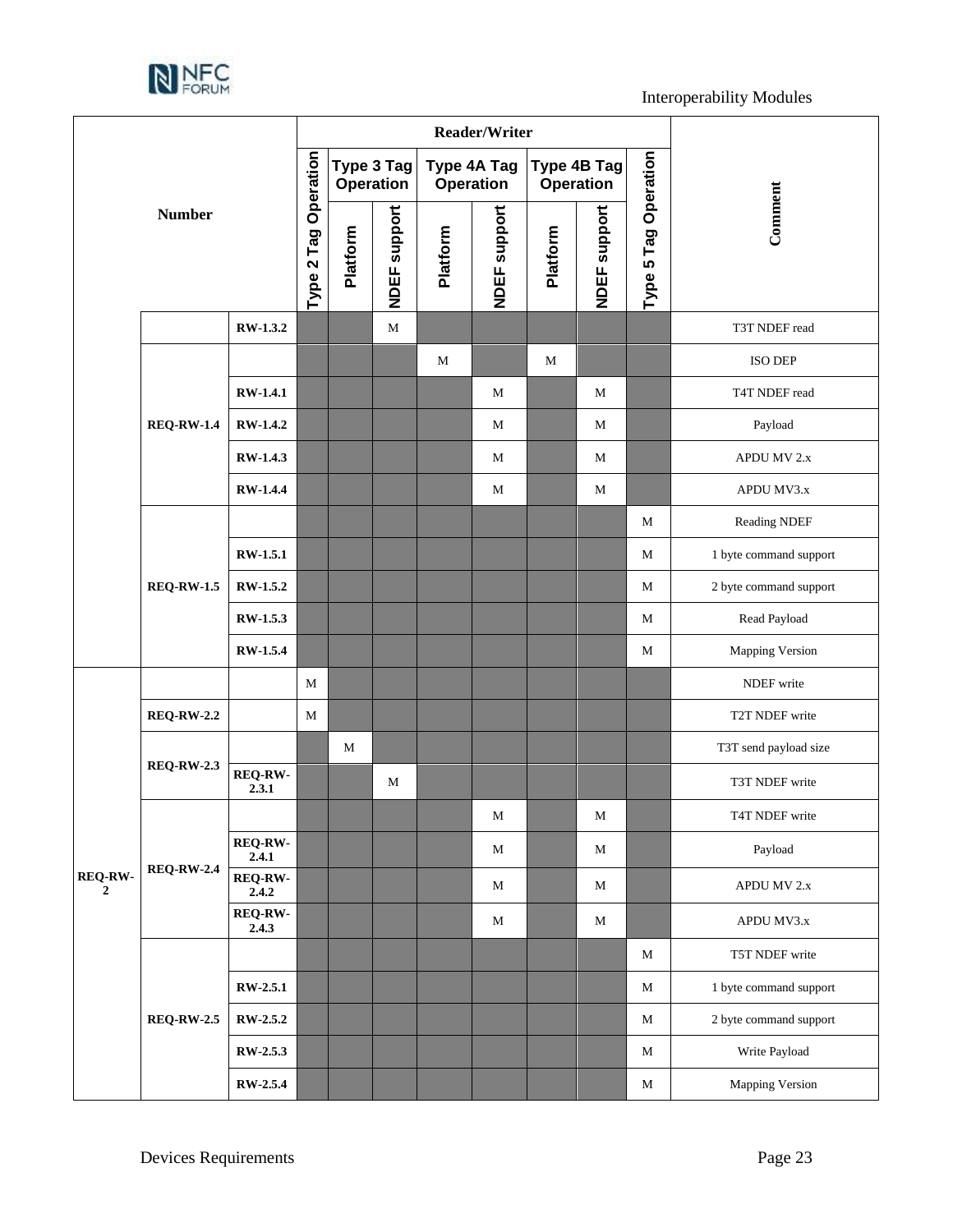| Number | | | Reader/Writer | | | | | | | | Comment |
|---|---|---|---|---|---|---|---|---|---|---|---|
| | | | Type 2 Tag Operation | Type 3 Tag Operation | | Type 4A Tag Operation | | Type 4B Tag Operation | | Type 5 Tag Operation | |
| | | | | Platform | NDEF support | Platform | NDEF support | Platform | NDEF support | | |
| | | RW-1.3.2 | | | M | | | | | | T3T NDEF read |
| | REQ-RW-1.4 | | | | | M | | M | | | ISO DEP |
| | | RW-1.4.1 | | | | | M | | M | | T4T NDEF read |
| | | RW-1.4.2 | | | | | M | | M | | Payload |
| | | RW-1.4.3 | | | | | M | | M | | APDU MV 2.x |
| | | RW-1.4.4 | | | | | M | | M | | APDU MV3.x |
| | REQ-RW-1.5 | | | | | | | | | M | Reading NDEF |
| | | RW-1.5.1 | | | | | | | | M | 1 byte command support |
| | | RW-1.5.2 | | | | | | | | M | 2 byte command support |
| | | RW-1.5.3 | | | | | | | | M | Read Payload |
| | | RW-1.5.4 | | | | | | | | M | Mapping Version |
| REQ-RW-2 | | | M | | | | | | | | NDEF write |
| | REQ-RW-2.2 | | M | | | | | | | | T2T NDEF write |
| | REQ-RW-2.3 | | | M | | | | | | | T3T send payload size |
| | | REQ-RW-2.3.1 | | | M | | | | | | T3T NDEF write |
| | REQ-RW-2.4 | | | | | | M | | M | | T4T NDEF write |
| | | REQ-RW-2.4.1 | | | | | M | | M | | Payload |
| | | REQ-RW-2.4.2 | | | | | M | | M | | APDU MV 2.x |
| | | REQ-RW-2.4.3 | | | | | M | | M | | APDU MV3.x |
| | REQ-RW-2.5 | | | | | | | | | M | T5T NDEF write |
| | | RW-2.5.1 | | | | | | | | M | 1 byte command support |
| | | RW-2.5.2 | | | | | | | | M | 2 byte command support |
| | | RW-2.5.3 | | | | | | | | M | Write Payload |
| | | RW-2.5.4 | | | | | | | | M | Mapping Version |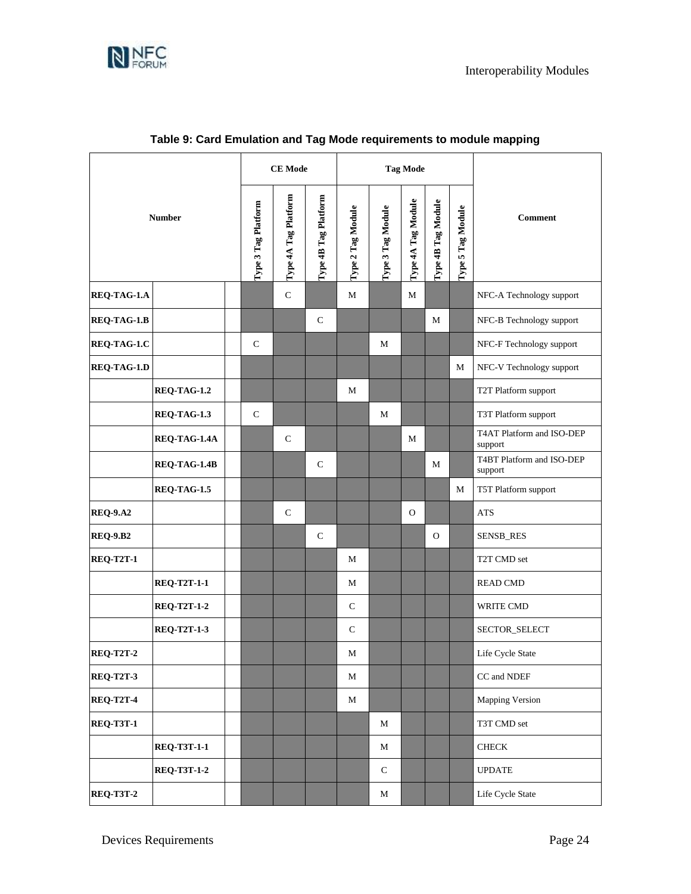**Table 9: Card Emulation and Tag Mode requirements to module mapping**

| Number | | | CE Mode | | | Tag Mode | | | | | Comment |
|---|---|---|---|---|---|---|---|---|---|---|---|
| | | | Type 3 Tag Platform | Type 4A Tag Platform | Type 4B Tag Platform | Type 2 Tag Module | Type 3 Tag Module | Type 4A Tag Module | Type 4B Tag Module | Type 5 Tag Module | |
| **REQ-TAG-1.A** | | | | C | | M | | M | | | NFC-A Technology support |
| **REQ-TAG-1.B** | | | | | C | | | | M | | NFC-B Technology support |
| **REQ-TAG-1.C** | | | C | | | | M | | | | NFC-F Technology support |
| **REQ-TAG-1.D** | | | | | | | | | | M | NFC-V Technology support |
| | **REQ-TAG-1.2** | | | | | M | | | | | T2T Platform support |
| | **REQ-TAG-1.3** | | C | | | | M | | | | T3T Platform support |
| | **REQ-TAG-1.4A** | | | C | | | | M | | | T4AT Platform and ISO-DEP support |
| | **REQ-TAG-1.4B** | | | | C | | | | M | | T4BT Platform and ISO-DEP support |
| | **REQ-TAG-1.5** | | | | | | | | | M | T5T Platform support |
| **REQ-9.A2** | | | | C | | | | O | | | ATS |
| **REQ-9.B2** | | | | | C | | | | O | | SENSB_RES |
| **REQ-T2T-1** | | | | | | M | | | | | T2T CMD set |
| | **REQ-T2T-1-1** | | | | | M | | | | | READ CMD |
| | **REQ-T2T-1-2** | | | | | C | | | | | WRITE CMD |
| | **REQ-T2T-1-3** | | | | | C | | | | | SECTOR_SELECT |
| **REQ-T2T-2** | | | | | | M | | | | | Life Cycle State |
| **REQ-T2T-3** | | | | | | M | | | | | CC and NDEF |
| **REQ-T2T-4** | | | | | | M | | | | | Mapping Version |
| **REQ-T3T-1** | | | | | | | M | | | | T3T CMD set |
| | **REQ-T3T-1-1** | | | | | | M | | | | CHECK |
| | **REQ-T3T-1-2** | | | | | | C | | | | UPDATE |
| **REQ-T3T-2** | | | | | | | M | | | | Life Cycle State |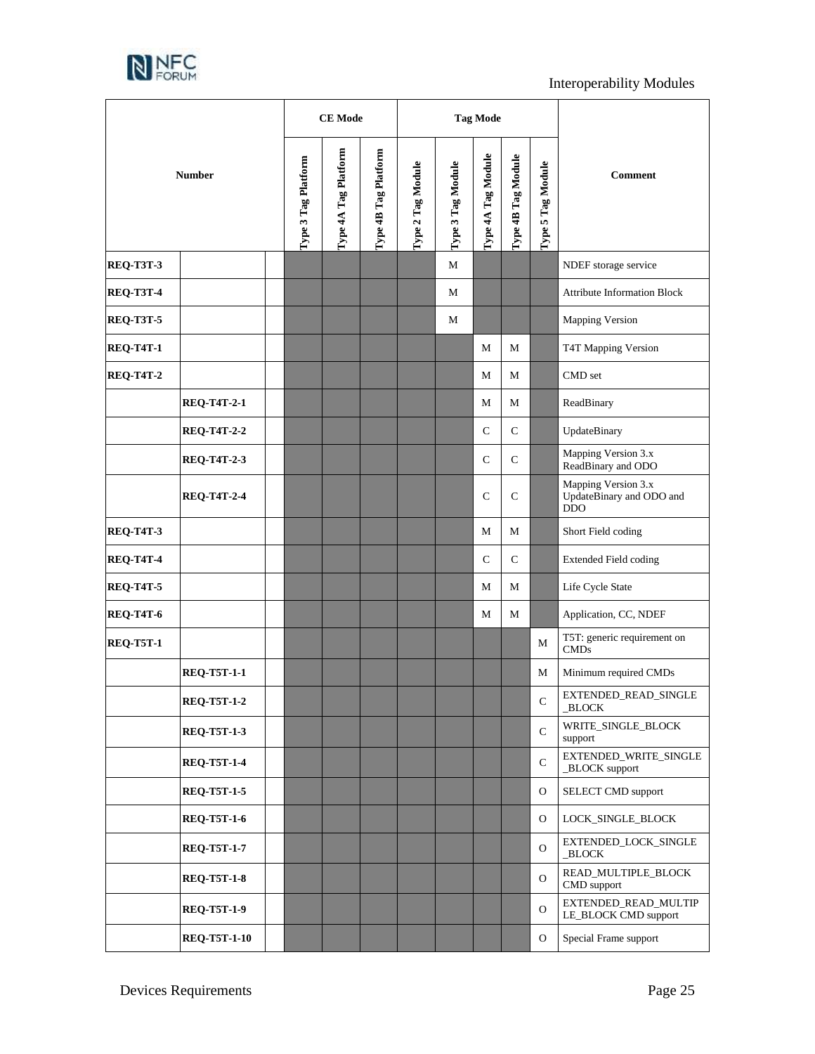| Number | | | CE Mode | | | Tag Mode | | | | | Comment |
|---|---|---|---|---|---|---|---|---|---|---|---|
| | | | Type 3 Tag Platform | Type 4A Tag Platform | Type 4B Tag Platform | Type 2 Tag Module | Type 3 Tag Module | Type 4A Tag Module | Type 4B Tag Module | Type 5 Tag Module | |
| **REQ-T3T-3** | | | | | | | M | | | | NDEF storage service |
| **REQ-T3T-4** | | | | | | | M | | | | Attribute Information Block |
| **REQ-T3T-5** | | | | | | | M | | | | Mapping Version |
| **REQ-T4T-1** | | | | | | | | M | M | | T4T Mapping Version |
| **REQ-T4T-2** | | | | | | | | M | M | | CMD set |
| | **REQ-T4T-2-1** | | | | | | | M | M | | ReadBinary |
| | **REQ-T4T-2-2** | | | | | | | C | C | | UpdateBinary |
| | **REQ-T4T-2-3** | | | | | | | C | C | | Mapping Version 3.x ReadBinary and ODO |
| | **REQ-T4T-2-4** | | | | | | | C | C | | Mapping Version 3.x UpdateBinary and ODO and DDO |
| **REQ-T4T-3** | | | | | | | | M | M | | Short Field coding |
| **REQ-T4T-4** | | | | | | | | C | C | | Extended Field coding |
| **REQ-T4T-5** | | | | | | | | M | M | | Life Cycle State |
| **REQ-T4T-6** | | | | | | | | M | M | | Application, CC, NDEF |
| **REQ-T5T-1** | | | | | | | | | | M | T5T: generic requirement on CMDs |
| | **REQ-T5T-1-1** | | | | | | | | | M | Minimum required CMDs |
| | **REQ-T5T-1-2** | | | | | | | | | C | EXTENDED_READ_SINGLE_BLOCK |
| | **REQ-T5T-1-3** | | | | | | | | | C | WRITE_SINGLE_BLOCK support |
| | **REQ-T5T-1-4** | | | | | | | | | C | EXTENDED_WRITE_SINGLE_BLOCK support |
| | **REQ-T5T-1-5** | | | | | | | | | O | SELECT CMD support |
| | **REQ-T5T-1-6** | | | | | | | | | O | LOCK_SINGLE_BLOCK |
| | **REQ-T5T-1-7** | | | | | | | | | O | EXTENDED_LOCK_SINGLE_BLOCK |
| | **REQ-T5T-1-8** | | | | | | | | | O | READ_MULTIPLE_BLOCK CMD support |
| | **REQ-T5T-1-9** | | | | | | | | | O | EXTENDED_READ_MULTIPLE_BLOCK CMD support |
| | **REQ-T5T-1-10** | | | | | | | | | O | Special Frame support |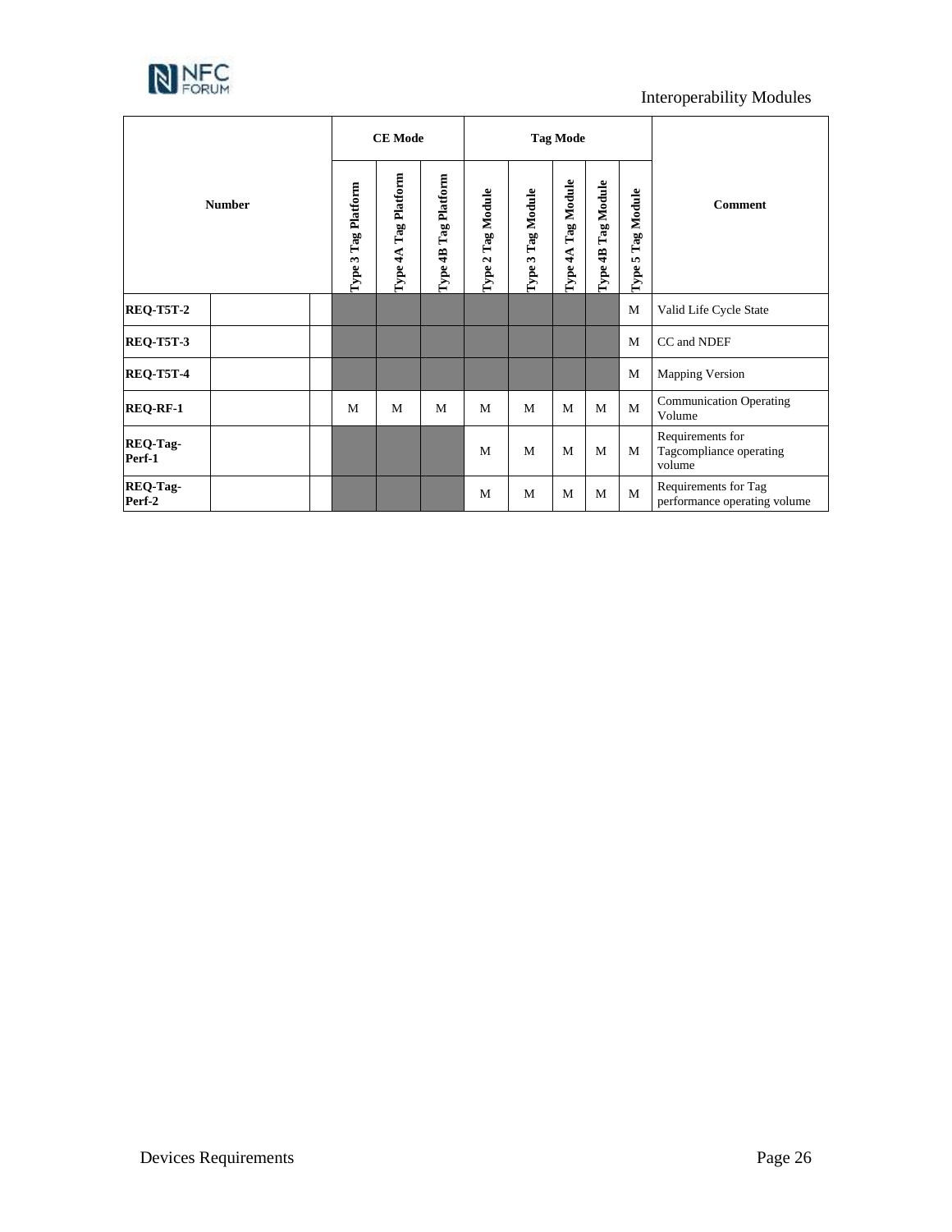| Number | | | CE Mode | | | Tag Mode | | | | | Comment |
|---|---|---|---|---|---|---|---|---|---|---|---|
| | | | Type 3 Tag Platform | Type 4A Tag Platform | Type 4B Tag Platform | Type 2 Tag Module | Type 3 Tag Module | Type 4A Tag Module | Type 4B Tag Module | Type 5 Tag Module | |
| **REQ-T5T-2** | | | | | | | | | | M | Valid Life Cycle State |
| **REQ-T5T-3** | | | | | | | | | | M | CC and NDEF |
| **REQ-T5T-4** | | | | | | | | | | M | Mapping Version |
| **REQ-RF-1** | | | M | M | M | M | M | M | M | M | Communication Operating Volume |
| **REQ-Tag-Perf-1** | | | | | | M | M | M | M | M | Requirements for Tagcompliance operating volume |
| **REQ-Tag-Perf-2** | | | | | | M | M | M | M | M | Requirements for Tag performance operating volume |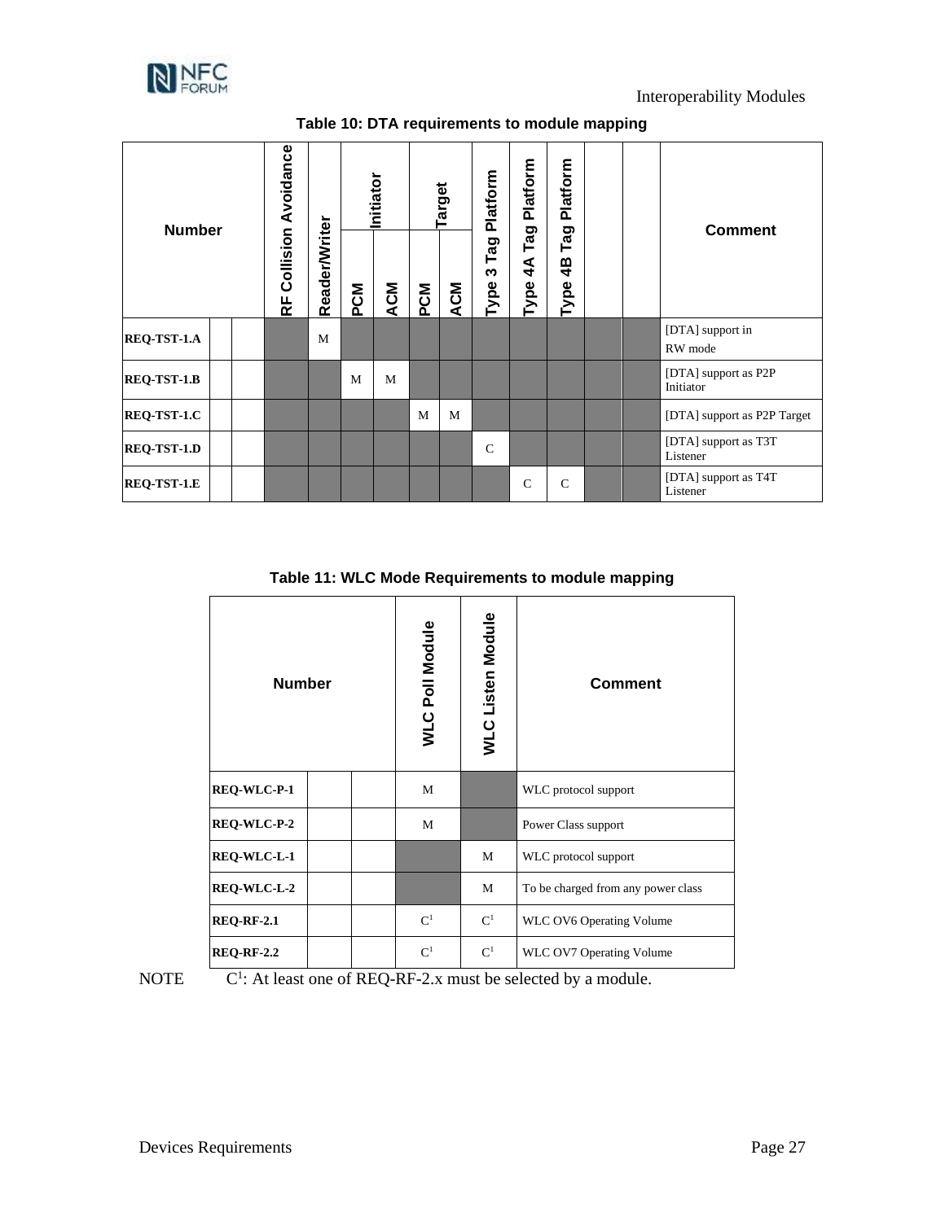**Table 10: DTA requirements to module mapping**

| Number | | | RF Collision Avoidance | Reader/Writer | Initiator | | Target | | Type 3 Tag Platform | Type 4A Tag Platform | Type 4B Tag Platform | | | Comment |
|---|---|---|---|---|---|---|---|---|---|---|---|---|---|---|
| | | | | | PCM | ACM | PCM | ACM | | | | | | |
| **REQ-TST-1.A** | | | | M | | | | | | | | | | [DTA] support in RW mode |
| **REQ-TST-1.B** | | | | | M | M | | | | | | | | [DTA] support as P2P Initiator |
| **REQ-TST-1.C** | | | | | | | M | M | | | | | | [DTA] support as P2P Target |
| **REQ-TST-1.D** | | | | | | | | | C | | | | | [DTA] support as T3T Listener |
| **REQ-TST-1.E** | | | | | | | | | | C | C | | | [DTA] support as T4T Listener |

**Table 11: WLC Mode Requirements to module mapping**

| Number | | | WLC Poll Module | WLC Listen Module | Comment |
|---|---|---|---|---|---|
| **REQ-WLC-P-1** | | | M | | WLC protocol support |
| **REQ-WLC-P-2** | | | M | | Power Class support |
| **REQ-WLC-L-1** | | | | M | WLC protocol support |
| **REQ-WLC-L-2** | | | | M | To be charged from any power class |
| **REQ-RF-2.1** | | | C[1] | C[1] | WLC OV6 Operating Volume |
| **REQ-RF-2.2** | | | C[1] | C[1] | WLC OV7 Operating Volume |

NOTE C[1]: At least one of REQ-RF-2.x must be selected by a module.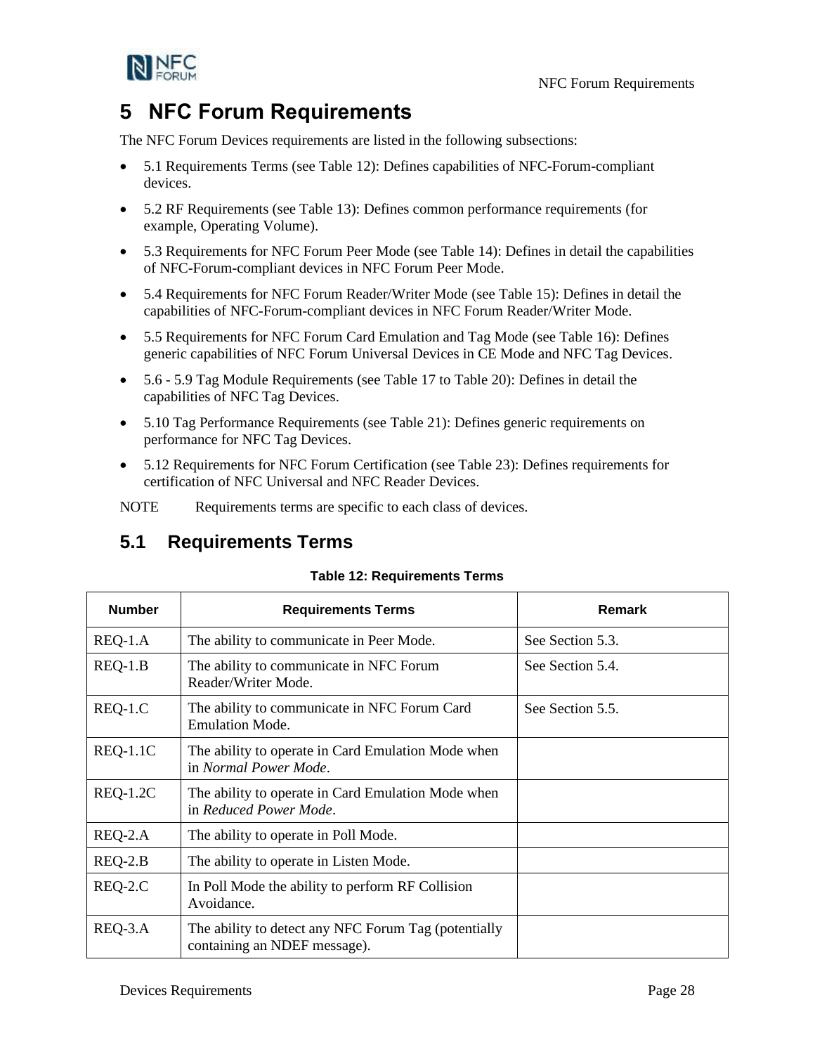# 5 NFC Forum Requirements

The NFC Forum Devices requirements are listed in the following subsections:

- 5.1 Requirements Terms (see Table 12): Defines capabilities of NFC-Forum-compliant devices.
- 5.2 RF Requirements (see Table 13): Defines common performance requirements (for example, Operating Volume).
- 5.3 Requirements for NFC Forum Peer Mode (see Table 14): Defines in detail the capabilities of NFC-Forum-compliant devices in NFC Forum Peer Mode.
- 5.4 Requirements for NFC Forum Reader/Writer Mode (see Table 15): Defines in detail the capabilities of NFC-Forum-compliant devices in NFC Forum Reader/Writer Mode.
- 5.5 Requirements for NFC Forum Card Emulation and Tag Mode (see Table 16): Defines generic capabilities of NFC Forum Universal Devices in CE Mode and NFC Tag Devices.
- 5.6 - 5.9 Tag Module Requirements (see Table 17 to Table 20): Defines in detail the capabilities of NFC Tag Devices.
- 5.10 Tag Performance Requirements (see Table 21): Defines generic requirements on performance for NFC Tag Devices.
- 5.12 Requirements for NFC Forum Certification (see Table 23): Defines requirements for certification of NFC Universal and NFC Reader Devices.

NOTE Requirements terms are specific to each class of devices.

## 5.1 Requirements Terms

**Table 12: Requirements Terms**

| Number | Requirements Terms | Remark |
|---|---|---|
| REQ-1.A | The ability to communicate in Peer Mode. | See Section 5.3. |
| REQ-1.B | The ability to communicate in NFC Forum Reader/Writer Mode. | See Section 5.4. |
| REQ-1.C | The ability to communicate in NFC Forum Card Emulation Mode. | See Section 5.5. |
| REQ-1.1C | The ability to operate in Card Emulation Mode when in *Normal Power Mode*. | |
| REQ-1.2C | The ability to operate in Card Emulation Mode when in *Reduced Power Mode*. | |
| REQ-2.A | The ability to operate in Poll Mode. | |
| REQ-2.B | The ability to operate in Listen Mode. | |
| REQ-2.C | In Poll Mode the ability to perform RF Collision Avoidance. | |
| REQ-3.A | The ability to detect any NFC Forum Tag (potentially containing an NDEF message). | |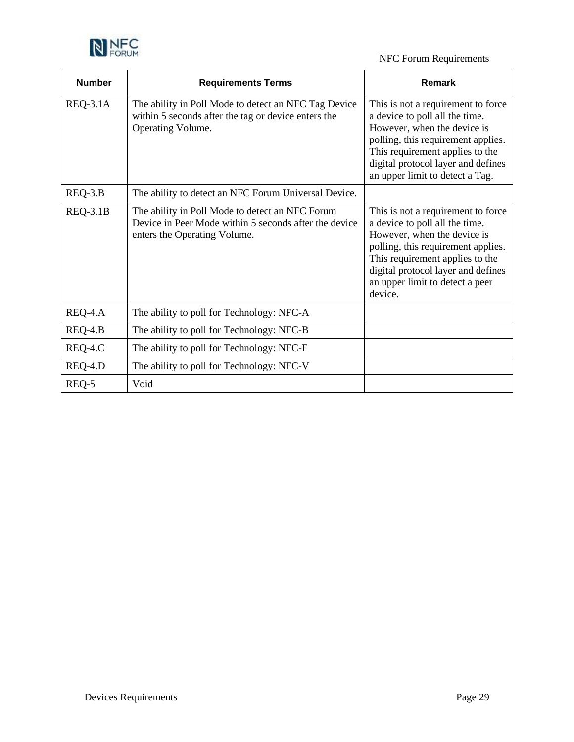| Number | Requirements Terms | Remark |
| --- | --- | --- |
| REQ-3.1A | The ability in Poll Mode to detect an NFC Tag Device within 5 seconds after the tag or device enters the Operating Volume. | This is not a requirement to force a device to poll all the time. However, when the device is polling, this requirement applies. This requirement applies to the digital protocol layer and defines an upper limit to detect a Tag. |
| REQ-3.B | The ability to detect an NFC Forum Universal Device. | |
| REQ-3.1B | The ability in Poll Mode to detect an NFC Forum Device in Peer Mode within 5 seconds after the device enters the Operating Volume. | This is not a requirement to force a device to poll all the time. However, when the device is polling, this requirement applies. This requirement applies to the digital protocol layer and defines an upper limit to detect a peer device. |
| REQ-4.A | The ability to poll for Technology: NFC-A | |
| REQ-4.B | The ability to poll for Technology: NFC-B | |
| REQ-4.C | The ability to poll for Technology: NFC-F | |
| REQ-4.D | The ability to poll for Technology: NFC-V | |
| REQ-5 | Void | |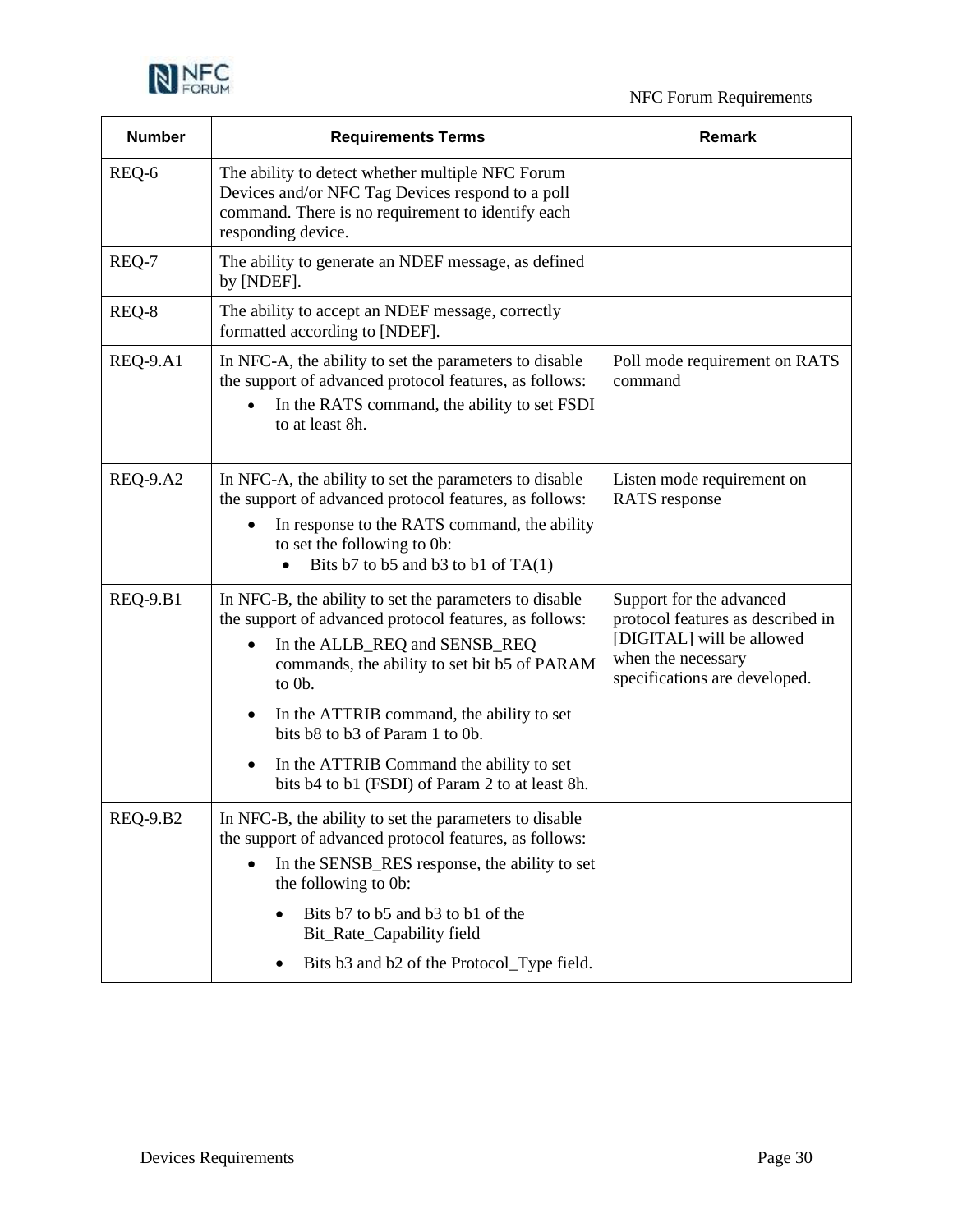| Number | Requirements Terms | Remark |
|---|---|---|
| REQ-6 | The ability to detect whether multiple NFC Forum Devices and/or NFC Tag Devices respond to a poll command. There is no requirement to identify each responding device. | |
| REQ-7 | The ability to generate an NDEF message, as defined by [NDEF]. | |
| REQ-8 | The ability to accept an NDEF message, correctly formatted according to [NDEF]. | |
| REQ-9.A1 | In NFC-A, the ability to set the parameters to disable the support of advanced protocol features, as follows:<br>• In the RATS command, the ability to set FSDI to at least 8h. | Poll mode requirement on RATS command |
| REQ-9.A2 | In NFC-A, the ability to set the parameters to disable the support of advanced protocol features, as follows:<br>• In response to the RATS command, the ability to set the following to 0b:<br>  ◦ Bits b7 to b5 and b3 to b1 of TA(1) | Listen mode requirement on RATS response |
| REQ-9.B1 | In NFC-B, the ability to set the parameters to disable the support of advanced protocol features, as follows:<br>• In the ALLB_REQ and SENSB_REQ commands, the ability to set bit b5 of PARAM to 0b.<br>• In the ATTRIB command, the ability to set bits b8 to b3 of Param 1 to 0b.<br>• In the ATTRIB Command the ability to set bits b4 to b1 (FSDI) of Param 2 to at least 8h. | Support for the advanced protocol features as described in [DIGITAL] will be allowed when the necessary specifications are developed. |
| REQ-9.B2 | In NFC-B, the ability to set the parameters to disable the support of advanced protocol features, as follows:<br>• In the SENSB_RES response, the ability to set the following to 0b:<br>  ◦ Bits b7 to b5 and b3 to b1 of the Bit_Rate_Capability field<br>  ◦ Bits b3 and b2 of the Protocol_Type field. | |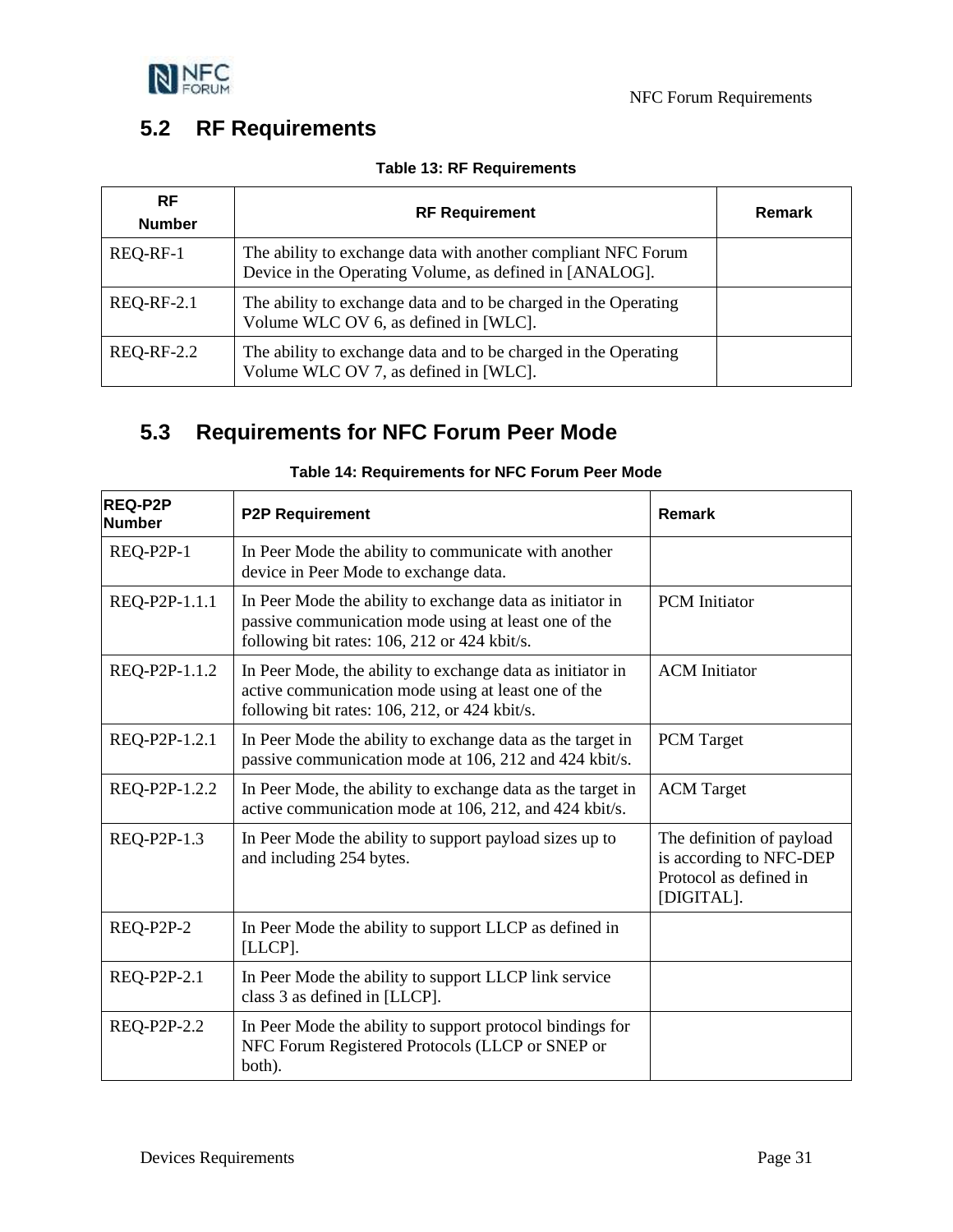## 5.2 RF Requirements

**Table 13: RF Requirements**

| RF Number | RF Requirement | Remark |
|---|---|---|
| REQ-RF-1 | The ability to exchange data with another compliant NFC Forum Device in the Operating Volume, as defined in [ANALOG]. | |
| REQ-RF-2.1 | The ability to exchange data and to be charged in the Operating Volume WLC OV 6, as defined in [WLC]. | |
| REQ-RF-2.2 | The ability to exchange data and to be charged in the Operating Volume WLC OV 7, as defined in [WLC]. | |

## 5.3 Requirements for NFC Forum Peer Mode

**Table 14: Requirements for NFC Forum Peer Mode**

| REQ-P2P Number | P2P Requirement | Remark |
|---|---|---|
| REQ-P2P-1 | In Peer Mode the ability to communicate with another device in Peer Mode to exchange data. | |
| REQ-P2P-1.1.1 | In Peer Mode the ability to exchange data as initiator in passive communication mode using at least one of the following bit rates: 106, 212 or 424 kbit/s. | PCM Initiator |
| REQ-P2P-1.1.2 | In Peer Mode, the ability to exchange data as initiator in active communication mode using at least one of the following bit rates: 106, 212, or 424 kbit/s. | ACM Initiator |
| REQ-P2P-1.2.1 | In Peer Mode the ability to exchange data as the target in passive communication mode at 106, 212 and 424 kbit/s. | PCM Target |
| REQ-P2P-1.2.2 | In Peer Mode, the ability to exchange data as the target in active communication mode at 106, 212, and 424 kbit/s. | ACM Target |
| REQ-P2P-1.3 | In Peer Mode the ability to support payload sizes up to and including 254 bytes. | The definition of payload is according to NFC-DEP Protocol as defined in [DIGITAL]. |
| REQ-P2P-2 | In Peer Mode the ability to support LLCP as defined in [LLCP]. | |
| REQ-P2P-2.1 | In Peer Mode the ability to support LLCP link service class 3 as defined in [LLCP]. | |
| REQ-P2P-2.2 | In Peer Mode the ability to support protocol bindings for NFC Forum Registered Protocols (LLCP or SNEP or both). | |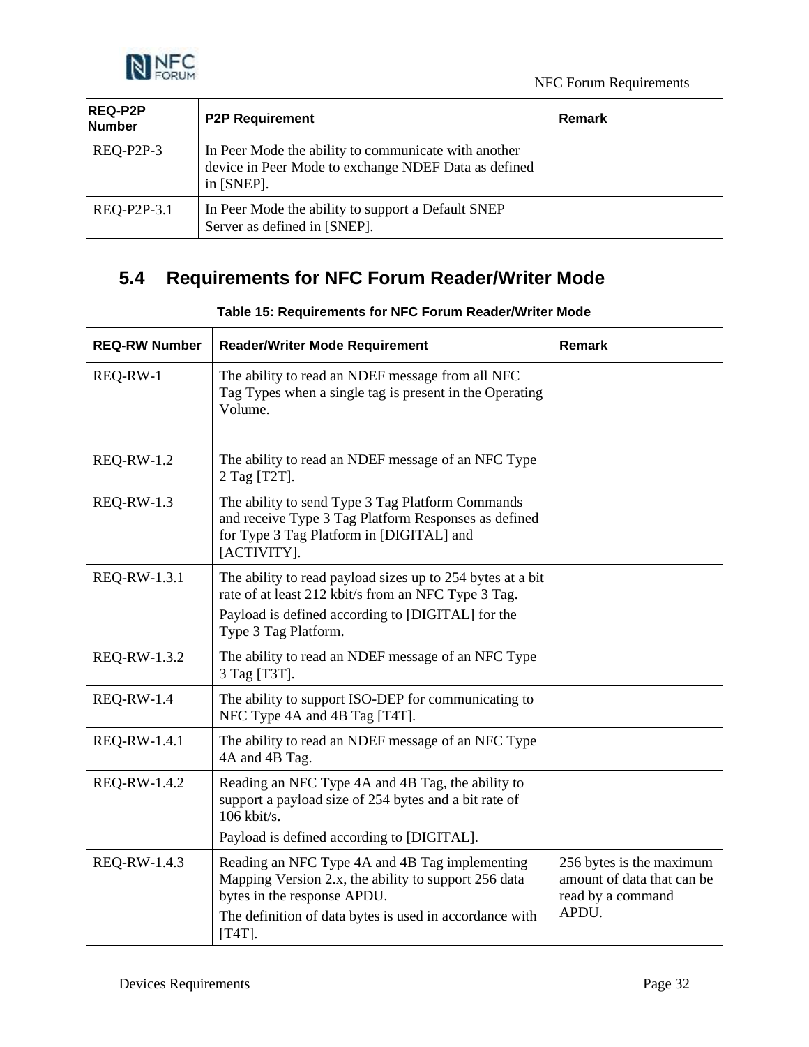| REQ-P2P Number | P2P Requirement | Remark |
|---|---|---|
| REQ-P2P-3 | In Peer Mode the ability to communicate with another device in Peer Mode to exchange NDEF Data as defined in [SNEP]. | |
| REQ-P2P-3.1 | In Peer Mode the ability to support a Default SNEP Server as defined in [SNEP]. | |

## 5.4 Requirements for NFC Forum Reader/Writer Mode

**Table 15: Requirements for NFC Forum Reader/Writer Mode**

| REQ-RW Number | Reader/Writer Mode Requirement | Remark |
|---|---|---|
| REQ-RW-1 | The ability to read an NDEF message from all NFC Tag Types when a single tag is present in the Operating Volume. | |
| | | |
| REQ-RW-1.2 | The ability to read an NDEF message of an NFC Type 2 Tag [T2T]. | |
| REQ-RW-1.3 | The ability to send Type 3 Tag Platform Commands and receive Type 3 Tag Platform Responses as defined for Type 3 Tag Platform in [DIGITAL] and [ACTIVITY]. | |
| REQ-RW-1.3.1 | The ability to read payload sizes up to 254 bytes at a bit rate of at least 212 kbit/s from an NFC Type 3 Tag.<br>Payload is defined according to [DIGITAL] for the Type 3 Tag Platform. | |
| REQ-RW-1.3.2 | The ability to read an NDEF message of an NFC Type 3 Tag [T3T]. | |
| REQ-RW-1.4 | The ability to support ISO-DEP for communicating to NFC Type 4A and 4B Tag [T4T]. | |
| REQ-RW-1.4.1 | The ability to read an NDEF message of an NFC Type 4A and 4B Tag. | |
| REQ-RW-1.4.2 | Reading an NFC Type 4A and 4B Tag, the ability to support a payload size of 254 bytes and a bit rate of 106 kbit/s.<br>Payload is defined according to [DIGITAL]. | |
| REQ-RW-1.4.3 | Reading an NFC Type 4A and 4B Tag implementing Mapping Version 2.x, the ability to support 256 data bytes in the response APDU.<br>The definition of data bytes is used in accordance with [T4T]. | 256 bytes is the maximum amount of data that can be read by a command APDU. |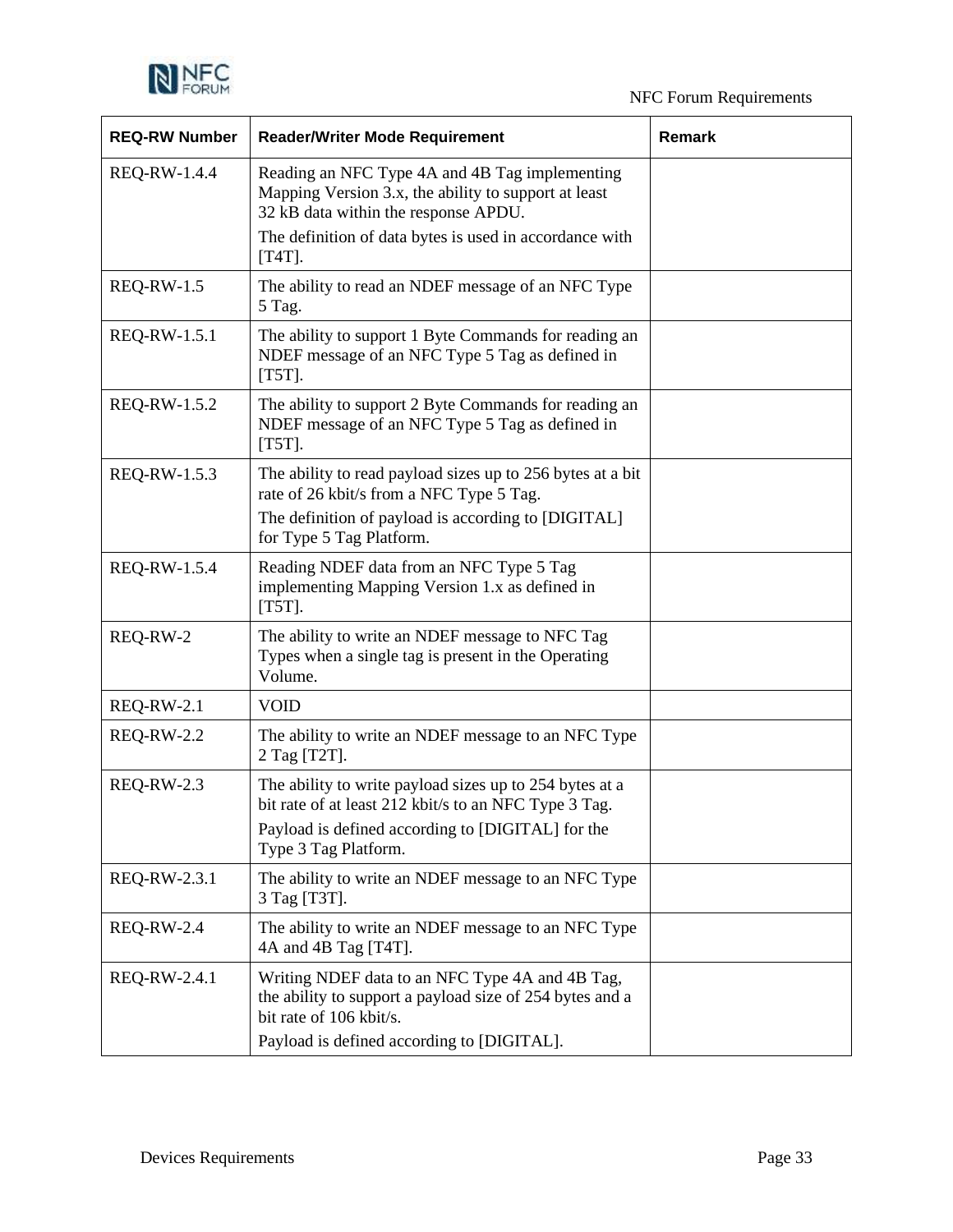| REQ-RW Number | Reader/Writer Mode Requirement | Remark |
|---|---|---|
| REQ-RW-1.4.4 | Reading an NFC Type 4A and 4B Tag implementing Mapping Version 3.x, the ability to support at least 32 kB data within the response APDU. The definition of data bytes is used in accordance with [T4T]. | |
| REQ-RW-1.5 | The ability to read an NDEF message of an NFC Type 5 Tag. | |
| REQ-RW-1.5.1 | The ability to support 1 Byte Commands for reading an NDEF message of an NFC Type 5 Tag as defined in [T5T]. | |
| REQ-RW-1.5.2 | The ability to support 2 Byte Commands for reading an NDEF message of an NFC Type 5 Tag as defined in [T5T]. | |
| REQ-RW-1.5.3 | The ability to read payload sizes up to 256 bytes at a bit rate of 26 kbit/s from a NFC Type 5 Tag. The definition of payload is according to [DIGITAL] for Type 5 Tag Platform. | |
| REQ-RW-1.5.4 | Reading NDEF data from an NFC Type 5 Tag implementing Mapping Version 1.x as defined in [T5T]. | |
| REQ-RW-2 | The ability to write an NDEF message to NFC Tag Types when a single tag is present in the Operating Volume. | |
| REQ-RW-2.1 | VOID | |
| REQ-RW-2.2 | The ability to write an NDEF message to an NFC Type 2 Tag [T2T]. | |
| REQ-RW-2.3 | The ability to write payload sizes up to 254 bytes at a bit rate of at least 212 kbit/s to an NFC Type 3 Tag. Payload is defined according to [DIGITAL] for the Type 3 Tag Platform. | |
| REQ-RW-2.3.1 | The ability to write an NDEF message to an NFC Type 3 Tag [T3T]. | |
| REQ-RW-2.4 | The ability to write an NDEF message to an NFC Type 4A and 4B Tag [T4T]. | |
| REQ-RW-2.4.1 | Writing NDEF data to an NFC Type 4A and 4B Tag, the ability to support a payload size of 254 bytes and a bit rate of 106 kbit/s. Payload is defined according to [DIGITAL]. | |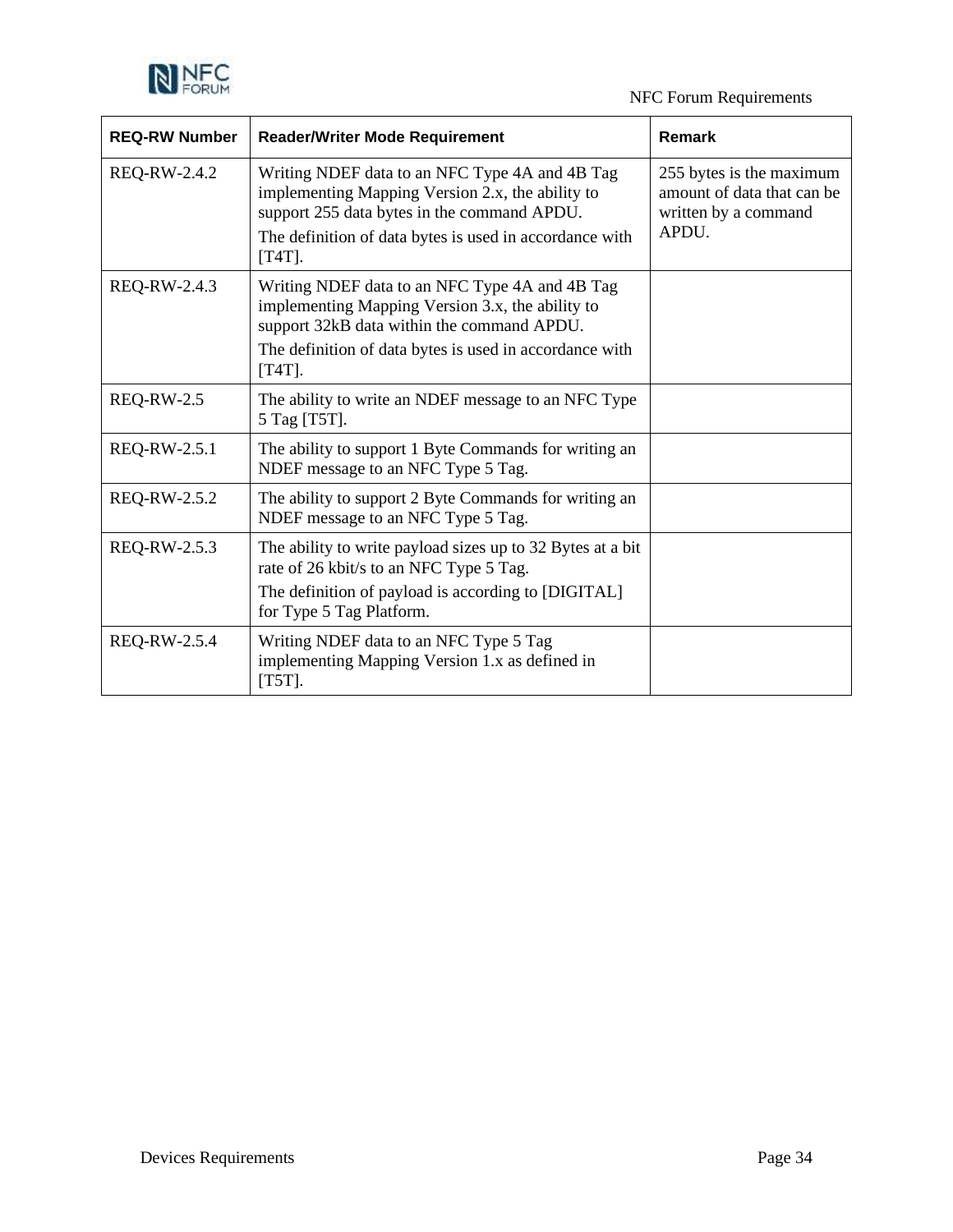| REQ-RW Number | Reader/Writer Mode Requirement | Remark |
|---|---|---|
| REQ-RW-2.4.2 | Writing NDEF data to an NFC Type 4A and 4B Tag implementing Mapping Version 2.x, the ability to support 255 data bytes in the command APDU.<br>The definition of data bytes is used in accordance with [T4T]. | 255 bytes is the maximum amount of data that can be written by a command APDU. |
| REQ-RW-2.4.3 | Writing NDEF data to an NFC Type 4A and 4B Tag implementing Mapping Version 3.x, the ability to support 32kB data within the command APDU.<br>The definition of data bytes is used in accordance with [T4T]. | |
| REQ-RW-2.5 | The ability to write an NDEF message to an NFC Type 5 Tag [T5T]. | |
| REQ-RW-2.5.1 | The ability to support 1 Byte Commands for writing an NDEF message to an NFC Type 5 Tag. | |
| REQ-RW-2.5.2 | The ability to support 2 Byte Commands for writing an NDEF message to an NFC Type 5 Tag. | |
| REQ-RW-2.5.3 | The ability to write payload sizes up to 32 Bytes at a bit rate of 26 kbit/s to an NFC Type 5 Tag.<br>The definition of payload is according to [DIGITAL] for Type 5 Tag Platform. | |
| REQ-RW-2.5.4 | Writing NDEF data to an NFC Type 5 Tag implementing Mapping Version 1.x as defined in [T5T]. | |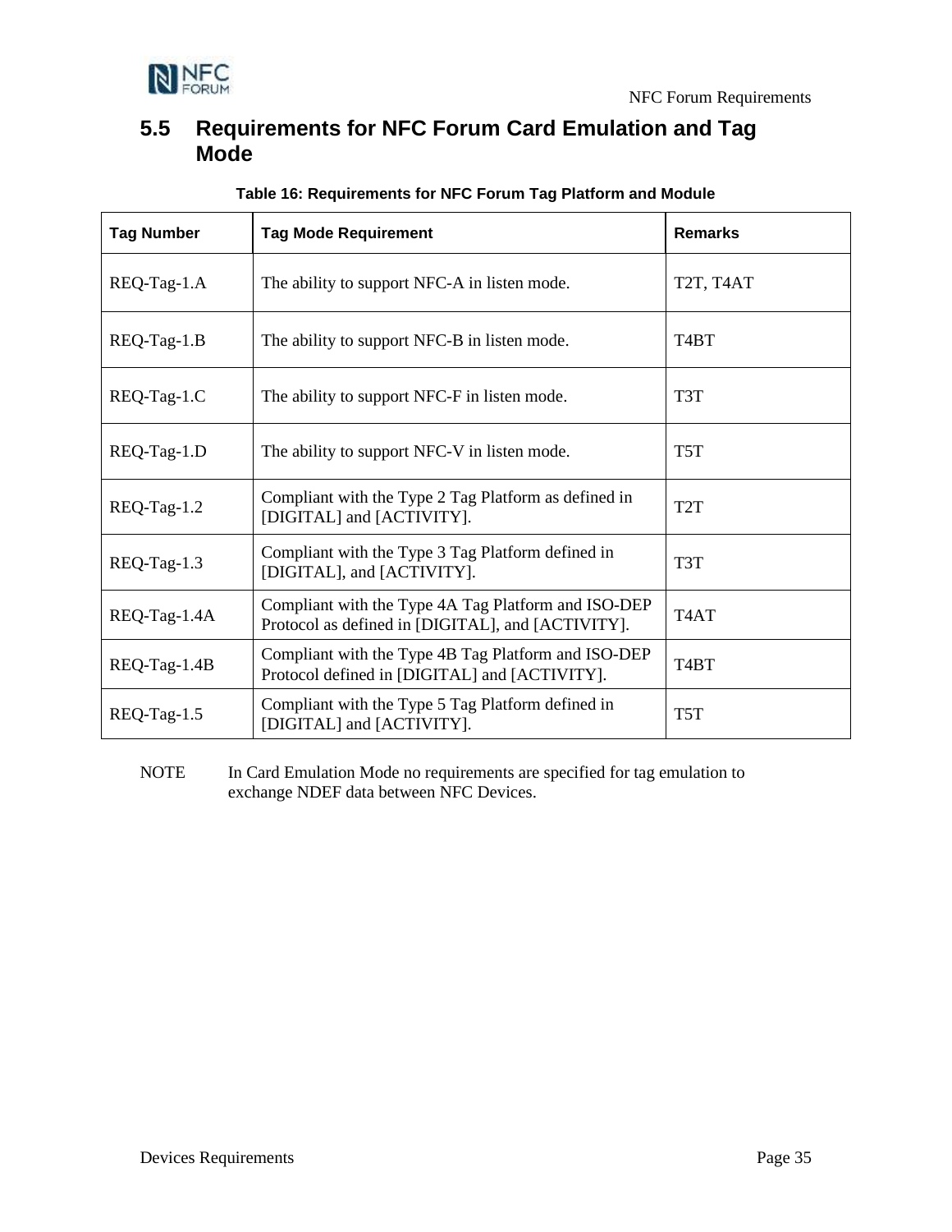## 5.5 Requirements for NFC Forum Card Emulation and Tag Mode

**Table 16: Requirements for NFC Forum Tag Platform and Module**

| Tag Number | Tag Mode Requirement | Remarks |
|---|---|---|
| REQ-Tag-1.A | The ability to support NFC-A in listen mode. | T2T, T4AT |
| REQ-Tag-1.B | The ability to support NFC-B in listen mode. | T4BT |
| REQ-Tag-1.C | The ability to support NFC-F in listen mode. | T3T |
| REQ-Tag-1.D | The ability to support NFC-V in listen mode. | T5T |
| REQ-Tag-1.2 | Compliant with the Type 2 Tag Platform as defined in [DIGITAL] and [ACTIVITY]. | T2T |
| REQ-Tag-1.3 | Compliant with the Type 3 Tag Platform defined in [DIGITAL], and [ACTIVITY]. | T3T |
| REQ-Tag-1.4A | Compliant with the Type 4A Tag Platform and ISO-DEP Protocol as defined in [DIGITAL], and [ACTIVITY]. | T4AT |
| REQ-Tag-1.4B | Compliant with the Type 4B Tag Platform and ISO-DEP Protocol defined in [DIGITAL] and [ACTIVITY]. | T4BT |
| REQ-Tag-1.5 | Compliant with the Type 5 Tag Platform defined in [DIGITAL] and [ACTIVITY]. | T5T |

NOTE In Card Emulation Mode no requirements are specified for tag emulation to exchange NDEF data between NFC Devices.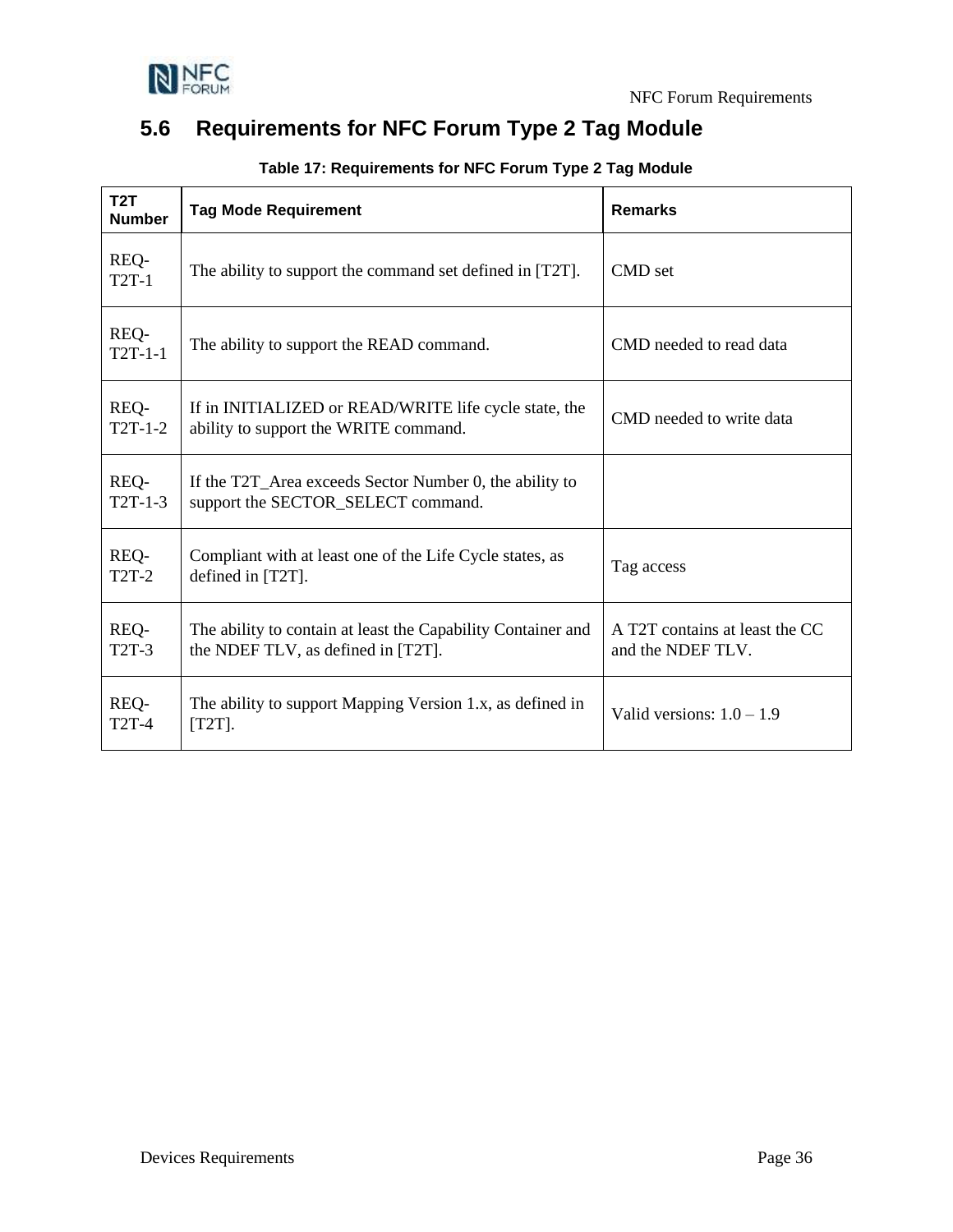## 5.6 Requirements for NFC Forum Type 2 Tag Module

**Table 17: Requirements for NFC Forum Type 2 Tag Module**

| T2T Number | Tag Mode Requirement | Remarks |
|---|---|---|
| REQ-T2T-1 | The ability to support the command set defined in [T2T]. | CMD set |
| REQ-T2T-1-1 | The ability to support the READ command. | CMD needed to read data |
| REQ-T2T-1-2 | If in INITIALIZED or READ/WRITE life cycle state, the ability to support the WRITE command. | CMD needed to write data |
| REQ-T2T-1-3 | If the T2T_Area exceeds Sector Number 0, the ability to support the SECTOR_SELECT command. | |
| REQ-T2T-2 | Compliant with at least one of the Life Cycle states, as defined in [T2T]. | Tag access |
| REQ-T2T-3 | The ability to contain at least the Capability Container and the NDEF TLV, as defined in [T2T]. | A T2T contains at least the CC and the NDEF TLV. |
| REQ-T2T-4 | The ability to support Mapping Version 1.x, as defined in [T2T]. | Valid versions: 1.0 – 1.9 |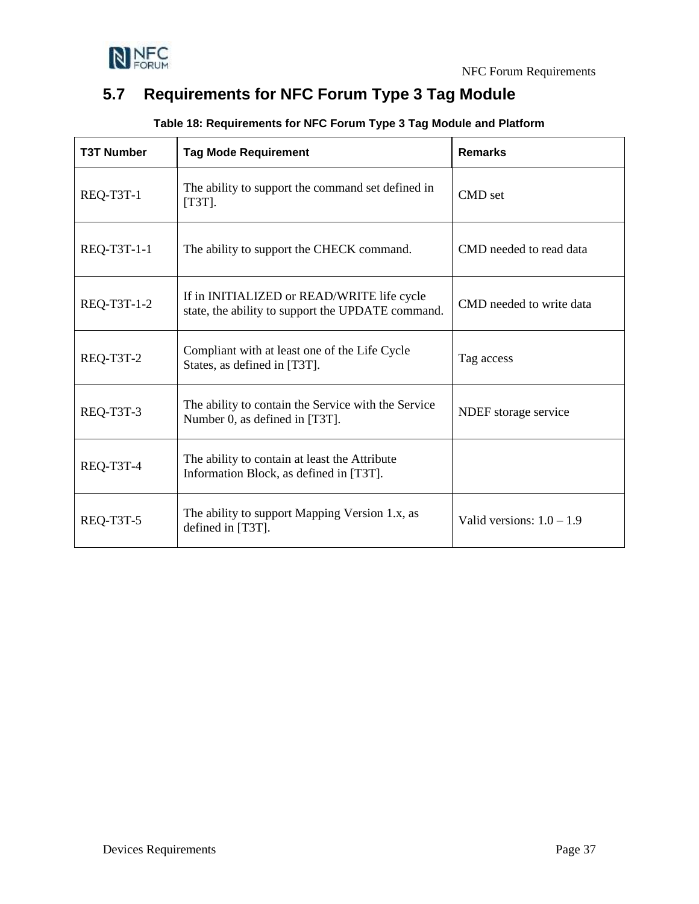## 5.7 Requirements for NFC Forum Type 3 Tag Module

**Table 18: Requirements for NFC Forum Type 3 Tag Module and Platform**

| T3T Number | Tag Mode Requirement | Remarks |
|---|---|---|
| REQ-T3T-1 | The ability to support the command set defined in [T3T]. | CMD set |
| REQ-T3T-1-1 | The ability to support the CHECK command. | CMD needed to read data |
| REQ-T3T-1-2 | If in INITIALIZED or READ/WRITE life cycle state, the ability to support the UPDATE command. | CMD needed to write data |
| REQ-T3T-2 | Compliant with at least one of the Life Cycle States, as defined in [T3T]. | Tag access |
| REQ-T3T-3 | The ability to contain the Service with the Service Number 0, as defined in [T3T]. | NDEF storage service |
| REQ-T3T-4 | The ability to contain at least the Attribute Information Block, as defined in [T3T]. | |
| REQ-T3T-5 | The ability to support Mapping Version 1.x, as defined in [T3T]. | Valid versions: 1.0 – 1.9 |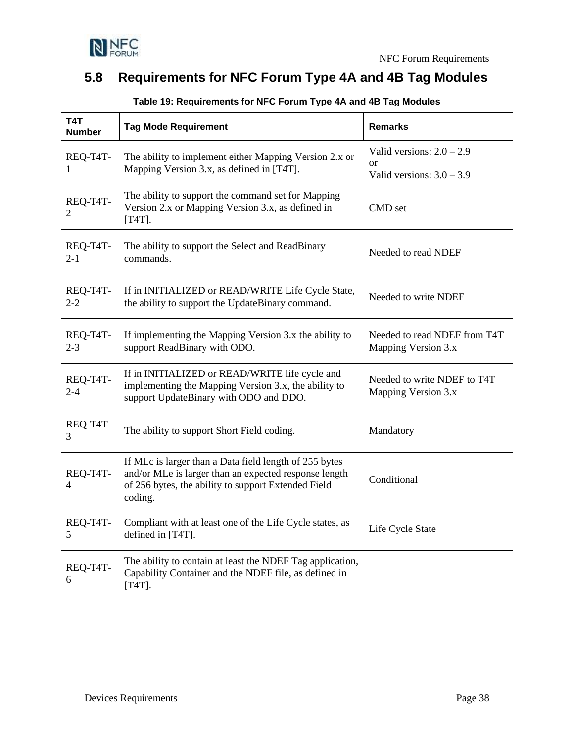## 5.8 Requirements for NFC Forum Type 4A and 4B Tag Modules

**Table 19: Requirements for NFC Forum Type 4A and 4B Tag Modules**

| T4T Number | Tag Mode Requirement | Remarks |
|---|---|---|
| REQ-T4T-1 | The ability to implement either Mapping Version 2.x or Mapping Version 3.x, as defined in [T4T]. | Valid versions: 2.0 – 2.9<br>or<br>Valid versions: 3.0 – 3.9 |
| REQ-T4T-2 | The ability to support the command set for Mapping Version 2.x or Mapping Version 3.x, as defined in [T4T]. | CMD set |
| REQ-T4T-2-1 | The ability to support the Select and ReadBinary commands. | Needed to read NDEF |
| REQ-T4T-2-2 | If in INITIALIZED or READ/WRITE Life Cycle State, the ability to support the UpdateBinary command. | Needed to write NDEF |
| REQ-T4T-2-3 | If implementing the Mapping Version 3.x the ability to support ReadBinary with ODO. | Needed to read NDEF from T4T Mapping Version 3.x |
| REQ-T4T-2-4 | If in INITIALIZED or READ/WRITE life cycle and implementing the Mapping Version 3.x, the ability to support UpdateBinary with ODO and DDO. | Needed to write NDEF to T4T Mapping Version 3.x |
| REQ-T4T-3 | The ability to support Short Field coding. | Mandatory |
| REQ-T4T-4 | If MLc is larger than a Data field length of 255 bytes and/or MLe is larger than an expected response length of 256 bytes, the ability to support Extended Field coding. | Conditional |
| REQ-T4T-5 | Compliant with at least one of the Life Cycle states, as defined in [T4T]. | Life Cycle State |
| REQ-T4T-6 | The ability to contain at least the NDEF Tag application, Capability Container and the NDEF file, as defined in [T4T]. | |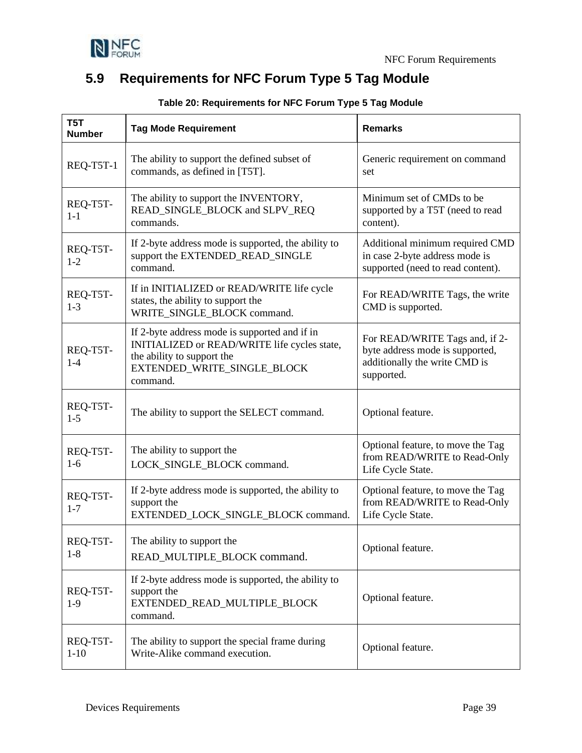## 5.9 Requirements for NFC Forum Type 5 Tag Module

**Table 20: Requirements for NFC Forum Type 5 Tag Module**

| T5T Number | Tag Mode Requirement | Remarks |
|---|---|---|
| REQ-T5T-1 | The ability to support the defined subset of commands, as defined in [T5T]. | Generic requirement on command set |
| REQ-T5T-1-1 | The ability to support the INVENTORY, READ_SINGLE_BLOCK and SLPV_REQ commands. | Minimum set of CMDs to be supported by a T5T (need to read content). |
| REQ-T5T-1-2 | If 2-byte address mode is supported, the ability to support the EXTENDED_READ_SINGLE command. | Additional minimum required CMD in case 2-byte address mode is supported (need to read content). |
| REQ-T5T-1-3 | If in INITIALIZED or READ/WRITE life cycle states, the ability to support the WRITE_SINGLE_BLOCK command. | For READ/WRITE Tags, the write CMD is supported. |
| REQ-T5T-1-4 | If 2-byte address mode is supported and if in INITIALIZED or READ/WRITE life cycles state, the ability to support the EXTENDED_WRITE_SINGLE_BLOCK command. | For READ/WRITE Tags and, if 2-byte address mode is supported, additionally the write CMD is supported. |
| REQ-T5T-1-5 | The ability to support the SELECT command. | Optional feature. |
| REQ-T5T-1-6 | The ability to support the LOCK_SINGLE_BLOCK command. | Optional feature, to move the Tag from READ/WRITE to Read-Only Life Cycle State. |
| REQ-T5T-1-7 | If 2-byte address mode is supported, the ability to support the EXTENDED_LOCK_SINGLE_BLOCK command. | Optional feature, to move the Tag from READ/WRITE to Read-Only Life Cycle State. |
| REQ-T5T-1-8 | The ability to support the READ_MULTIPLE_BLOCK command. | Optional feature. |
| REQ-T5T-1-9 | If 2-byte address mode is supported, the ability to support the EXTENDED_READ_MULTIPLE_BLOCK command. | Optional feature. |
| REQ-T5T-1-10 | The ability to support the special frame during Write-Alike command execution. | Optional feature. |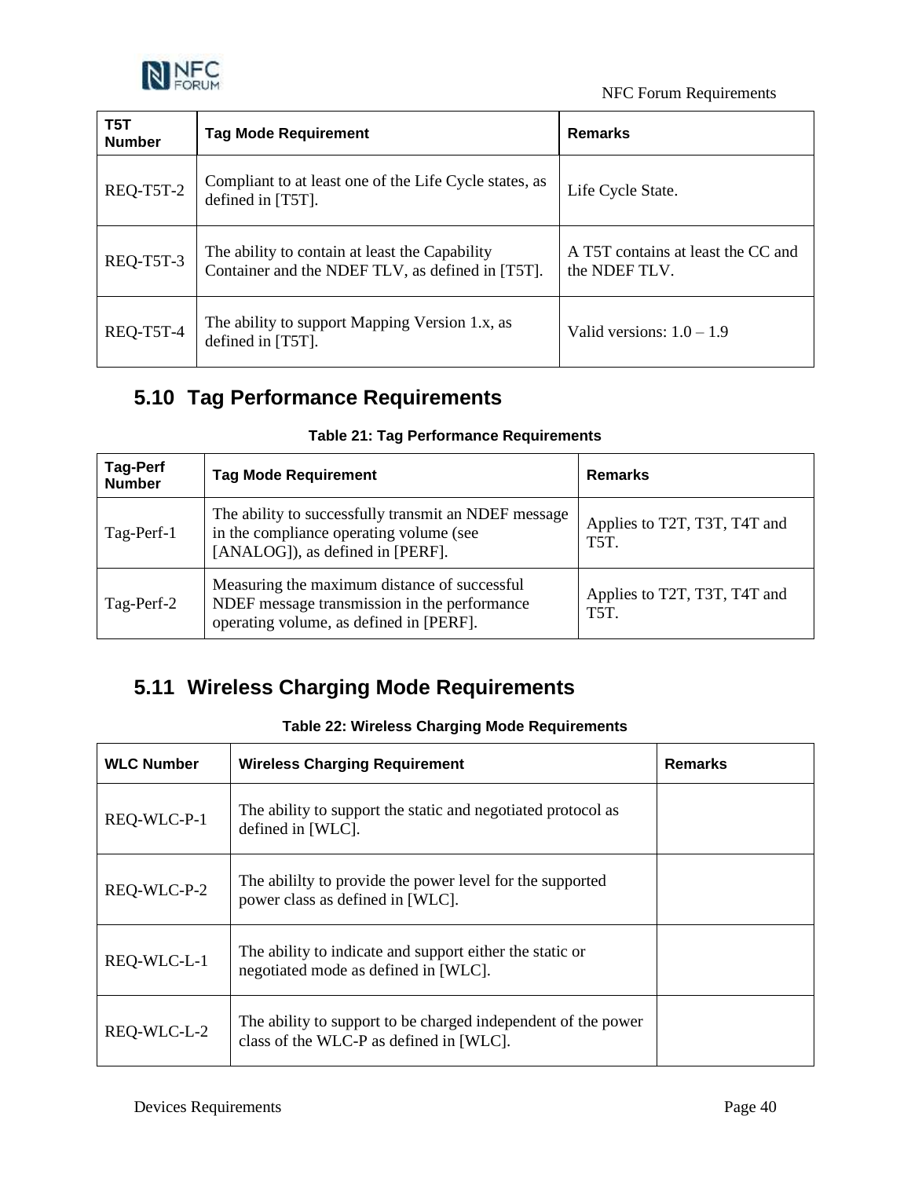| T5T Number | Tag Mode Requirement | Remarks |
|---|---|---|
| REQ-T5T-2 | Compliant to at least one of the Life Cycle states, as defined in [T5T]. | Life Cycle State. |
| REQ-T5T-3 | The ability to contain at least the Capability Container and the NDEF TLV, as defined in [T5T]. | A T5T contains at least the CC and the NDEF TLV. |
| REQ-T5T-4 | The ability to support Mapping Version 1.x, as defined in [T5T]. | Valid versions: 1.0 – 1.9 |

## 5.10 Tag Performance Requirements

**Table 21: Tag Performance Requirements**

| Tag-Perf Number | Tag Mode Requirement | Remarks |
|---|---|---|
| Tag-Perf-1 | The ability to successfully transmit an NDEF message in the compliance operating volume (see [ANALOG]), as defined in [PERF]. | Applies to T2T, T3T, T4T and T5T. |
| Tag-Perf-2 | Measuring the maximum distance of successful NDEF message transmission in the performance operating volume, as defined in [PERF]. | Applies to T2T, T3T, T4T and T5T. |

## 5.11 Wireless Charging Mode Requirements

**Table 22: Wireless Charging Mode Requirements**

| WLC Number | Wireless Charging Requirement | Remarks |
|---|---|---|
| REQ-WLC-P-1 | The ability to support the static and negotiated protocol as defined in [WLC]. | |
| REQ-WLC-P-2 | The abililty to provide the power level for the supported power class as defined in [WLC]. | |
| REQ-WLC-L-1 | The ability to indicate and support either the static or negotiated mode as defined in [WLC]. | |
| REQ-WLC-L-2 | The ability to support to be charged independent of the power class of the WLC-P as defined in [WLC]. | |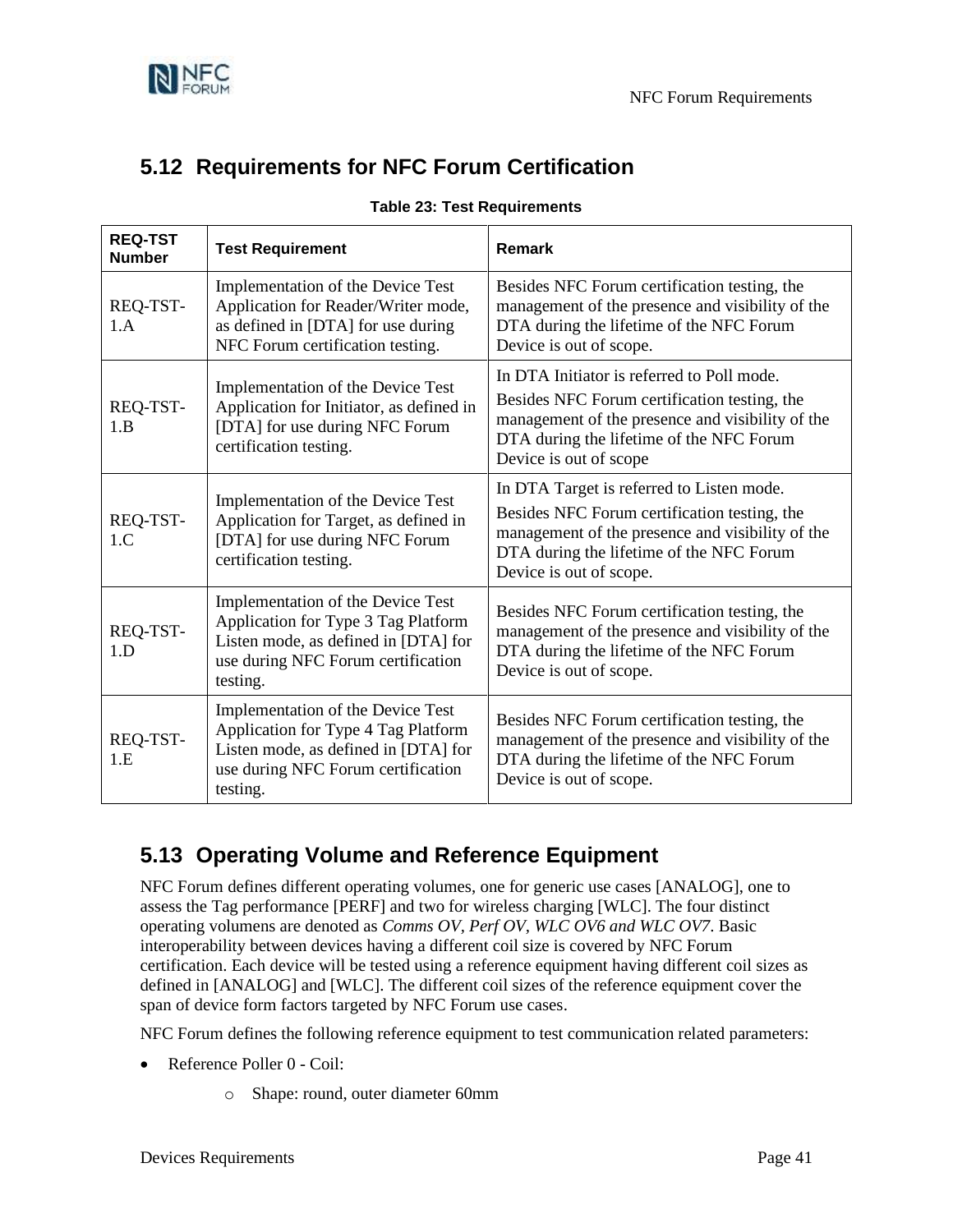## 5.12 Requirements for NFC Forum Certification

**Table 23: Test Requirements**

| REQ-TST Number | Test Requirement | Remark |
|---|---|---|
| REQ-TST-1.A | Implementation of the Device Test Application for Reader/Writer mode, as defined in [DTA] for use during NFC Forum certification testing. | Besides NFC Forum certification testing, the management of the presence and visibility of the DTA during the lifetime of the NFC Forum Device is out of scope. |
| REQ-TST-1.B | Implementation of the Device Test Application for Initiator, as defined in [DTA] for use during NFC Forum certification testing. | In DTA Initiator is referred to Poll mode.<br>Besides NFC Forum certification testing, the management of the presence and visibility of the DTA during the lifetime of the NFC Forum Device is out of scope |
| REQ-TST-1.C | Implementation of the Device Test Application for Target, as defined in [DTA] for use during NFC Forum certification testing. | In DTA Target is referred to Listen mode.<br>Besides NFC Forum certification testing, the management of the presence and visibility of the DTA during the lifetime of the NFC Forum Device is out of scope. |
| REQ-TST-1.D | Implementation of the Device Test Application for Type 3 Tag Platform Listen mode, as defined in [DTA] for use during NFC Forum certification testing. | Besides NFC Forum certification testing, the management of the presence and visibility of the DTA during the lifetime of the NFC Forum Device is out of scope. |
| REQ-TST-1.E | Implementation of the Device Test Application for Type 4 Tag Platform Listen mode, as defined in [DTA] for use during NFC Forum certification testing. | Besides NFC Forum certification testing, the management of the presence and visibility of the DTA during the lifetime of the NFC Forum Device is out of scope. |

## 5.13 Operating Volume and Reference Equipment

NFC Forum defines different operating volumes, one for generic use cases [ANALOG], one to assess the Tag performance [PERF] and two for wireless charging [WLC]. The four distinct operating volumens are denoted as *Comms OV, Perf OV, WLC OV6 and WLC OV7*. Basic interoperability between devices having a different coil size is covered by NFC Forum certification. Each device will be tested using a reference equipment having different coil sizes as defined in [ANALOG] and [WLC]. The different coil sizes of the reference equipment cover the span of device form factors targeted by NFC Forum use cases.

NFC Forum defines the following reference equipment to test communication related parameters:

- Reference Poller 0 - Coil:
  - Shape: round, outer diameter 60mm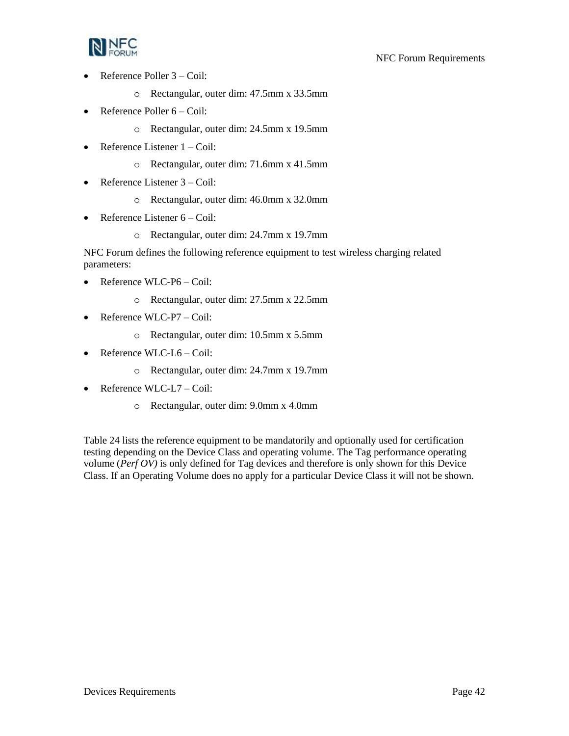- Reference Poller 3 – Coil:
  - Rectangular, outer dim: 47.5mm x 33.5mm
- Reference Poller 6 – Coil:
  - Rectangular, outer dim: 24.5mm x 19.5mm
- Reference Listener 1 – Coil:
  - Rectangular, outer dim: 71.6mm x 41.5mm
- Reference Listener 3 – Coil:
  - Rectangular, outer dim: 46.0mm x 32.0mm
- Reference Listener 6 – Coil:
  - Rectangular, outer dim: 24.7mm x 19.7mm

NFC Forum defines the following reference equipment to test wireless charging related parameters:

- Reference WLC-P6 – Coil:
  - Rectangular, outer dim: 27.5mm x 22.5mm
- Reference WLC-P7 – Coil:
  - Rectangular, outer dim: 10.5mm x 5.5mm
- Reference WLC-L6 – Coil:
  - Rectangular, outer dim: 24.7mm x 19.7mm
- Reference WLC-L7 – Coil:
  - Rectangular, outer dim: 9.0mm x 4.0mm

Table 24 lists the reference equipment to be mandatorily and optionally used for certification testing depending on the Device Class and operating volume. The Tag performance operating volume (*Perf OV)* is only defined for Tag devices and therefore is only shown for this Device Class. If an Operating Volume does no apply for a particular Device Class it will not be shown.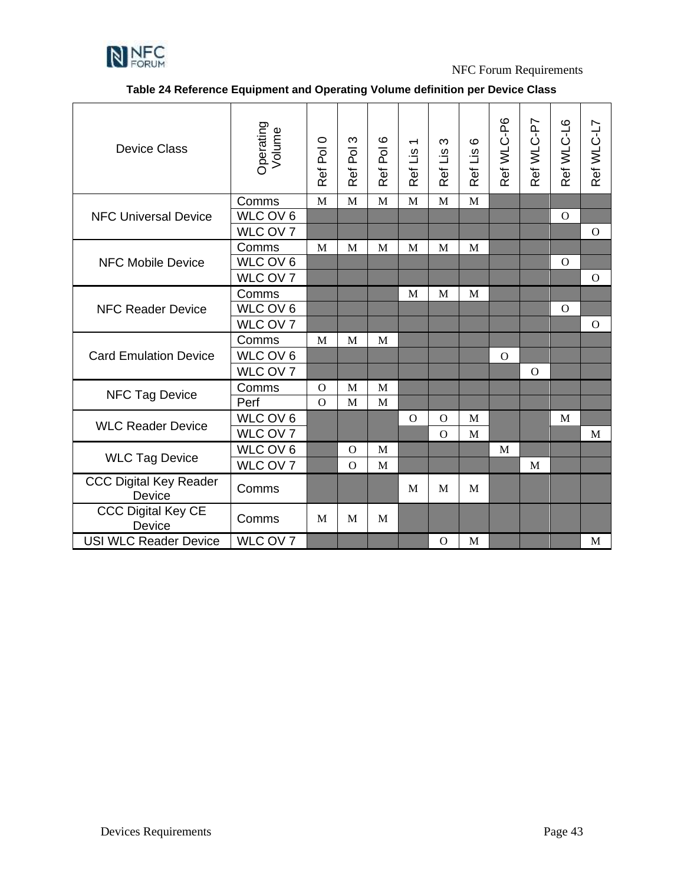**Table 24 Reference Equipment and Operating Volume definition per Device Class**

| Device Class | Operating Volume | Ref Pol 0 | Ref Pol 3 | Ref Pol 6 | Ref Lis 1 | Ref Lis 3 | Ref Lis 6 | Ref WLC-P6 | Ref WLC-P7 | Ref WLC-L6 | Ref WLC-L7 |
|---|---|---|---|---|---|---|---|---|---|---|---|
| NFC Universal Device | Comms | M | M | M | M | M | M | | | | |
| | WLC OV 6 | | | | | | | | | O | |
| | WLC OV 7 | | | | | | | | | | O |
| NFC Mobile Device | Comms | M | M | M | M | M | M | | | | |
| | WLC OV 6 | | | | | | | | | O | |
| | WLC OV 7 | | | | | | | | | | O |
| NFC Reader Device | Comms | | | | M | M | M | | | | |
| | WLC OV 6 | | | | | | | | | O | |
| | WLC OV 7 | | | | | | | | | | O |
| Card Emulation Device | Comms | M | M | M | | | | | | | |
| | WLC OV 6 | | | | | | | O | | | |
| | WLC OV 7 | | | | | | | | O | | |
| NFC Tag Device | Comms | O | M | M | | | | | | | |
| | Perf | O | M | M | | | | | | | |
| WLC Reader Device | WLC OV 6 | | | | O | O | M | | | M | |
| | WLC OV 7 | | | | | O | M | | | | M |
| WLC Tag Device | WLC OV 6 | | O | M | | | | M | | | |
| | WLC OV 7 | | O | M | | | | | M | | |
| CCC Digital Key Reader Device | Comms | | | | M | M | M | | | | |
| CCC Digital Key CE Device | Comms | M | M | M | | | | | | | |
| USI WLC Reader Device | WLC OV 7 | | | | | O | M | | | | M |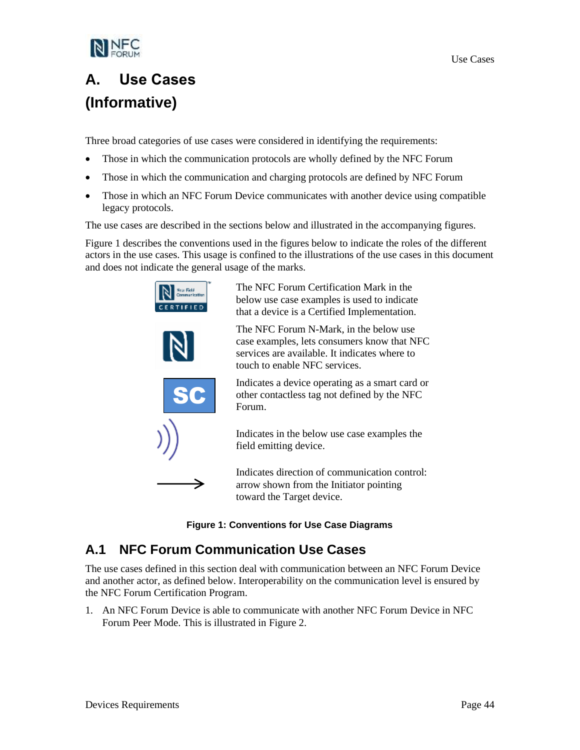# A. Use Cases (Informative)

Three broad categories of use cases were considered in identifying the requirements:

- Those in which the communication protocols are wholly defined by the NFC Forum
- Those in which the communication and charging protocols are defined by NFC Forum
- Those in which an NFC Forum Device communicates with another device using compatible legacy protocols.

The use cases are described in the sections below and illustrated in the accompanying figures.

Figure 1 describes the conventions used in the figures below to indicate the roles of the different actors in the use cases. This usage is confined to the illustrations of the use cases in this document and does not indicate the general usage of the marks.

| Symbol | Description |
|---|---|
| NFC Forum Certification Mark (N, Near Field Communication, CERTIFIED) | The NFC Forum Certification Mark in the below use case examples is used to indicate that a device is a Certified Implementation. |
| N-Mark | The NFC Forum N-Mark, in the below use case examples, lets consumers know that NFC services are available. It indicates where to touch to enable NFC services. |
| SC | Indicates a device operating as a smart card or other contactless tag not defined by the NFC Forum. |
| ))) | Indicates in the below use case examples the field emitting device. |
| → | Indicates direction of communication control: arrow shown from the Initiator pointing toward the Target device. |

**Figure 1: Conventions for Use Case Diagrams**

## A.1 NFC Forum Communication Use Cases

The use cases defined in this section deal with communication between an NFC Forum Device and another actor, as defined below. Interoperability on the communication level is ensured by the NFC Forum Certification Program.

1. An NFC Forum Device is able to communicate with another NFC Forum Device in NFC Forum Peer Mode. This is illustrated in Figure 2.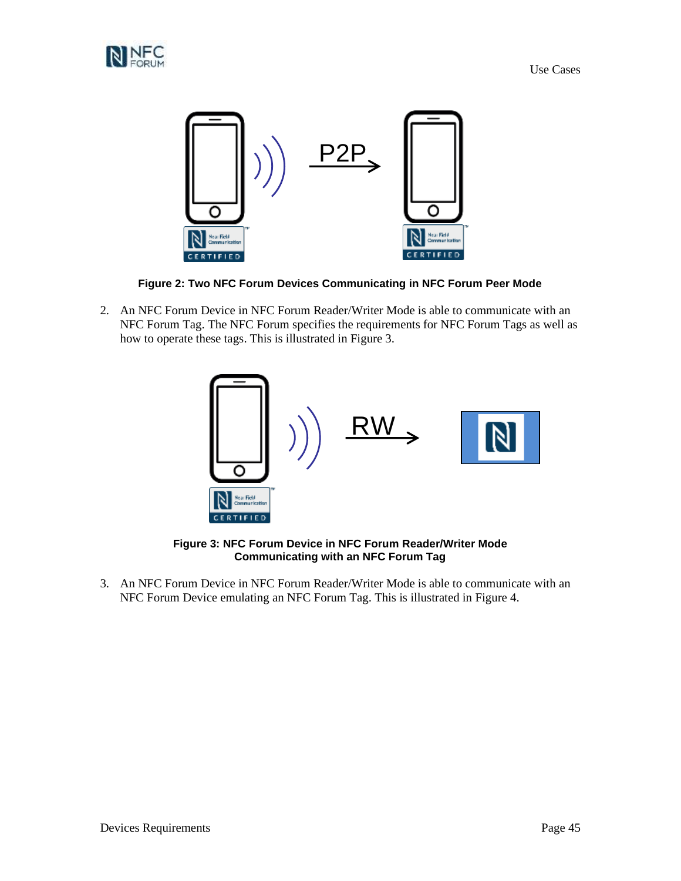**Figure 2: Two NFC Forum Devices Communicating in NFC Forum Peer Mode**

2. An NFC Forum Device in NFC Forum Reader/Writer Mode is able to communicate with an NFC Forum Tag. The NFC Forum specifies the requirements for NFC Forum Tags as well as how to operate these tags. This is illustrated in Figure 3.

**Figure 3: NFC Forum Device in NFC Forum Reader/Writer Mode Communicating with an NFC Forum Tag**

3. An NFC Forum Device in NFC Forum Reader/Writer Mode is able to communicate with an NFC Forum Device emulating an NFC Forum Tag. This is illustrated in Figure 4.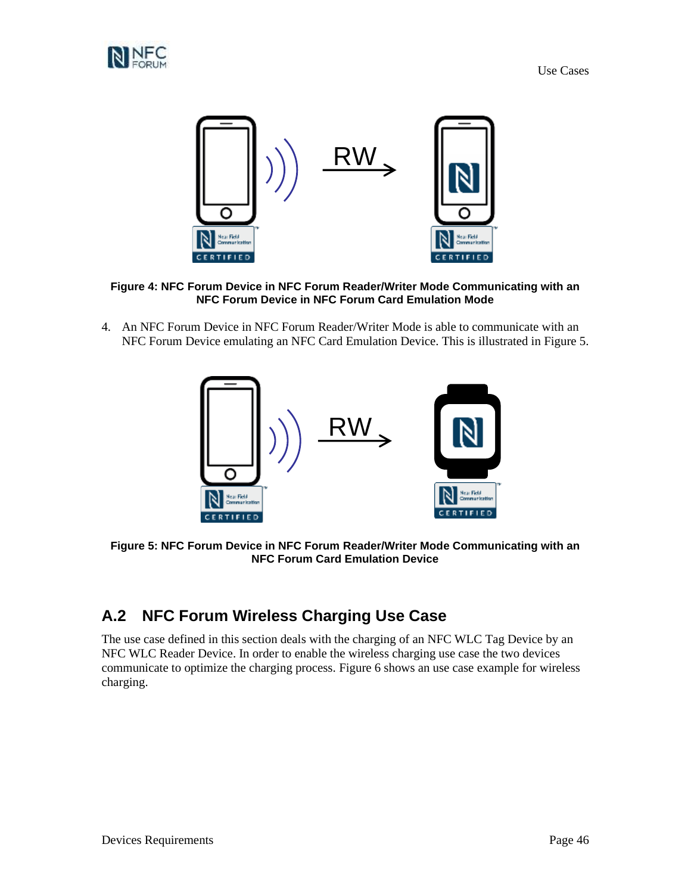**Figure 4: NFC Forum Device in NFC Forum Reader/Writer Mode Communicating with an NFC Forum Device in NFC Forum Card Emulation Mode**

4. An NFC Forum Device in NFC Forum Reader/Writer Mode is able to communicate with an NFC Forum Device emulating an NFC Card Emulation Device. This is illustrated in Figure 5.

**Figure 5: NFC Forum Device in NFC Forum Reader/Writer Mode Communicating with an NFC Forum Card Emulation Device**

## A.2 NFC Forum Wireless Charging Use Case

The use case defined in this section deals with the charging of an NFC WLC Tag Device by an NFC WLC Reader Device. In order to enable the wireless charging use case the two devices communicate to optimize the charging process. Figure 6 shows an use case example for wireless charging.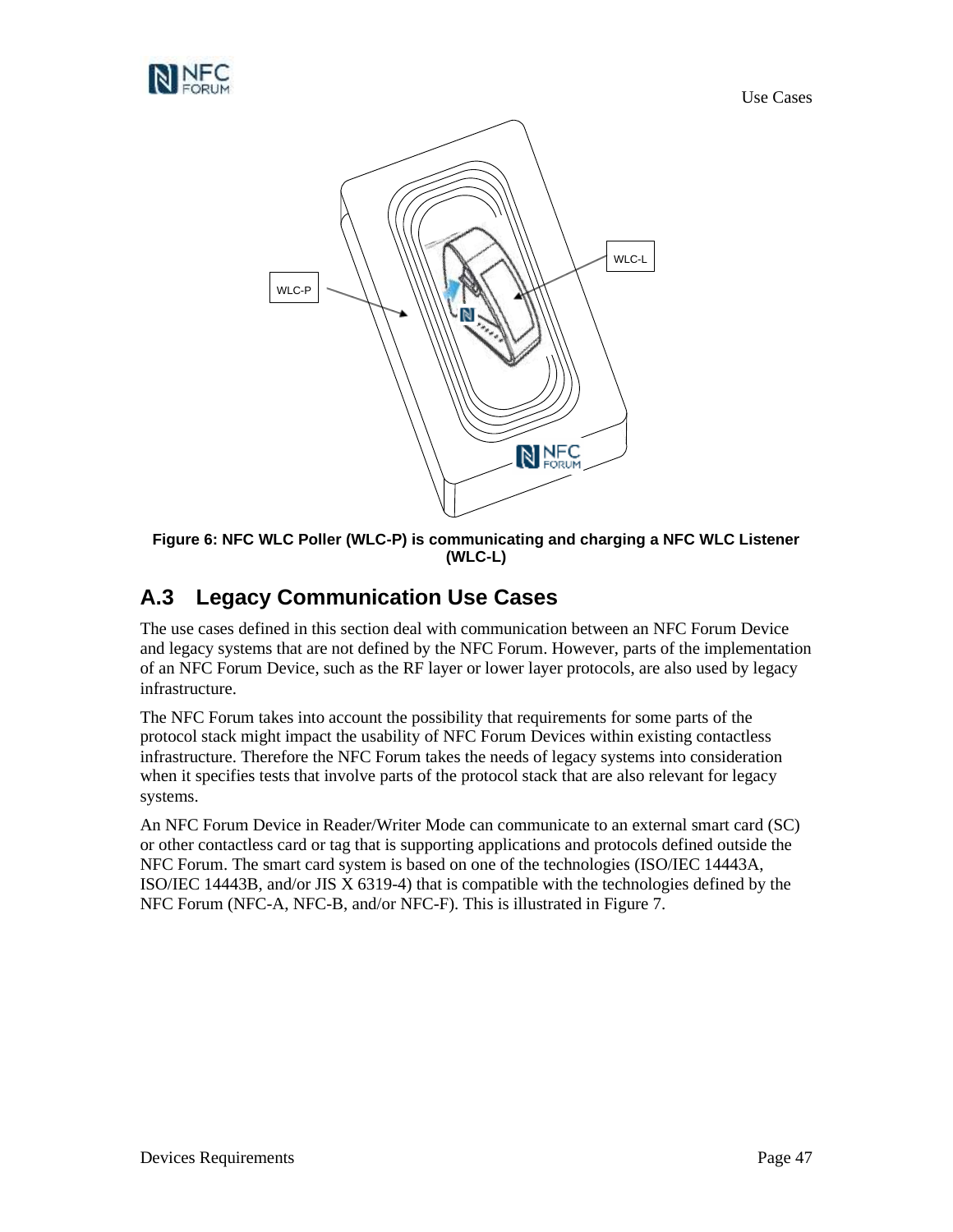Figure 6: NFC WLC Poller (WLC-P) is communicating and charging a NFC WLC Listener (WLC-L)

## A.3 Legacy Communication Use Cases

The use cases defined in this section deal with communication between an NFC Forum Device and legacy systems that are not defined by the NFC Forum. However, parts of the implementation of an NFC Forum Device, such as the RF layer or lower layer protocols, are also used by legacy infrastructure.

The NFC Forum takes into account the possibility that requirements for some parts of the protocol stack might impact the usability of NFC Forum Devices within existing contactless infrastructure. Therefore the NFC Forum takes the needs of legacy systems into consideration when it specifies tests that involve parts of the protocol stack that are also relevant for legacy systems.

An NFC Forum Device in Reader/Writer Mode can communicate to an external smart card (SC) or other contactless card or tag that is supporting applications and protocols defined outside the NFC Forum. The smart card system is based on one of the technologies (ISO/IEC 14443A, ISO/IEC 14443B, and/or JIS X 6319-4) that is compatible with the technologies defined by the NFC Forum (NFC-A, NFC-B, and/or NFC-F). This is illustrated in Figure 7.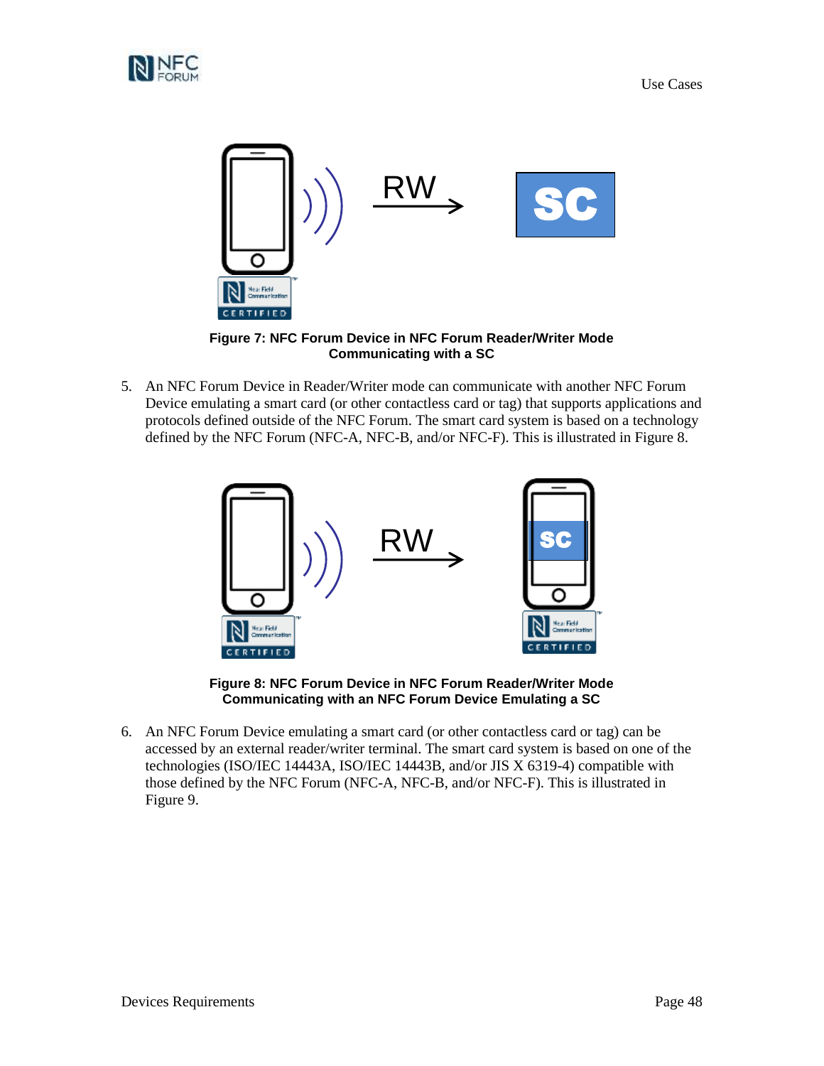**Figure 7: NFC Forum Device in NFC Forum Reader/Writer Mode Communicating with a SC**

5. An NFC Forum Device in Reader/Writer mode can communicate with another NFC Forum Device emulating a smart card (or other contactless card or tag) that supports applications and protocols defined outside of the NFC Forum. The smart card system is based on a technology defined by the NFC Forum (NFC-A, NFC-B, and/or NFC-F). This is illustrated in Figure 8.

**Figure 8: NFC Forum Device in NFC Forum Reader/Writer Mode Communicating with an NFC Forum Device Emulating a SC**

6. An NFC Forum Device emulating a smart card (or other contactless card or tag) can be accessed by an external reader/writer terminal. The smart card system is based on one of the technologies (ISO/IEC 14443A, ISO/IEC 14443B, and/or JIS X 6319-4) compatible with those defined by the NFC Forum (NFC-A, NFC-B, and/or NFC-F). This is illustrated in Figure 9.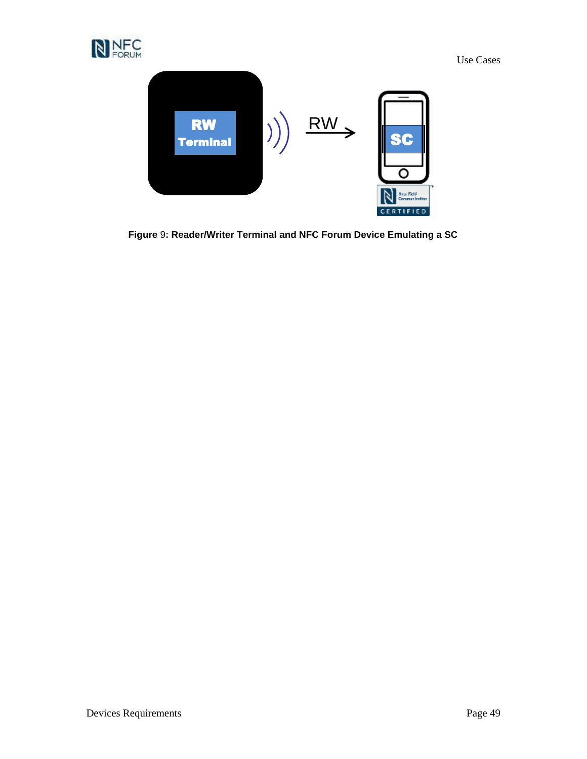Figure 9: Reader/Writer Terminal and NFC Forum Device Emulating a SC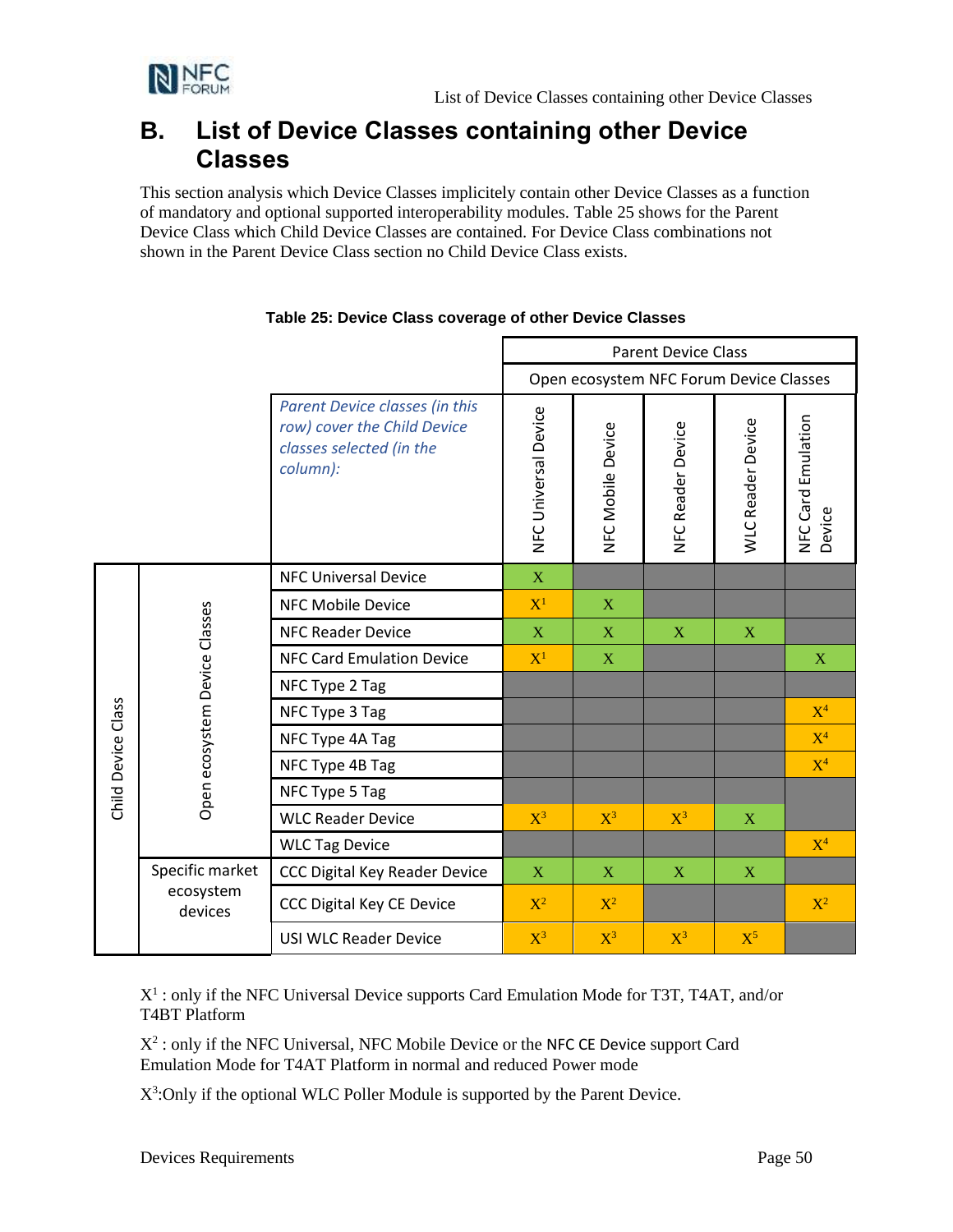# B. List of Device Classes containing other Device Classes

This section analysis which Device Classes implicitely contain other Device Classes as a function of mandatory and optional supported interoperability modules. Table 25 shows for the Parent Device Class which Child Device Classes are contained. For Device Class combinations not shown in the Parent Device Class section no Child Device Class exists.

**Table 25: Device Class coverage of other Device Classes**

| | | | Parent Device Class | | | | |
|---|---|---|---|---|---|---|---|
| | | | Open ecosystem NFC Forum Device Classes | | | | |
| | | *Parent Device classes (in this row) cover the Child Device classes selected (in the column):* | NFC Universal Device | NFC Mobile Device | NFC Reader Device | WLC Reader Device | NFC Card Emulation Device |
| Child Device Class | Open ecosystem Device Classes | NFC Universal Device | X | | | | |
| | | NFC Mobile Device | X[1] | X | | | |
| | | NFC Reader Device | X | X | X | X | |
| | | NFC Card Emulation Device | X[1] | X | | | X |
| | | NFC Type 2 Tag | | | | | |
| | | NFC Type 3 Tag | | | | | X[4] |
| | | NFC Type 4A Tag | | | | | X[4] |
| | | NFC Type 4B Tag | | | | | X[4] |
| | | NFC Type 5 Tag | | | | | |
| | | WLC Reader Device | X[3] | X[3] | X[3] | X | |
| | | WLC Tag Device | | | | | X[4] |
| | Specific market ecosystem devices | CCC Digital Key Reader Device | X | X | X | X | |
| | | CCC Digital Key CE Device | X[2] | X[2] | | | X[2] |
| | | USI WLC Reader Device | X[3] | X[3] | X[3] | X[5] | |

X[1] : only if the NFC Universal Device supports Card Emulation Mode for T3T, T4AT, and/or T4BT Platform

X[2] : only if the NFC Universal, NFC Mobile Device or the NFC CE Device support Card Emulation Mode for T4AT Platform in normal and reduced Power mode

X[3]:Only if the optional WLC Poller Module is supported by the Parent Device.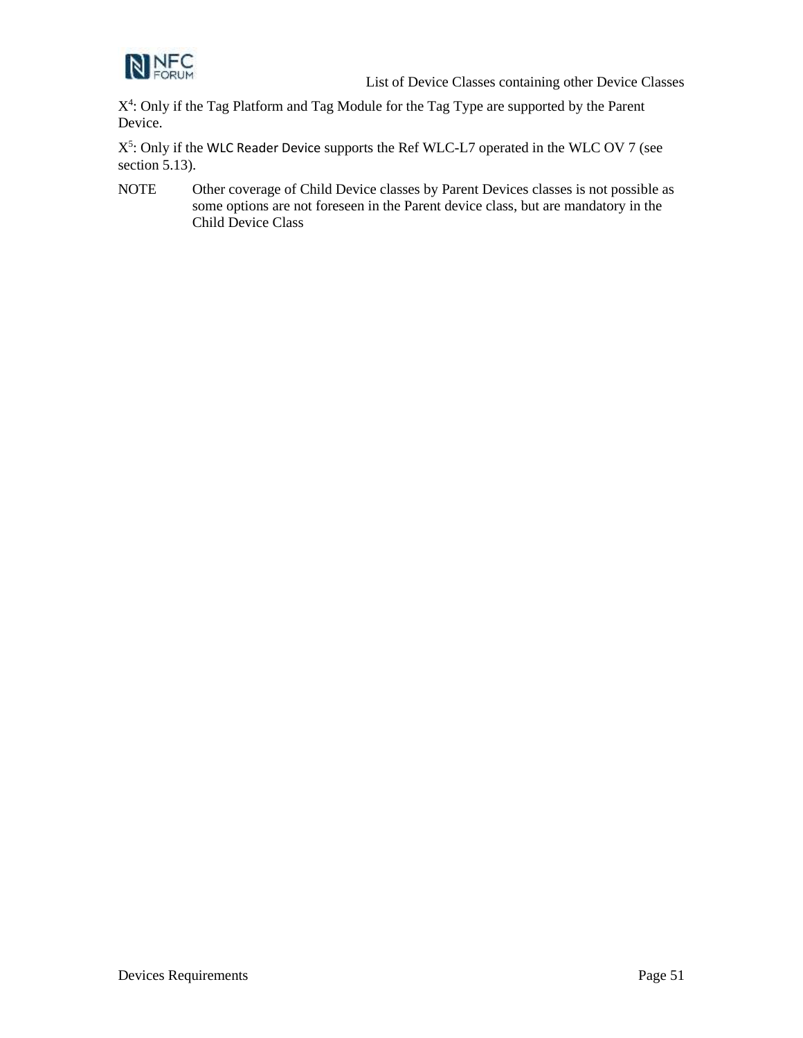X[4]: Only if the Tag Platform and Tag Module for the Tag Type are supported by the Parent Device.

X[5]: Only if the WLC Reader Device supports the Ref WLC-L7 operated in the WLC OV 7 (see section 5.13).

NOTE Other coverage of Child Device classes by Parent Devices classes is not possible as some options are not foreseen in the Parent device class, but are mandatory in the Child Device Class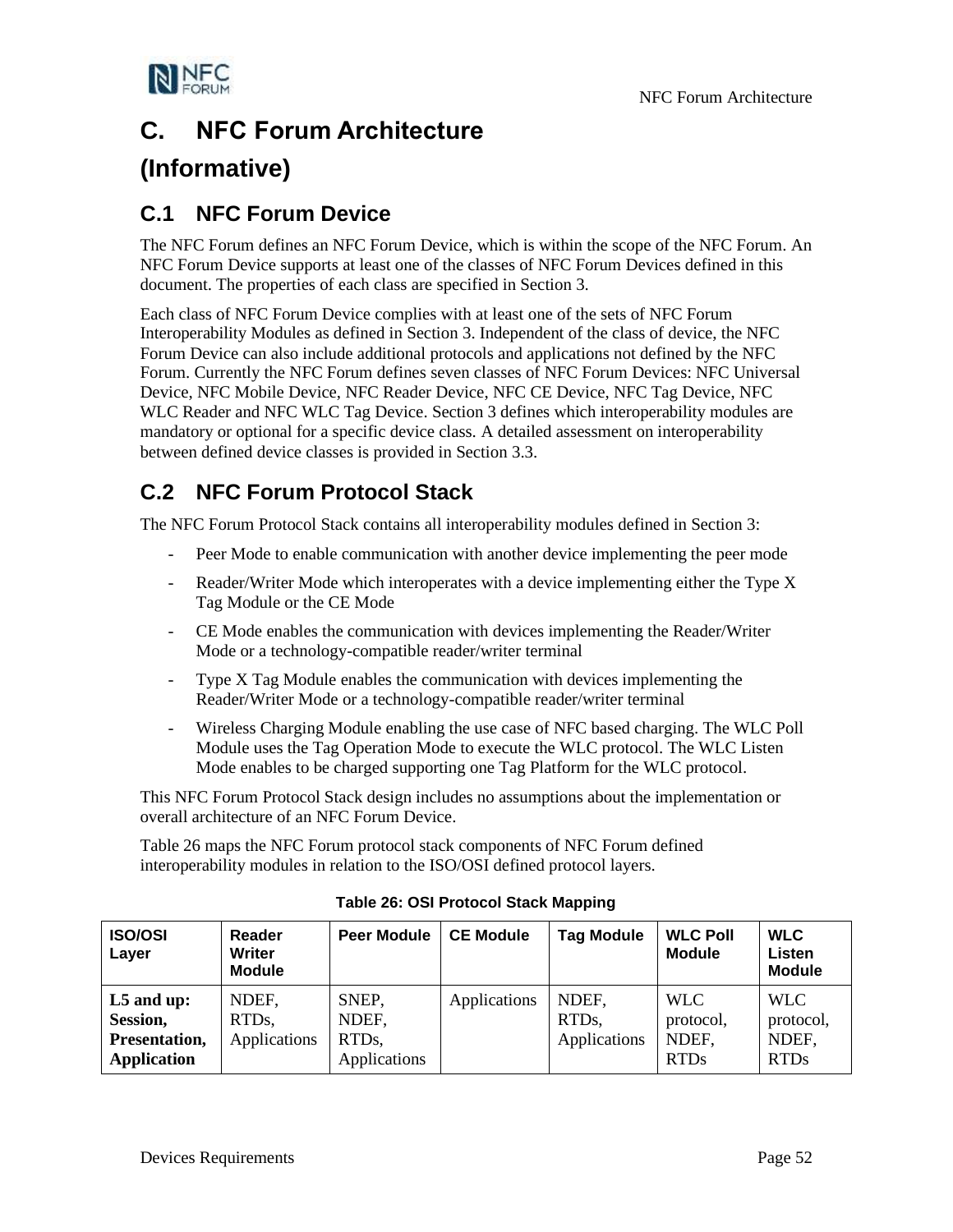# C. NFC Forum Architecture (Informative)

## C.1 NFC Forum Device

The NFC Forum defines an NFC Forum Device, which is within the scope of the NFC Forum. An NFC Forum Device supports at least one of the classes of NFC Forum Devices defined in this document. The properties of each class are specified in Section 3.

Each class of NFC Forum Device complies with at least one of the sets of NFC Forum Interoperability Modules as defined in Section 3. Independent of the class of device, the NFC Forum Device can also include additional protocols and applications not defined by the NFC Forum. Currently the NFC Forum defines seven classes of NFC Forum Devices: NFC Universal Device, NFC Mobile Device, NFC Reader Device, NFC CE Device, NFC Tag Device, NFC WLC Reader and NFC WLC Tag Device. Section 3 defines which interoperability modules are mandatory or optional for a specific device class. A detailed assessment on interoperability between defined device classes is provided in Section 3.3.

## C.2 NFC Forum Protocol Stack

The NFC Forum Protocol Stack contains all interoperability modules defined in Section 3:

- Peer Mode to enable communication with another device implementing the peer mode
- Reader/Writer Mode which interoperates with a device implementing either the Type X Tag Module or the CE Mode
- CE Mode enables the communication with devices implementing the Reader/Writer Mode or a technology-compatible reader/writer terminal
- Type X Tag Module enables the communication with devices implementing the Reader/Writer Mode or a technology-compatible reader/writer terminal
- Wireless Charging Module enabling the use case of NFC based charging. The WLC Poll Module uses the Tag Operation Mode to execute the WLC protocol. The WLC Listen Mode enables to be charged supporting one Tag Platform for the WLC protocol.

This NFC Forum Protocol Stack design includes no assumptions about the implementation or overall architecture of an NFC Forum Device.

Table 26 maps the NFC Forum protocol stack components of NFC Forum defined interoperability modules in relation to the ISO/OSI defined protocol layers.

**Table 26: OSI Protocol Stack Mapping**

| ISO/OSI Layer | Reader Writer Module | Peer Module | CE Module | Tag Module | WLC Poll Module | WLC Listen Module |
|---|---|---|---|---|---|---|
| **L5 and up: Session, Presentation, Application** | NDEF, RTDs, Applications | SNEP, NDEF, RTDs, Applications | Applications | NDEF, RTDs, Applications | WLC protocol, NDEF, RTDs | WLC protocol, NDEF, RTDs |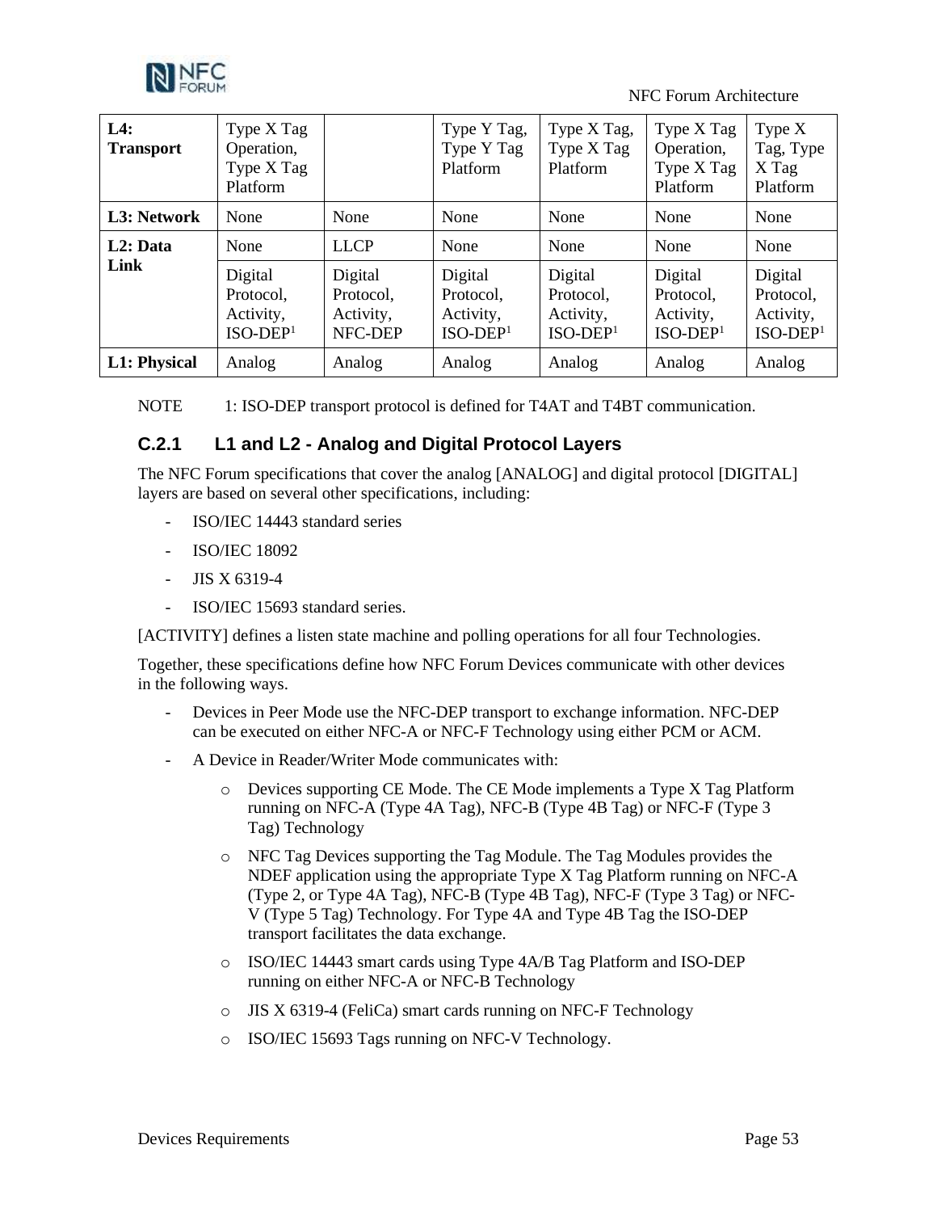| L4: Transport | Type X Tag Operation, Type X Tag Platform | | Type Y Tag, Type Y Tag Platform | Type X Tag, Type X Tag Platform | Type X Tag Operation, Type X Tag Platform | Type X Tag, Type X Tag Platform |
|---|---|---|---|---|---|---|
| **L3: Network** | None | None | None | None | None | None |
| **L2: Data Link** | None | LLCP | None | None | None | None |
| | Digital Protocol, Activity, ISO-DEP[1] | Digital Protocol, Activity, NFC-DEP | Digital Protocol, Activity, ISO-DEP[1] | Digital Protocol, Activity, ISO-DEP[1] | Digital Protocol, Activity, ISO-DEP[1] | Digital Protocol, Activity, ISO-DEP[1] |
| **L1: Physical** | Analog | Analog | Analog | Analog | Analog | Analog |

NOTE 1: ISO-DEP transport protocol is defined for T4AT and T4BT communication.

### C.2.1 L1 and L2 - Analog and Digital Protocol Layers

The NFC Forum specifications that cover the analog [ANALOG] and digital protocol [DIGITAL] layers are based on several other specifications, including:

- ISO/IEC 14443 standard series
- ISO/IEC 18092
- JIS X 6319-4
- ISO/IEC 15693 standard series.

[ACTIVITY] defines a listen state machine and polling operations for all four Technologies.

Together, these specifications define how NFC Forum Devices communicate with other devices in the following ways.

- Devices in Peer Mode use the NFC-DEP transport to exchange information. NFC-DEP can be executed on either NFC-A or NFC-F Technology using either PCM or ACM.
- A Device in Reader/Writer Mode communicates with:
  - Devices supporting CE Mode. The CE Mode implements a Type X Tag Platform running on NFC-A (Type 4A Tag), NFC-B (Type 4B Tag) or NFC-F (Type 3 Tag) Technology
  - NFC Tag Devices supporting the Tag Module. The Tag Modules provides the NDEF application using the appropriate Type X Tag Platform running on NFC-A (Type 2, or Type 4A Tag), NFC-B (Type 4B Tag), NFC-F (Type 3 Tag) or NFC-V (Type 5 Tag) Technology. For Type 4A and Type 4B Tag the ISO-DEP transport facilitates the data exchange.
  - ISO/IEC 14443 smart cards using Type 4A/B Tag Platform and ISO-DEP running on either NFC-A or NFC-B Technology
  - JIS X 6319-4 (FeliCa) smart cards running on NFC-F Technology
  - ISO/IEC 15693 Tags running on NFC-V Technology.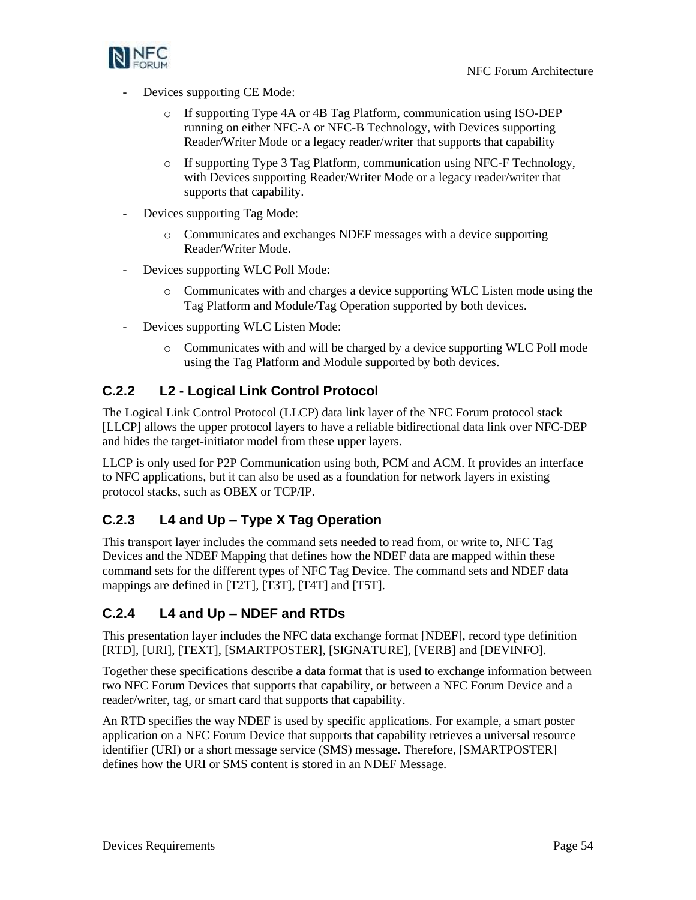- Devices supporting CE Mode:
  - If supporting Type 4A or 4B Tag Platform, communication using ISO-DEP running on either NFC-A or NFC-B Technology, with Devices supporting Reader/Writer Mode or a legacy reader/writer that supports that capability
  - If supporting Type 3 Tag Platform, communication using NFC-F Technology, with Devices supporting Reader/Writer Mode or a legacy reader/writer that supports that capability.
- Devices supporting Tag Mode:
  - Communicates and exchanges NDEF messages with a device supporting Reader/Writer Mode.
- Devices supporting WLC Poll Mode:
  - Communicates with and charges a device supporting WLC Listen mode using the Tag Platform and Module/Tag Operation supported by both devices.
- Devices supporting WLC Listen Mode:
  - Communicates with and will be charged by a device supporting WLC Poll mode using the Tag Platform and Module supported by both devices.

### C.2.2 L2 - Logical Link Control Protocol

The Logical Link Control Protocol (LLCP) data link layer of the NFC Forum protocol stack [LLCP] allows the upper protocol layers to have a reliable bidirectional data link over NFC-DEP and hides the target-initiator model from these upper layers.

LLCP is only used for P2P Communication using both, PCM and ACM. It provides an interface to NFC applications, but it can also be used as a foundation for network layers in existing protocol stacks, such as OBEX or TCP/IP.

### C.2.3 L4 and Up – Type X Tag Operation

This transport layer includes the command sets needed to read from, or write to, NFC Tag Devices and the NDEF Mapping that defines how the NDEF data are mapped within these command sets for the different types of NFC Tag Device. The command sets and NDEF data mappings are defined in [T2T], [T3T], [T4T] and [T5T].

### C.2.4 L4 and Up – NDEF and RTDs

This presentation layer includes the NFC data exchange format [NDEF], record type definition [RTD], [URI], [TEXT], [SMARTPOSTER], [SIGNATURE], [VERB] and [DEVINFO].

Together these specifications describe a data format that is used to exchange information between two NFC Forum Devices that supports that capability, or between a NFC Forum Device and a reader/writer, tag, or smart card that supports that capability.

An RTD specifies the way NDEF is used by specific applications. For example, a smart poster application on a NFC Forum Device that supports that capability retrieves a universal resource identifier (URI) or a short message service (SMS) message. Therefore, [SMARTPOSTER] defines how the URI or SMS content is stored in an NDEF Message.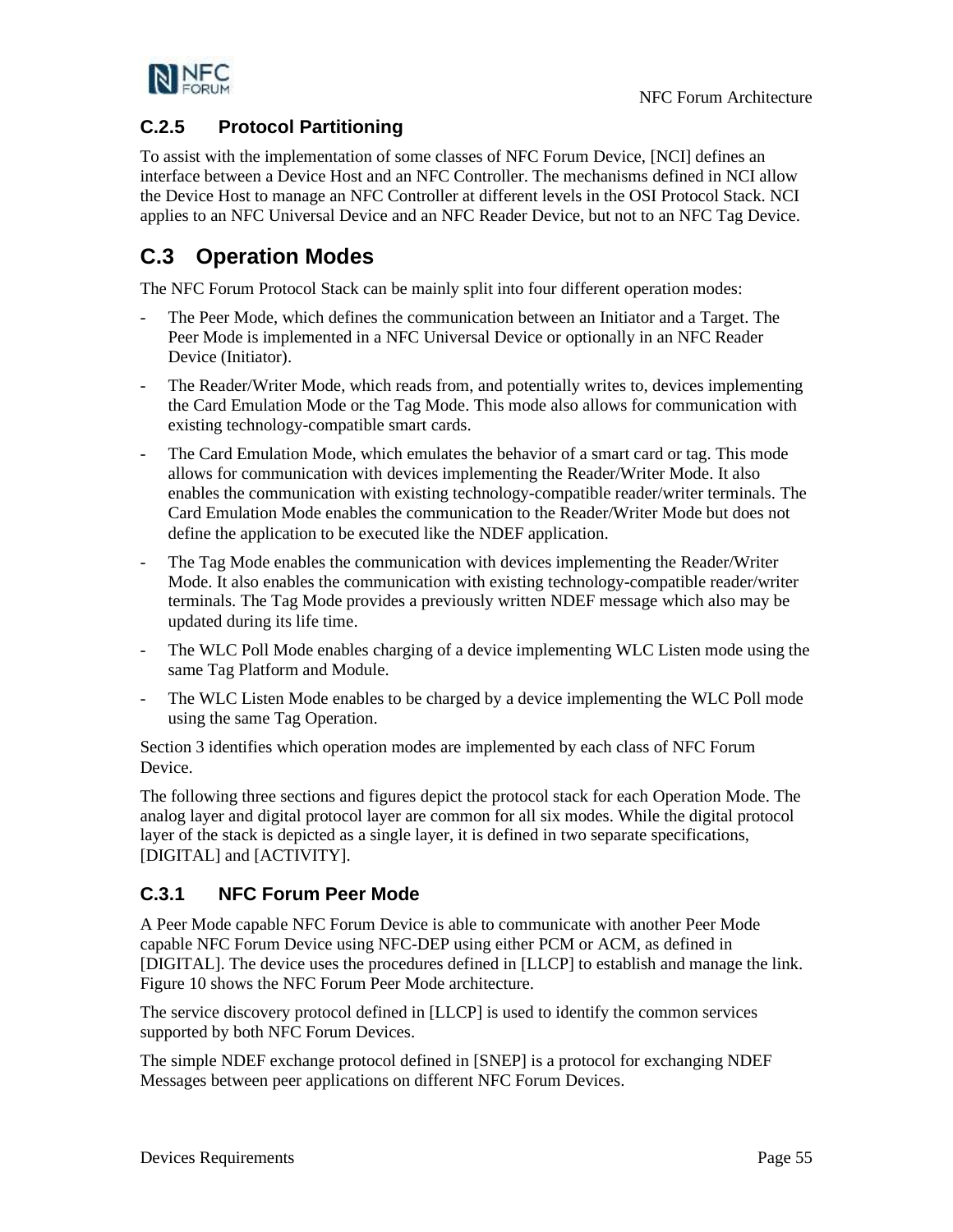### C.2.5 Protocol Partitioning

To assist with the implementation of some classes of NFC Forum Device, [NCI] defines an interface between a Device Host and an NFC Controller. The mechanisms defined in NCI allow the Device Host to manage an NFC Controller at different levels in the OSI Protocol Stack. NCI applies to an NFC Universal Device and an NFC Reader Device, but not to an NFC Tag Device.

## C.3 Operation Modes

The NFC Forum Protocol Stack can be mainly split into four different operation modes:

- The Peer Mode, which defines the communication between an Initiator and a Target. The Peer Mode is implemented in a NFC Universal Device or optionally in an NFC Reader Device (Initiator).
- The Reader/Writer Mode, which reads from, and potentially writes to, devices implementing the Card Emulation Mode or the Tag Mode. This mode also allows for communication with existing technology-compatible smart cards.
- The Card Emulation Mode, which emulates the behavior of a smart card or tag. This mode allows for communication with devices implementing the Reader/Writer Mode. It also enables the communication with existing technology-compatible reader/writer terminals. The Card Emulation Mode enables the communication to the Reader/Writer Mode but does not define the application to be executed like the NDEF application.
- The Tag Mode enables the communication with devices implementing the Reader/Writer Mode. It also enables the communication with existing technology-compatible reader/writer terminals. The Tag Mode provides a previously written NDEF message which also may be updated during its life time.
- The WLC Poll Mode enables charging of a device implementing WLC Listen mode using the same Tag Platform and Module.
- The WLC Listen Mode enables to be charged by a device implementing the WLC Poll mode using the same Tag Operation.

Section 3 identifies which operation modes are implemented by each class of NFC Forum Device.

The following three sections and figures depict the protocol stack for each Operation Mode. The analog layer and digital protocol layer are common for all six modes. While the digital protocol layer of the stack is depicted as a single layer, it is defined in two separate specifications, [DIGITAL] and [ACTIVITY].

### C.3.1 NFC Forum Peer Mode

A Peer Mode capable NFC Forum Device is able to communicate with another Peer Mode capable NFC Forum Device using NFC-DEP using either PCM or ACM, as defined in [DIGITAL]. The device uses the procedures defined in [LLCP] to establish and manage the link. Figure 10 shows the NFC Forum Peer Mode architecture.

The service discovery protocol defined in [LLCP] is used to identify the common services supported by both NFC Forum Devices.

The simple NDEF exchange protocol defined in [SNEP] is a protocol for exchanging NDEF Messages between peer applications on different NFC Forum Devices.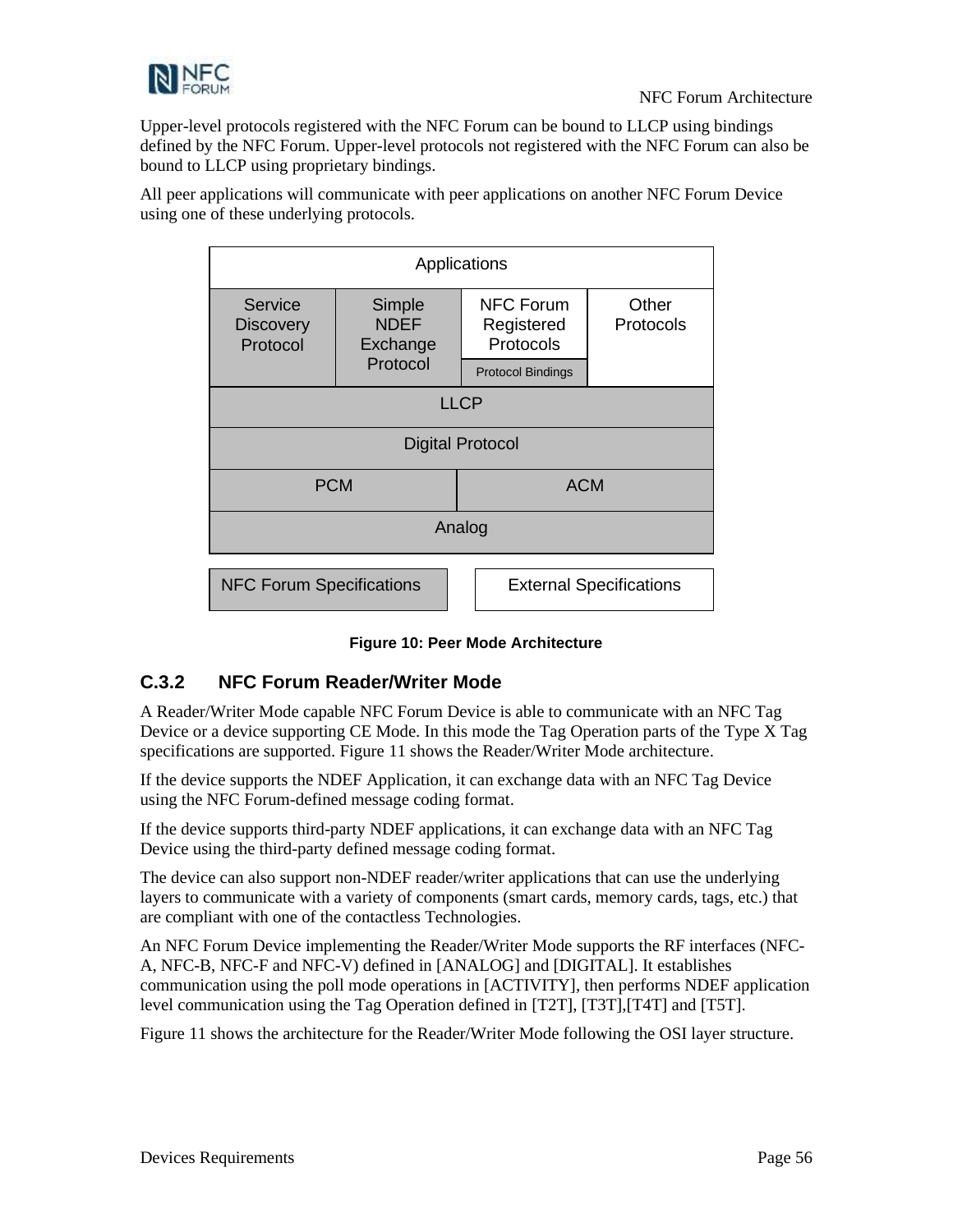Upper-level protocols registered with the NFC Forum can be bound to LLCP using bindings defined by the NFC Forum. Upper-level protocols not registered with the NFC Forum can also be bound to LLCP using proprietary bindings.

All peer applications will communicate with peer applications on another NFC Forum Device using one of these underlying protocols.

| Applications | | | |
|---|---|---|---|
| Service Discovery Protocol | Simple NDEF Exchange Protocol | NFC Forum Registered Protocols / Protocol Bindings | Other Protocols |
| LLCP | | | |
| Digital Protocol | | | |
| PCM | | ACM | |
| Analog | | | |

NFC Forum Specifications | External Specifications

**Figure 10: Peer Mode Architecture**

### C.3.2 NFC Forum Reader/Writer Mode

A Reader/Writer Mode capable NFC Forum Device is able to communicate with an NFC Tag Device or a device supporting CE Mode. In this mode the Tag Operation parts of the Type X Tag specifications are supported. Figure 11 shows the Reader/Writer Mode architecture.

If the device supports the NDEF Application, it can exchange data with an NFC Tag Device using the NFC Forum-defined message coding format.

If the device supports third-party NDEF applications, it can exchange data with an NFC Tag Device using the third-party defined message coding format.

The device can also support non-NDEF reader/writer applications that can use the underlying layers to communicate with a variety of components (smart cards, memory cards, tags, etc.) that are compliant with one of the contactless Technologies.

An NFC Forum Device implementing the Reader/Writer Mode supports the RF interfaces (NFC-A, NFC-B, NFC-F and NFC-V) defined in [ANALOG] and [DIGITAL]. It establishes communication using the poll mode operations in [ACTIVITY], then performs NDEF application level communication using the Tag Operation defined in [T2T], [T3T],[T4T] and [T5T].

Figure 11 shows the architecture for the Reader/Writer Mode following the OSI layer structure.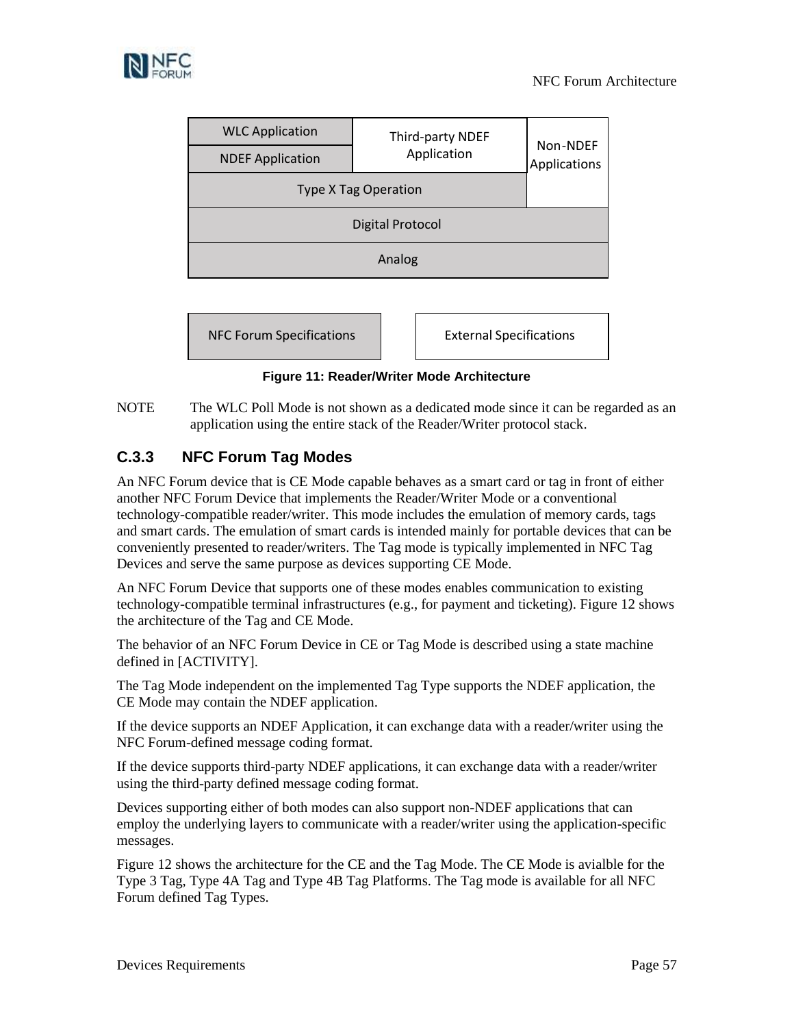| WLC Application | Third-party NDEF Application | Non-NDEF Applications |
| --- | --- | --- |
| NDEF Application | | |
| Type X Tag Operation | | |
| Digital Protocol | | |
| Analog | | |

| NFC Forum Specifications | External Specifications |
| --- | --- |

**Figure 11: Reader/Writer Mode Architecture**

NOTE The WLC Poll Mode is not shown as a dedicated mode since it can be regarded as an application using the entire stack of the Reader/Writer protocol stack.

### C.3.3 NFC Forum Tag Modes

An NFC Forum device that is CE Mode capable behaves as a smart card or tag in front of either another NFC Forum Device that implements the Reader/Writer Mode or a conventional technology-compatible reader/writer. This mode includes the emulation of memory cards, tags and smart cards. The emulation of smart cards is intended mainly for portable devices that can be conveniently presented to reader/writers. The Tag mode is typically implemented in NFC Tag Devices and serve the same purpose as devices supporting CE Mode.

An NFC Forum Device that supports one of these modes enables communication to existing technology-compatible terminal infrastructures (e.g., for payment and ticketing). Figure 12 shows the architecture of the Tag and CE Mode.

The behavior of an NFC Forum Device in CE or Tag Mode is described using a state machine defined in [ACTIVITY].

The Tag Mode independent on the implemented Tag Type supports the NDEF application, the CE Mode may contain the NDEF application.

If the device supports an NDEF Application, it can exchange data with a reader/writer using the NFC Forum-defined message coding format.

If the device supports third-party NDEF applications, it can exchange data with a reader/writer using the third-party defined message coding format.

Devices supporting either of both modes can also support non-NDEF applications that can employ the underlying layers to communicate with a reader/writer using the application-specific messages.

Figure 12 shows the architecture for the CE and the Tag Mode. The CE Mode is avialble for the Type 3 Tag, Type 4A Tag and Type 4B Tag Platforms. The Tag mode is available for all NFC Forum defined Tag Types.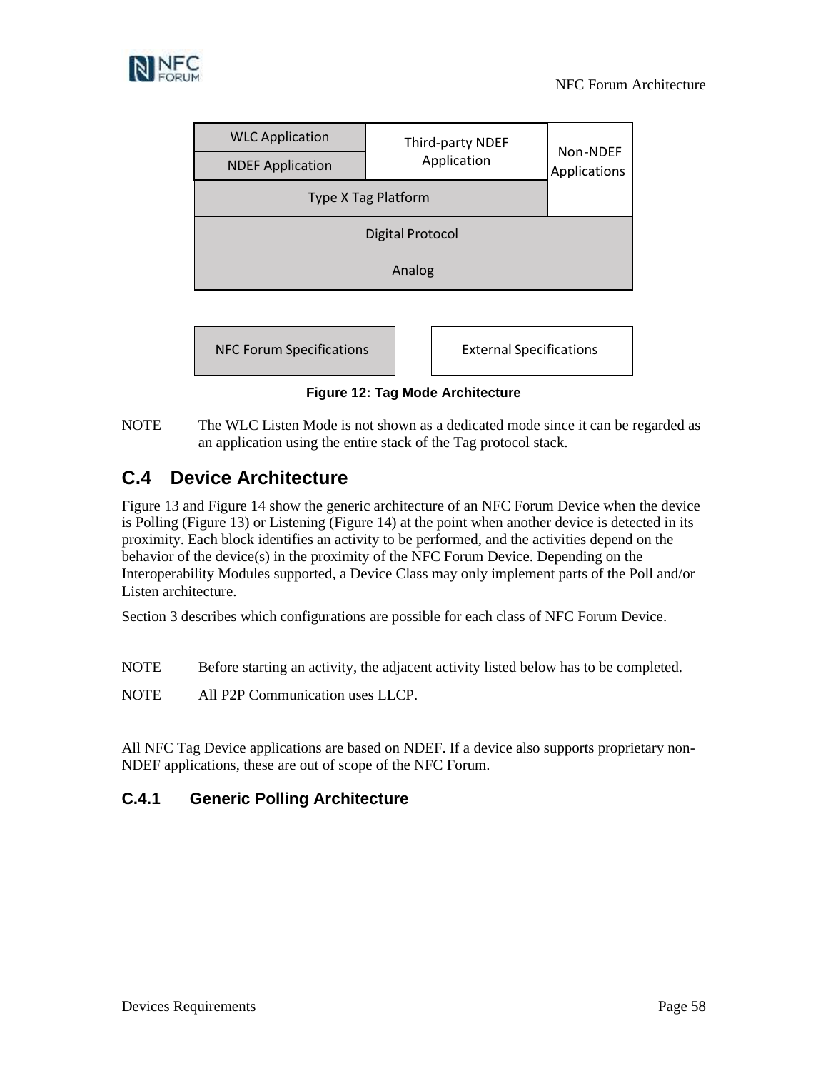| WLC Application | Third-party NDEF Application | Non-NDEF Applications |
| --- | --- | --- |
| NDEF Application | | |
| Type X Tag Platform | | |
| Digital Protocol | | |
| Analog | | |

| NFC Forum Specifications | External Specifications |
| --- | --- |

**Figure 12: Tag Mode Architecture**

NOTE The WLC Listen Mode is not shown as a dedicated mode since it can be regarded as an application using the entire stack of the Tag protocol stack.

## C.4 Device Architecture

Figure 13 and Figure 14 show the generic architecture of an NFC Forum Device when the device is Polling (Figure 13) or Listening (Figure 14) at the point when another device is detected in its proximity. Each block identifies an activity to be performed, and the activities depend on the behavior of the device(s) in the proximity of the NFC Forum Device. Depending on the Interoperability Modules supported, a Device Class may only implement parts of the Poll and/or Listen architecture.

Section 3 describes which configurations are possible for each class of NFC Forum Device.

NOTE Before starting an activity, the adjacent activity listed below has to be completed.

NOTE All P2P Communication uses LLCP.

All NFC Tag Device applications are based on NDEF. If a device also supports proprietary non-NDEF applications, these are out of scope of the NFC Forum.

### C.4.1 Generic Polling Architecture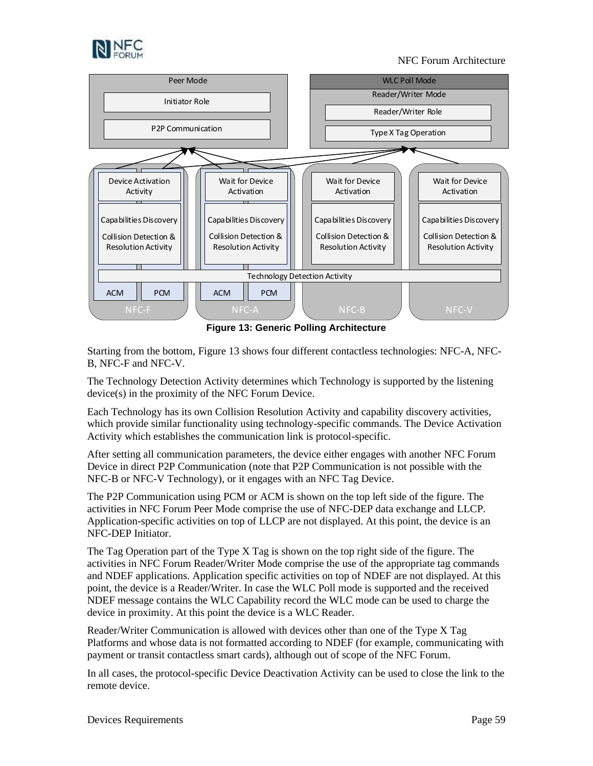**Figure 13: Generic Polling Architecture**

Starting from the bottom, Figure 13 shows four different contactless technologies: NFC-A, NFC-B, NFC-F and NFC-V.

The Technology Detection Activity determines which Technology is supported by the listening device(s) in the proximity of the NFC Forum Device.

Each Technology has its own Collision Resolution Activity and capability discovery activities, which provide similar functionality using technology-specific commands. The Device Activation Activity which establishes the communication link is protocol-specific.

After setting all communication parameters, the device either engages with another NFC Forum Device in direct P2P Communication (note that P2P Communication is not possible with the NFC-B or NFC-V Technology), or it engages with an NFC Tag Device.

The P2P Communication using PCM or ACM is shown on the top left side of the figure. The activities in NFC Forum Peer Mode comprise the use of NFC-DEP data exchange and LLCP. Application-specific activities on top of LLCP are not displayed. At this point, the device is an NFC-DEP Initiator.

The Tag Operation part of the Type X Tag is shown on the top right side of the figure. The activities in NFC Forum Reader/Writer Mode comprise the use of the appropriate tag commands and NDEF applications. Application specific activities on top of NDEF are not displayed. At this point, the device is a Reader/Writer. In case the WLC Poll mode is supported and the received NDEF message contains the WLC Capability record the WLC mode can be used to charge the device in proximity. At this point the device is a WLC Reader.

Reader/Writer Communication is allowed with devices other than one of the Type X Tag Platforms and whose data is not formatted according to NDEF (for example, communicating with payment or transit contactless smart cards), although out of scope of the NFC Forum.

In all cases, the protocol-specific Device Deactivation Activity can be used to close the link to the remote device.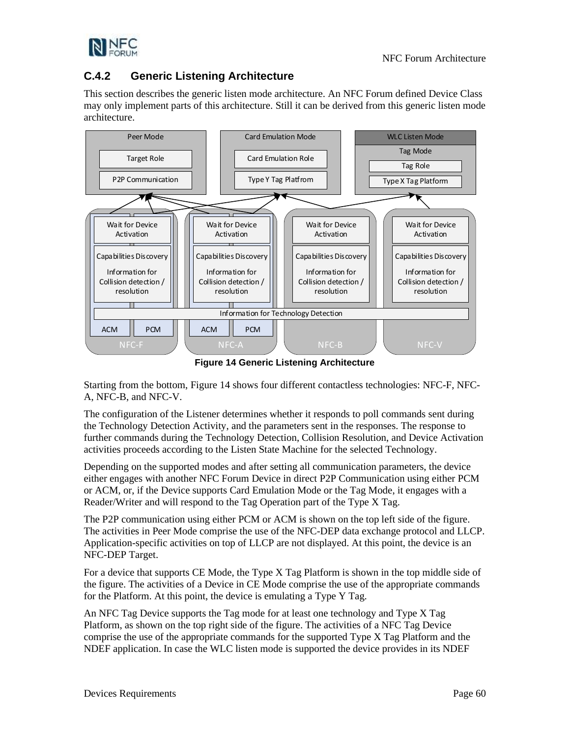### C.4.2 Generic Listening Architecture

This section describes the generic listen mode architecture. An NFC Forum defined Device Class may only implement parts of this architecture. Still it can be derived from this generic listen mode architecture.

**Figure 14 Generic Listening Architecture**

Starting from the bottom, Figure 14 shows four different contactless technologies: NFC-F, NFC-A, NFC-B, and NFC-V.

The configuration of the Listener determines whether it responds to poll commands sent during the Technology Detection Activity, and the parameters sent in the responses. The response to further commands during the Technology Detection, Collision Resolution, and Device Activation activities proceeds according to the Listen State Machine for the selected Technology.

Depending on the supported modes and after setting all communication parameters, the device either engages with another NFC Forum Device in direct P2P Communication using either PCM or ACM, or, if the Device supports Card Emulation Mode or the Tag Mode, it engages with a Reader/Writer and will respond to the Tag Operation part of the Type X Tag.

The P2P communication using either PCM or ACM is shown on the top left side of the figure. The activities in Peer Mode comprise the use of the NFC-DEP data exchange protocol and LLCP. Application-specific activities on top of LLCP are not displayed. At this point, the device is an NFC-DEP Target.

For a device that supports CE Mode, the Type X Tag Platform is shown in the top middle side of the figure. The activities of a Device in CE Mode comprise the use of the appropriate commands for the Platform. At this point, the device is emulating a Type Y Tag.

An NFC Tag Device supports the Tag mode for at least one technology and Type X Tag Platform, as shown on the top right side of the figure. The activities of a NFC Tag Device comprise the use of the appropriate commands for the supported Type X Tag Platform and the NDEF application. In case the WLC listen mode is supported the device provides in its NDEF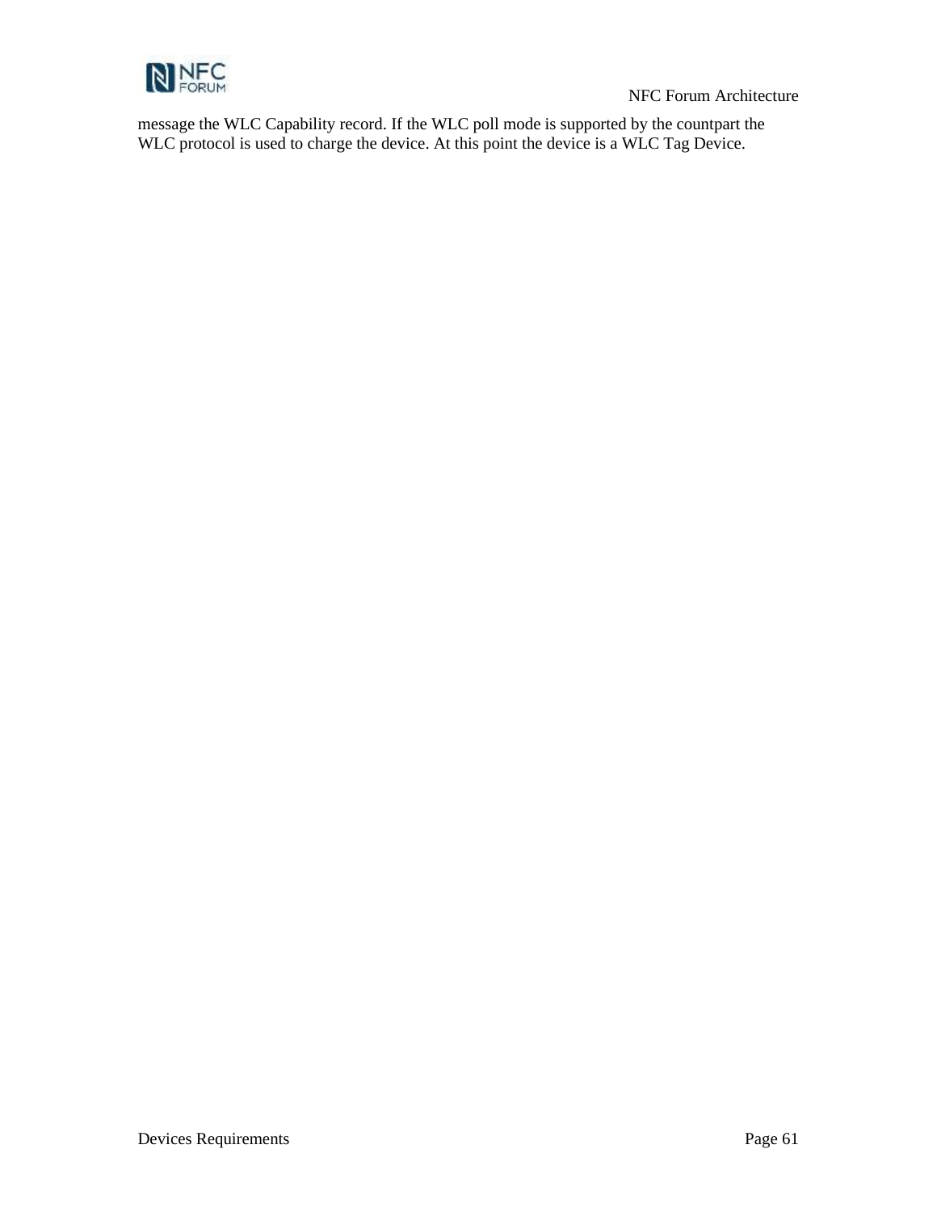message the WLC Capability record. If the WLC poll mode is supported by the countpart the WLC protocol is used to charge the device. At this point the device is a WLC Tag Device.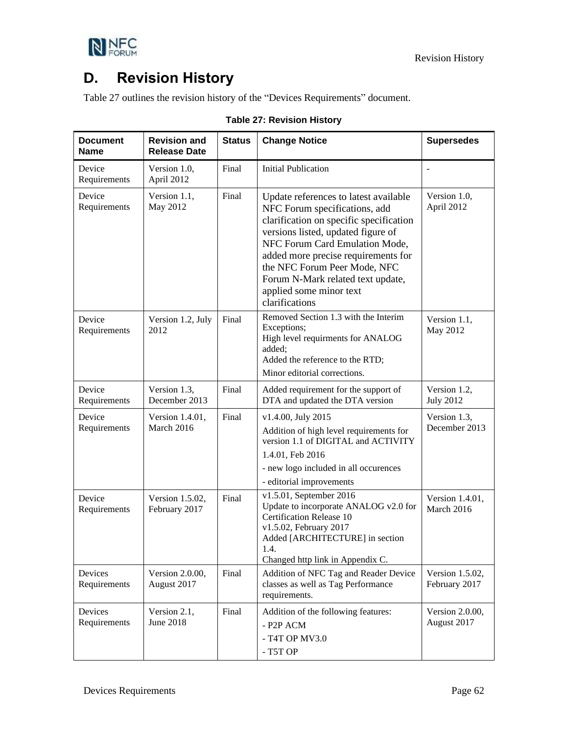# D. Revision History

Table 27 outlines the revision history of the "Devices Requirements" document.

**Table 27: Revision History**

| Document Name | Revision and Release Date | Status | Change Notice | Supersedes |
|---|---|---|---|---|
| Device Requirements | Version 1.0, April 2012 | Final | Initial Publication | - |
| Device Requirements | Version 1.1, May 2012 | Final | Update references to latest available NFC Forum specifications, add clarification on specific specification versions listed, updated figure of NFC Forum Card Emulation Mode, added more precise requirements for the NFC Forum Peer Mode, NFC Forum N-Mark related text update, applied some minor text clarifications | Version 1.0, April 2012 |
| Device Requirements | Version 1.2, July 2012 | Final | Removed Section 1.3 with the Interim Exceptions;<br>High level requirments for ANALOG added;<br>Added the reference to the RTD;<br>Minor editorial corrections. | Version 1.1, May 2012 |
| Device Requirements | Version 1.3, December 2013 | Final | Added requirement for the support of DTA and updated the DTA version | Version 1.2, July 2012 |
| Device Requirements | Version 1.4.01, March 2016 | Final | v1.4.00, July 2015<br>Addition of high level requirements for version 1.1 of DIGITAL and ACTIVITY<br>1.4.01, Feb 2016<br>- new logo included in all occurences<br>- editorial improvements | Version 1.3, December 2013 |
| Device Requirements | Version 1.5.02, February 2017 | Final | v1.5.01, September 2016<br>Update to incorporate ANALOG v2.0 for Certification Release 10<br>v1.5.02, February 2017<br>Added [ARCHITECTURE] in section 1.4.<br>Changed http link in Appendix C. | Version 1.4.01, March 2016 |
| Devices Requirements | Version 2.0.00, August 2017 | Final | Addition of NFC Tag and Reader Device classes as well as Tag Performance requirements. | Version 1.5.02, February 2017 |
| Devices Requirements | Version 2.1, June 2018 | Final | Addition of the following features:<br>- P2P ACM<br>- T4T OP MV3.0<br>- T5T OP | Version 2.0.00, August 2017 |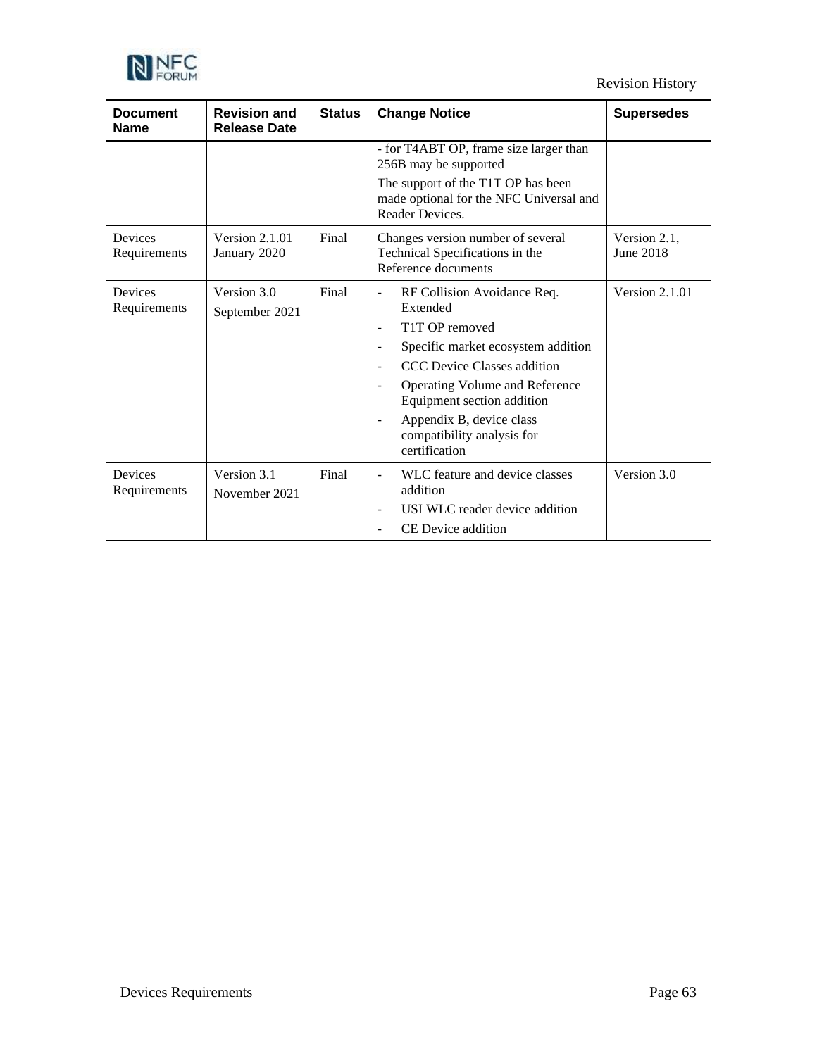| Document Name | Revision and Release Date | Status | Change Notice | Supersedes |
|---|---|---|---|---|
| | | | - for T4ABT OP, frame size larger than 256B may be supported<br>The support of the T1T OP has been made optional for the NFC Universal and Reader Devices. | |
| Devices Requirements | Version 2.1.01 January 2020 | Final | Changes version number of several Technical Specifications in the Reference documents | Version 2.1, June 2018 |
| Devices Requirements | Version 3.0<br>September 2021 | Final | - RF Collision Avoidance Req. Extended<br>- T1T OP removed<br>- Specific market ecosystem addition<br>- CCC Device Classes addition<br>- Operating Volume and Reference Equipment section addition<br>- Appendix B, device class compatibility analysis for certification | Version 2.1.01 |
| Devices Requirements | Version 3.1<br>November 2021 | Final | - WLC feature and device classes addition<br>- USI WLC reader device addition<br>- CE Device addition | Version 3.0 |